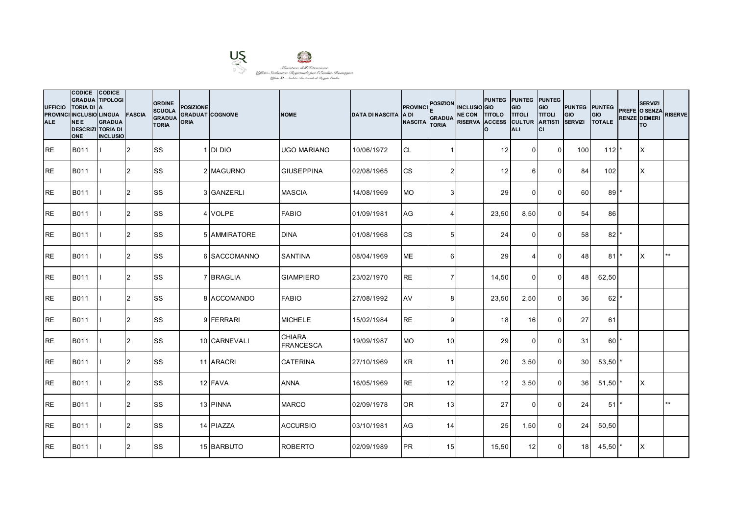Ministero dell'Istruzione
Ufficio Scolastico Regionale per l'Emilia-Romagna
Ufficio XI - Ambito Territoriale di Reggio Emilia

| UFFICIO PROVINCIALE | CODICE GRADUATORIA DI INCLUSIONE E DESCRIZIONE | CODICE TIPOLOGIA LINGUA GRADUATORIA DI INCLUSIO | FASCIA | ORDINE SCUOLA GRADUATORIA | POSIZIONE GRADUATORIA | COGNOME | NOME | DATA DI NASCITA | PROVINCIA DI NASCITA | POSIZIONE E GRADUATORIA | INCLUSIONE CON RISERVA | PUNTEGGIO TITOLO ACCESSO | PUNTEGGIO TITOLI CULTURALI | PUNTEGGIO TITOLI ARTISTICI | PUNTEGGIO SERVIZI | PUNTEGGIO TOTALE | PREFERENZE | SERVIZI O SENZA DEMERITO | RISERVE |
|---|---|---|---|---|---|---|---|---|---|---|---|---|---|---|---|---|---|---|---|
| RE | B011 | I | 2 | SS | 1 | DI DIO | UGO MARIANO | 10/06/1972 | CL | 1 | | 12 | 0 | 0 | 100 | 112 | * | X | |
| RE | B011 | I | 2 | SS | 2 | MAGURNO | GIUSEPPINA | 02/08/1965 | CS | 2 | | 12 | 6 | 0 | 84 | 102 | | X | |
| RE | B011 | I | 2 | SS | 3 | GANZERLI | MASCIA | 14/08/1969 | MO | 3 | | 29 | 0 | 0 | 60 | 89 | * | | |
| RE | B011 | I | 2 | SS | 4 | VOLPE | FABIO | 01/09/1981 | AG | 4 | | 23,50 | 8,50 | 0 | 54 | 86 | | | |
| RE | B011 | I | 2 | SS | 5 | AMMIRATORE | DINA | 01/08/1968 | CS | 5 | | 24 | 0 | 0 | 58 | 82 | * | | |
| RE | B011 | I | 2 | SS | 6 | SACCOMANNO | SANTINA | 08/04/1969 | ME | 6 | | 29 | 4 | 0 | 48 | 81 | * | X | ** |
| RE | B011 | I | 2 | SS | 7 | BRAGLIA | GIAMPIERO | 23/02/1970 | RE | 7 | | 14,50 | 0 | 0 | 48 | 62,50 | | | |
| RE | B011 | I | 2 | SS | 8 | ACCOMANDO | FABIO | 27/08/1992 | AV | 8 | | 23,50 | 2,50 | 0 | 36 | 62 | * | | |
| RE | B011 | I | 2 | SS | 9 | FERRARI | MICHELE | 15/02/1984 | RE | 9 | | 18 | 16 | 0 | 27 | 61 | | | |
| RE | B011 | I | 2 | SS | 10 | CARNEVALI | CHIARA FRANCESCA | 19/09/1987 | MO | 10 | | 29 | 0 | 0 | 31 | 60 | * | | |
| RE | B011 | I | 2 | SS | 11 | ARACRI | CATERINA | 27/10/1969 | KR | 11 | | 20 | 3,50 | 0 | 30 | 53,50 | * | | |
| RE | B011 | I | 2 | SS | 12 | FAVA | ANNA | 16/05/1969 | RE | 12 | | 12 | 3,50 | 0 | 36 | 51,50 | * | X | |
| RE | B011 | I | 2 | SS | 13 | PINNA | MARCO | 02/09/1978 | OR | 13 | | 27 | 0 | 0 | 24 | 51 | * | | ** |
| RE | B011 | I | 2 | SS | 14 | PIAZZA | ACCURSIO | 03/10/1981 | AG | 14 | | 25 | 1,50 | 0 | 24 | 50,50 | | | |
| RE | B011 | I | 2 | SS | 15 | BARBUTO | ROBERTO | 02/09/1989 | PR | 15 | | 15,50 | 12 | 0 | 18 | 45,50 | * | X | |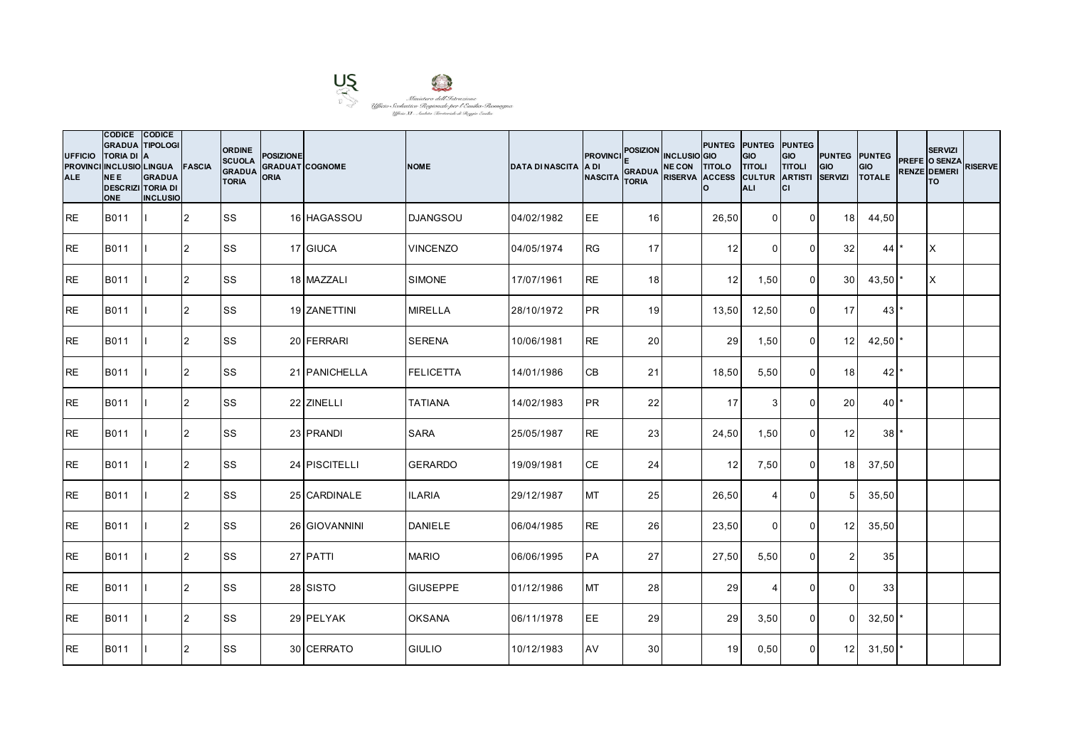| UFFICIO PROVINCIALE | CODICE GRADUATORIA DI INCLUSIONE E DESCRIZIONE | CODICE TIPOLOGIA LINGUA GRADUATORIA DI INCLUSIONE | FASCIA | ORDINE SCUOLA GRADUATORIA | POSIZIONE GRADUATORIA | COGNOME | NOME | DATA DI NASCITA | PROVINCIA DI NASCITA | POSIZIONE GRADUATORIA | INCLUSIONE CON RISERVA | PUNTEGGIO TITOLO ACCESSO | PUNTEGGIO TITOLI CULTURALI | PUNTEGGIO TITOLI ARTISTICI | PUNTEGGIO SERVIZI | PUNTEGGIO TOTALE | PREFERENZE | SERVIZI O SENZA DEMERITO | RISERVE |
|---|---|---|---|---|---|---|---|---|---|---|---|---|---|---|---|---|---|---|---|
| RE | B011 | I | 2 | SS | 16 | HAGASSOU | DJANGSOU | 04/02/1982 | EE | 16 | | 26,50 | 0 | 0 | 18 | 44,50 | | | |
| RE | B011 | I | 2 | SS | 17 | GIUCA | VINCENZO | 04/05/1974 | RG | 17 | | 12 | 0 | 0 | 32 | 44 | * | X | |
| RE | B011 | I | 2 | SS | 18 | MAZZALI | SIMONE | 17/07/1961 | RE | 18 | | 12 | 1,50 | 0 | 30 | 43,50 | * | X | |
| RE | B011 | I | 2 | SS | 19 | ZANETTINI | MIRELLA | 28/10/1972 | PR | 19 | | 13,50 | 12,50 | 0 | 17 | 43 | * | | |
| RE | B011 | I | 2 | SS | 20 | FERRARI | SERENA | 10/06/1981 | RE | 20 | | 29 | 1,50 | 0 | 12 | 42,50 | * | | |
| RE | B011 | I | 2 | SS | 21 | PANICHELLA | FELICETTA | 14/01/1986 | CB | 21 | | 18,50 | 5,50 | 0 | 18 | 42 | * | | |
| RE | B011 | I | 2 | SS | 22 | ZINELLI | TATIANA | 14/02/1983 | PR | 22 | | 17 | 3 | 0 | 20 | 40 | * | | |
| RE | B011 | I | 2 | SS | 23 | PRANDI | SARA | 25/05/1987 | RE | 23 | | 24,50 | 1,50 | 0 | 12 | 38 | * | | |
| RE | B011 | I | 2 | SS | 24 | PISCITELLI | GERARDO | 19/09/1981 | CE | 24 | | 12 | 7,50 | 0 | 18 | 37,50 | | | |
| RE | B011 | I | 2 | SS | 25 | CARDINALE | ILARIA | 29/12/1987 | MT | 25 | | 26,50 | 4 | 0 | 5 | 35,50 | | | |
| RE | B011 | I | 2 | SS | 26 | GIOVANNINI | DANIELE | 06/04/1985 | RE | 26 | | 23,50 | 0 | 0 | 12 | 35,50 | | | |
| RE | B011 | I | 2 | SS | 27 | PATTI | MARIO | 06/06/1995 | PA | 27 | | 27,50 | 5,50 | 0 | 2 | 35 | | | |
| RE | B011 | I | 2 | SS | 28 | SISTO | GIUSEPPE | 01/12/1986 | MT | 28 | | 29 | 4 | 0 | 0 | 33 | | | |
| RE | B011 | I | 2 | SS | 29 | PELYAK | OKSANA | 06/11/1978 | EE | 29 | | 29 | 3,50 | 0 | 0 | 32,50 | * | | |
| RE | B011 | I | 2 | SS | 30 | CERRATO | GIULIO | 10/12/1983 | AV | 30 | | 19 | 0,50 | 0 | 12 | 31,50 | * | | |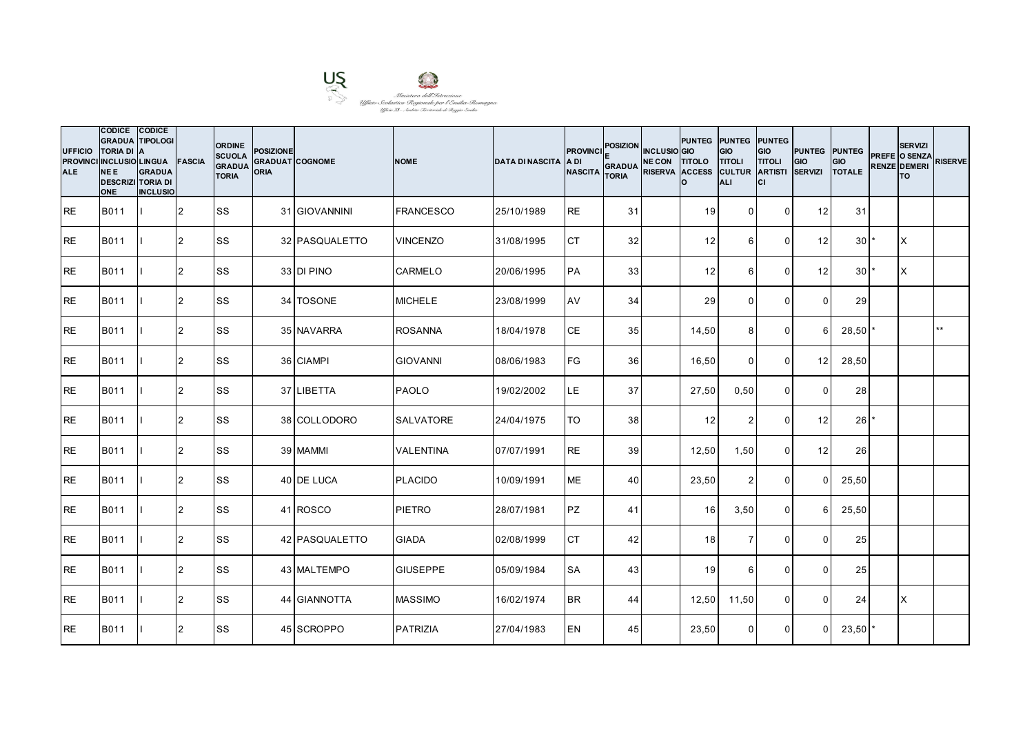Ministero dell'Istruzione
Ufficio Scolastico Regionale per l'Emilia-Romagna
Ufficio XI - Ambito Territoriale di Reggio Emilia

| UFFICIO PROVINCIALE | CODICE GRADUATORIA DI INCLUSIONE E DESCRIZIONE | CODICE TIPOLOGIA LINGUA GRADUATORIA DI INCLUSIO | FASCIA | ORDINE SCUOLA GRADUATORIA | POSIZIONE GRADUATORIA | COGNOME | NOME | DATA DI NASCITA | PROVINCIA DI NASCITA | POSIZIONE GRADUATORIA | INCLUSIONE CON RISERVA | PUNTEGGIO TITOLO ACCESSO | PUNTEGGIO TITOLI CULTURALI | PUNTEGGIO TITOLI ARTISTICI | PUNTEGGIO SERVIZI | PUNTEGGIO TOTALE | PREFERENZE | SERVIZI O SENZA DEMERITO | RISERVE |
|---|---|---|---|---|---|---|---|---|---|---|---|---|---|---|---|---|---|---|---|
| RE | B011 | I | 2 | SS | 31 | GIOVANNINI | FRANCESCO | 25/10/1989 | RE | 31 | | 19 | 0 | 0 | 12 | 31 | | | |
| RE | B011 | I | 2 | SS | 32 | PASQUALETTO | VINCENZO | 31/08/1995 | CT | 32 | | 12 | 6 | 0 | 12 | 30 | * | X | |
| RE | B011 | I | 2 | SS | 33 | DI PINO | CARMELO | 20/06/1995 | PA | 33 | | 12 | 6 | 0 | 12 | 30 | * | X | |
| RE | B011 | I | 2 | SS | 34 | TOSONE | MICHELE | 23/08/1999 | AV | 34 | | 29 | 0 | 0 | 0 | 29 | | | |
| RE | B011 | I | 2 | SS | 35 | NAVARRA | ROSANNA | 18/04/1978 | CE | 35 | | 14,50 | 8 | 0 | 6 | 28,50 | * | | ** |
| RE | B011 | I | 2 | SS | 36 | CIAMPI | GIOVANNI | 08/06/1983 | FG | 36 | | 16,50 | 0 | 0 | 12 | 28,50 | | | |
| RE | B011 | I | 2 | SS | 37 | LIBETTA | PAOLO | 19/02/2002 | LE | 37 | | 27,50 | 0,50 | 0 | 0 | 28 | | | |
| RE | B011 | I | 2 | SS | 38 | COLLODORO | SALVATORE | 24/04/1975 | TO | 38 | | 12 | 2 | 0 | 12 | 26 | * | | |
| RE | B011 | I | 2 | SS | 39 | MAMMI | VALENTINA | 07/07/1991 | RE | 39 | | 12,50 | 1,50 | 0 | 12 | 26 | | | |
| RE | B011 | I | 2 | SS | 40 | DE LUCA | PLACIDO | 10/09/1991 | ME | 40 | | 23,50 | 2 | 0 | 0 | 25,50 | | | |
| RE | B011 | I | 2 | SS | 41 | ROSCO | PIETRO | 28/07/1981 | PZ | 41 | | 16 | 3,50 | 0 | 6 | 25,50 | | | |
| RE | B011 | I | 2 | SS | 42 | PASQUALETTO | GIADA | 02/08/1999 | CT | 42 | | 18 | 7 | 0 | 0 | 25 | | | |
| RE | B011 | I | 2 | SS | 43 | MALTEMPO | GIUSEPPE | 05/09/1984 | SA | 43 | | 19 | 6 | 0 | 0 | 25 | | | |
| RE | B011 | I | 2 | SS | 44 | GIANNOTTA | MASSIMO | 16/02/1974 | BR | 44 | | 12,50 | 11,50 | 0 | 0 | 24 | | X | |
| RE | B011 | I | 2 | SS | 45 | SCROPPO | PATRIZIA | 27/04/1983 | EN | 45 | | 23,50 | 0 | 0 | 0 | 23,50 | * | | |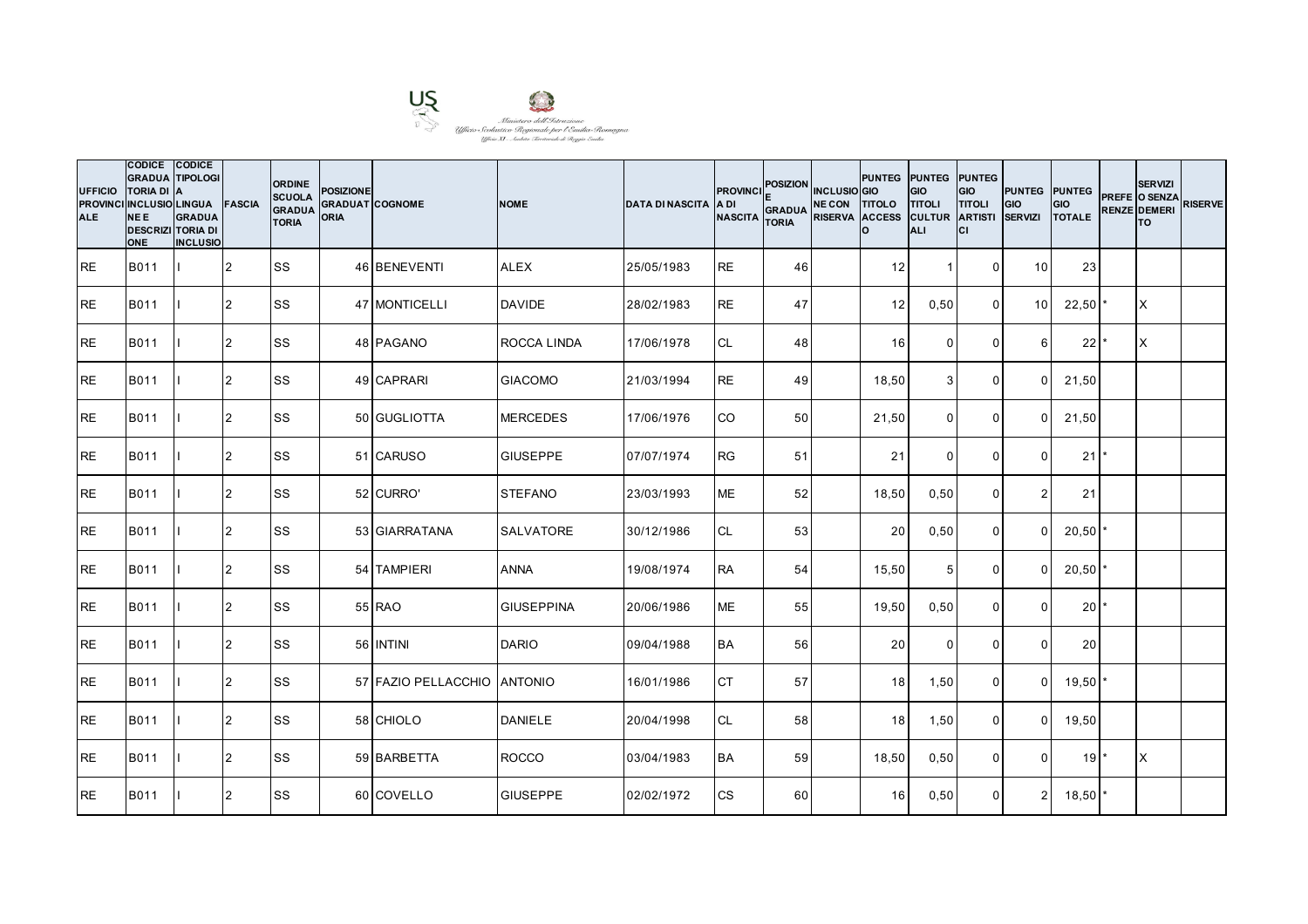Ministero dell'Istruzione
Ufficio Scolastico Regionale per l'Emilia-Romagna
Ufficio XI - Ambito Territoriale di Reggio Emilia

| UFFICIO PROVINCIALE | CODICE GRADUATORIA DI INCLUSIONE E DESCRIZIONE | CODICE TIPOLOGIA LINGUA GRADUATORIA DI INCLUSIO | FASCIA | ORDINE SCUOLA GRADUATORIA | POSIZIONE GRADUATORIA | COGNOME | NOME | DATA DI NASCITA | PROVINCIA DI NASCITA | POSIZIONE GRADUATORIA | INCLUSIONE CON RISERVA | PUNTEGGIO TITOLO ACCESSO | PUNTEGGIO TITOLI CULTURALI | PUNTEGGIO TITOLI ARTISTICI | PUNTEGGIO SERVIZI | PUNTEGGIO TOTALE | PREFERENZE | SERVIZI O SENZA DEMERITO | RISERVE |
|---|---|---|---|---|---|---|---|---|---|---|---|---|---|---|---|---|---|---|---|
| RE | B011 | I | 2 | SS | 46 | BENEVENTI | ALEX | 25/05/1983 | RE | 46 | | 12 | 1 | 0 | 10 | 23 | | | |
| RE | B011 | I | 2 | SS | 47 | MONTICELLI | DAVIDE | 28/02/1983 | RE | 47 | | 12 | 0,50 | 0 | 10 | 22,50 | * | X | |
| RE | B011 | I | 2 | SS | 48 | PAGANO | ROCCA LINDA | 17/06/1978 | CL | 48 | | 16 | 0 | 0 | 6 | 22 | * | X | |
| RE | B011 | I | 2 | SS | 49 | CAPRARI | GIACOMO | 21/03/1994 | RE | 49 | | 18,50 | 3 | 0 | 0 | 21,50 | | | |
| RE | B011 | I | 2 | SS | 50 | GUGLIOTTA | MERCEDES | 17/06/1976 | CO | 50 | | 21,50 | 0 | 0 | 0 | 21,50 | | | |
| RE | B011 | I | 2 | SS | 51 | CARUSO | GIUSEPPE | 07/07/1974 | RG | 51 | | 21 | 0 | 0 | 0 | 21 | * | | |
| RE | B011 | I | 2 | SS | 52 | CURRO' | STEFANO | 23/03/1993 | ME | 52 | | 18,50 | 0,50 | 0 | 2 | 21 | | | |
| RE | B011 | I | 2 | SS | 53 | GIARRATANA | SALVATORE | 30/12/1986 | CL | 53 | | 20 | 0,50 | 0 | 0 | 20,50 | * | | |
| RE | B011 | I | 2 | SS | 54 | TAMPIERI | ANNA | 19/08/1974 | RA | 54 | | 15,50 | 5 | 0 | 0 | 20,50 | * | | |
| RE | B011 | I | 2 | SS | 55 | RAO | GIUSEPPINA | 20/06/1986 | ME | 55 | | 19,50 | 0,50 | 0 | 0 | 20 | * | | |
| RE | B011 | I | 2 | SS | 56 | INTINI | DARIO | 09/04/1988 | BA | 56 | | 20 | 0 | 0 | 0 | 20 | | | |
| RE | B011 | I | 2 | SS | 57 | FAZIO PELLACCHIO | ANTONIO | 16/01/1986 | CT | 57 | | 18 | 1,50 | 0 | 0 | 19,50 | * | | |
| RE | B011 | I | 2 | SS | 58 | CHIOLO | DANIELE | 20/04/1998 | CL | 58 | | 18 | 1,50 | 0 | 0 | 19,50 | | | |
| RE | B011 | I | 2 | SS | 59 | BARBETTA | ROCCO | 03/04/1983 | BA | 59 | | 18,50 | 0,50 | 0 | 0 | 19 | * | X | |
| RE | B011 | I | 2 | SS | 60 | COVELLO | GIUSEPPE | 02/02/1972 | CS | 60 | | 16 | 0,50 | 0 | 2 | 18,50 | * | | |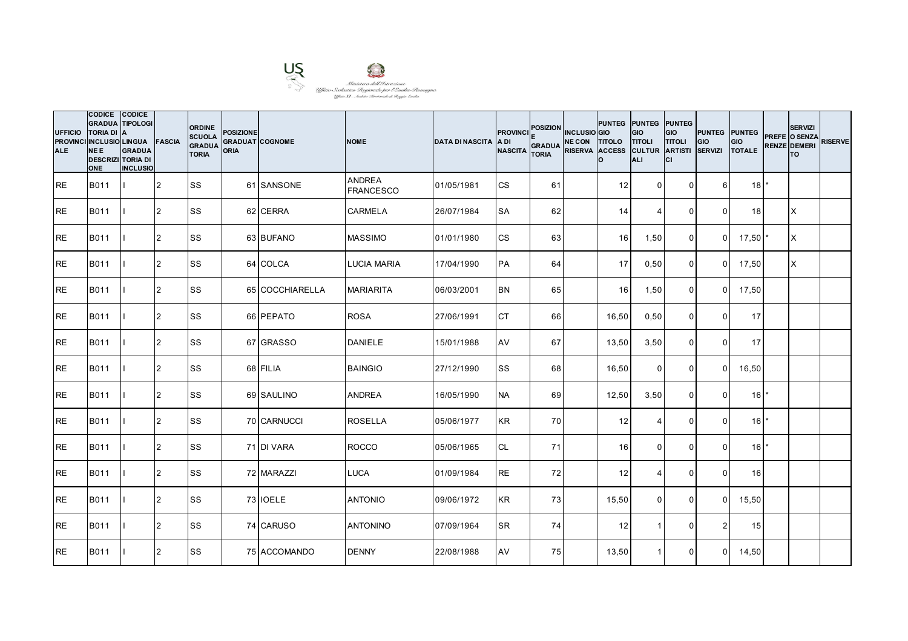Ministero dell'Istruzione
Ufficio Scolastico Regionale per l'Emilia-Romagna
Ufficio XI - Ambito Territoriale di Reggio Emilia

| UFFICIO PROVINCIALE | CODICE GRADUATORIA DI INCLUSIONE E DESCRIZIONE | CODICE TIPOLOGIA LINGUA GRADUATORIA DI INCLUSIO | FASCIA | ORDINE SCUOLA GRADUATORIA | POSIZIONE GRADUATORIA | COGNOME | NOME | DATA DI NASCITA | PROVINCIA DI NASCITA | POSIZIONE GRADUATORIA | INCLUSIONE CON RISERVA | PUNTEGGIO TITOLO ACCESSO | PUNTEGGIO TITOLI CULTURALI | PUNTEGGIO TITOLI ARTISTICI | PUNTEGGIO SERVIZI | PUNTEGGIO TOTALE | PREFERENZE | SERVIZI O SENZA DEMERITO | RISERVE |
|---|---|---|---|---|---|---|---|---|---|---|---|---|---|---|---|---|---|---|---|
| RE | B011 | I | 2 | SS | 61 | SANSONE | ANDREA FRANCESCO | 01/05/1981 | CS | 61 | | 12 | 0 | 0 | 6 | 18 | * | | |
| RE | B011 | I | 2 | SS | 62 | CERRA | CARMELA | 26/07/1984 | SA | 62 | | 14 | 4 | 0 | 0 | 18 | | X | |
| RE | B011 | I | 2 | SS | 63 | BUFANO | MASSIMO | 01/01/1980 | CS | 63 | | 16 | 1,50 | 0 | 0 | 17,50 | * | X | |
| RE | B011 | I | 2 | SS | 64 | COLCA | LUCIA MARIA | 17/04/1990 | PA | 64 | | 17 | 0,50 | 0 | 0 | 17,50 | | X | |
| RE | B011 | I | 2 | SS | 65 | COCCHIARELLA | MARIARITA | 06/03/2001 | BN | 65 | | 16 | 1,50 | 0 | 0 | 17,50 | | | |
| RE | B011 | I | 2 | SS | 66 | PEPATO | ROSA | 27/06/1991 | CT | 66 | | 16,50 | 0,50 | 0 | 0 | 17 | | | |
| RE | B011 | I | 2 | SS | 67 | GRASSO | DANIELE | 15/01/1988 | AV | 67 | | 13,50 | 3,50 | 0 | 0 | 17 | | | |
| RE | B011 | I | 2 | SS | 68 | FILIA | BAINGIO | 27/12/1990 | SS | 68 | | 16,50 | 0 | 0 | 0 | 16,50 | | | |
| RE | B011 | I | 2 | SS | 69 | SAULINO | ANDREA | 16/05/1990 | NA | 69 | | 12,50 | 3,50 | 0 | 0 | 16 | * | | |
| RE | B011 | I | 2 | SS | 70 | CARNUCCI | ROSELLA | 05/06/1977 | KR | 70 | | 12 | 4 | 0 | 0 | 16 | * | | |
| RE | B011 | I | 2 | SS | 71 | DI VARA | ROCCO | 05/06/1965 | CL | 71 | | 16 | 0 | 0 | 0 | 16 | * | | |
| RE | B011 | I | 2 | SS | 72 | MARAZZI | LUCA | 01/09/1984 | RE | 72 | | 12 | 4 | 0 | 0 | 16 | | | |
| RE | B011 | I | 2 | SS | 73 | IOELE | ANTONIO | 09/06/1972 | KR | 73 | | 15,50 | 0 | 0 | 0 | 15,50 | | | |
| RE | B011 | I | 2 | SS | 74 | CARUSO | ANTONINO | 07/09/1964 | SR | 74 | | 12 | 1 | 0 | 2 | 15 | | | |
| RE | B011 | I | 2 | SS | 75 | ACCOMANDO | DENNY | 22/08/1988 | AV | 75 | | 13,50 | 1 | 0 | 0 | 14,50 | | | |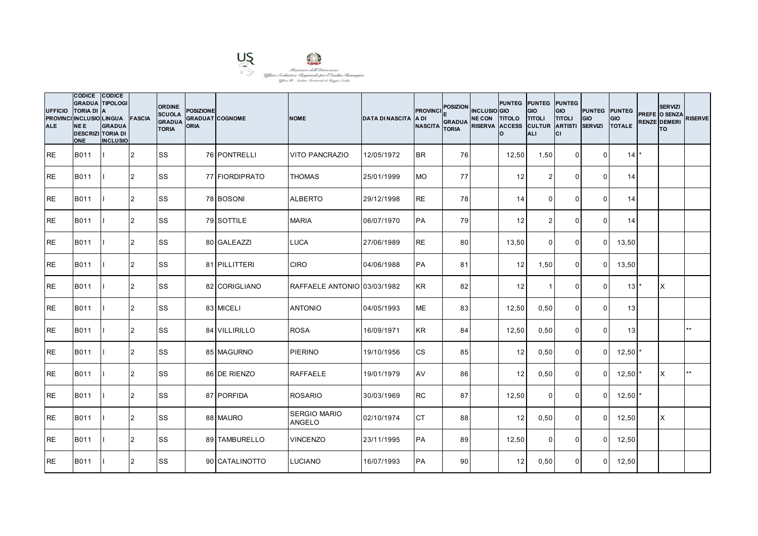| UFFICIO PROVINCIALE | CODICE GRADUATORIA DI INCLUSIONE E DESCRIZIONE | CODICE TIPOLOGIA LINGUA GRADUATORIA DI INCLUSIO | FASCIA | ORDINE SCUOLA GRADUATORIA | POSIZIONE GRADUATORIA | COGNOME | NOME | DATA DI NASCITA | PROVINCIA DI NASCITA | POSIZIONE GRADUATORIA | INCLUSIONE CON RISERVA | PUNTEGGIO TITOLO ACCESSO | PUNTEGGIO TITOLI CULTURALI | PUNTEGGIO TITOLI ARTISTICI | PUNTEGGIO SERVIZI | PUNTEGGIO TOTALE | PREFERENZE | SERVIZI O SENZA DEMERITO | RISERVE |
|---|---|---|---|---|---|---|---|---|---|---|---|---|---|---|---|---|---|---|---|
| RE | B011 | I | 2 | SS | 76 | PONTRELLI | VITO PANCRAZIO | 12/05/1972 | BR | 76 | | 12,50 | 1,50 | 0 | 0 | 14 | * | | |
| RE | B011 | I | 2 | SS | 77 | FIORDIPRATO | THOMAS | 25/01/1999 | MO | 77 | | 12 | 2 | 0 | 0 | 14 | | | |
| RE | B011 | I | 2 | SS | 78 | BOSONI | ALBERTO | 29/12/1998 | RE | 78 | | 14 | 0 | 0 | 0 | 14 | | | |
| RE | B011 | I | 2 | SS | 79 | SOTTILE | MARIA | 06/07/1970 | PA | 79 | | 12 | 2 | 0 | 0 | 14 | | | |
| RE | B011 | I | 2 | SS | 80 | GALEAZZI | LUCA | 27/06/1989 | RE | 80 | | 13,50 | 0 | 0 | 0 | 13,50 | | | |
| RE | B011 | I | 2 | SS | 81 | PILLITTERI | CIRO | 04/06/1988 | PA | 81 | | 12 | 1,50 | 0 | 0 | 13,50 | | | |
| RE | B011 | I | 2 | SS | 82 | CORIGLIANO | RAFFAELE ANTONIO | 03/03/1982 | KR | 82 | | 12 | 1 | 0 | 0 | 13 | * | X | |
| RE | B011 | I | 2 | SS | 83 | MICELI | ANTONIO | 04/05/1993 | ME | 83 | | 12,50 | 0,50 | 0 | 0 | 13 | | | |
| RE | B011 | I | 2 | SS | 84 | VILLIRILLO | ROSA | 16/09/1971 | KR | 84 | | 12,50 | 0,50 | 0 | 0 | 13 | | | ** |
| RE | B011 | I | 2 | SS | 85 | MAGURNO | PIERINO | 19/10/1956 | CS | 85 | | 12 | 0,50 | 0 | 0 | 12,50 | * | | |
| RE | B011 | I | 2 | SS | 86 | DE RIENZO | RAFFAELE | 19/01/1979 | AV | 86 | | 12 | 0,50 | 0 | 0 | 12,50 | * | X | ** |
| RE | B011 | I | 2 | SS | 87 | PORFIDA | ROSARIO | 30/03/1969 | RC | 87 | | 12,50 | 0 | 0 | 0 | 12,50 | * | | |
| RE | B011 | I | 2 | SS | 88 | MAURO | SERGIO MARIO ANGELO | 02/10/1974 | CT | 88 | | 12 | 0,50 | 0 | 0 | 12,50 | | X | |
| RE | B011 | I | 2 | SS | 89 | TAMBURELLO | VINCENZO | 23/11/1995 | PA | 89 | | 12,50 | 0 | 0 | 0 | 12,50 | | | |
| RE | B011 | I | 2 | SS | 90 | CATALINOTTO | LUCIANO | 16/07/1993 | PA | 90 | | 12 | 0,50 | 0 | 0 | 12,50 | | | |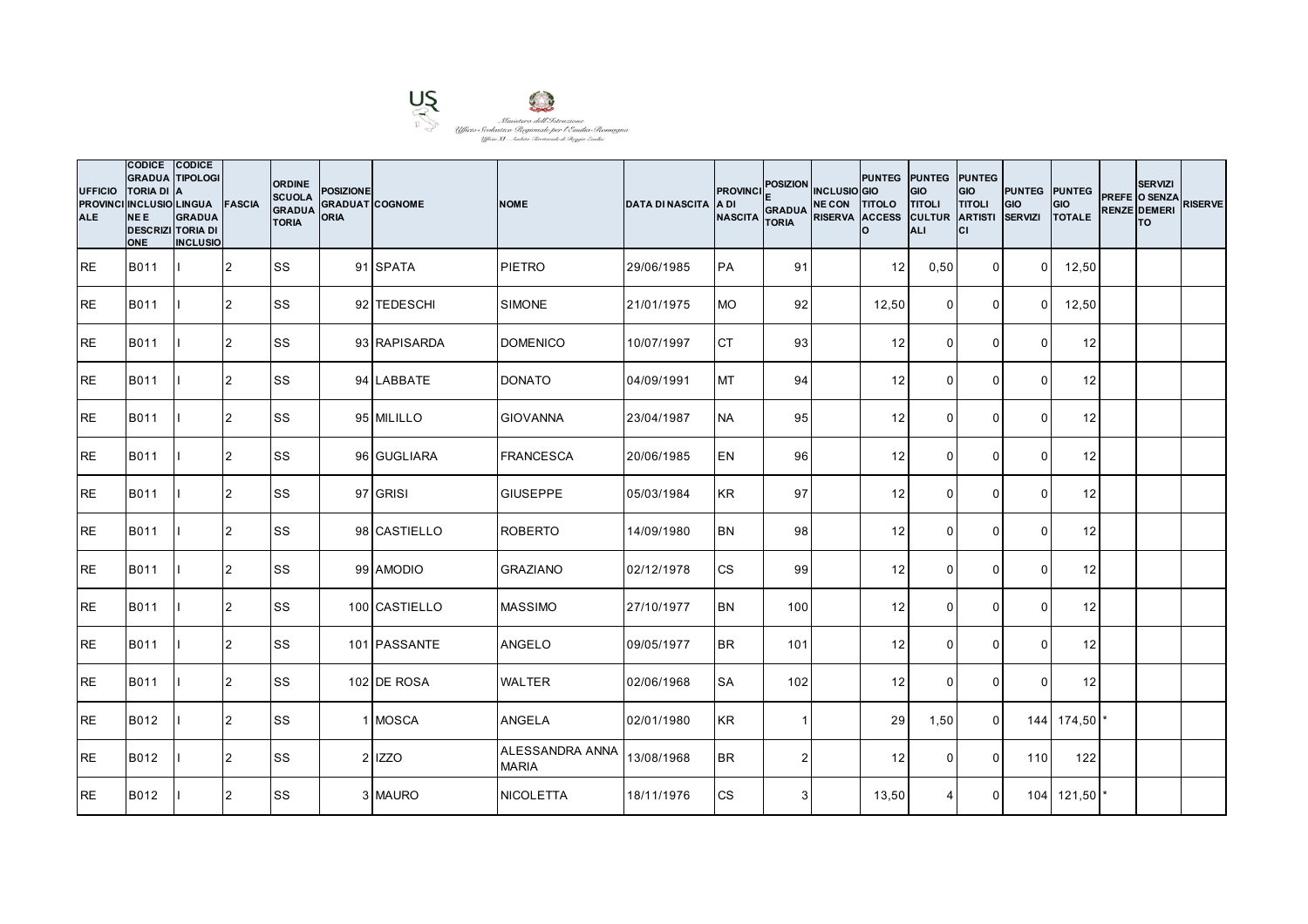Ministero dell'Istruzione
Ufficio Scolastico Regionale per l'Emilia-Romagna
Ufficio XI - Ambito Territoriale di Reggio Emilia

| UFFICIO PROVINCIALE | CODICE GRADUATORIA DI INCLUSIONE E DESCRIZIONE | CODICE TIPOLOGIA LINGUA GRADUATORIA DI INCLUSIO | FASCIA | ORDINE SCUOLA GRADUATORIA | POSIZIONE GRADUATORIA | COGNOME | NOME | DATA DI NASCITA | PROVINCIA DI NASCITA | POSIZIONE GRADUATORIA | INCLUSIONE CON RISERVA | PUNTEGGIO TITOLO ACCESSO | PUNTEGGIO TITOLI CULTURALI | PUNTEGGIO TITOLI ARTISTICI | PUNTEGGIO SERVIZI | PUNTEGGIO TOTALE | PREFERENZE | SERVIZIO SENZA DEMERITO | RISERVE |
|---|---|---|---|---|---|---|---|---|---|---|---|---|---|---|---|---|---|---|---|
| RE | B011 | I | 2 | SS | 91 | SPATA | PIETRO | 29/06/1985 | PA | 91 | | 12 | 0,50 | 0 | 0 | 12,50 | | | |
| RE | B011 | I | 2 | SS | 92 | TEDESCHI | SIMONE | 21/01/1975 | MO | 92 | | 12,50 | 0 | 0 | 0 | 12,50 | | | |
| RE | B011 | I | 2 | SS | 93 | RAPISARDA | DOMENICO | 10/07/1997 | CT | 93 | | 12 | 0 | 0 | 0 | 12 | | | |
| RE | B011 | I | 2 | SS | 94 | LABBATE | DONATO | 04/09/1991 | MT | 94 | | 12 | 0 | 0 | 0 | 12 | | | |
| RE | B011 | I | 2 | SS | 95 | MILILLO | GIOVANNA | 23/04/1987 | NA | 95 | | 12 | 0 | 0 | 0 | 12 | | | |
| RE | B011 | I | 2 | SS | 96 | GUGLIARA | FRANCESCA | 20/06/1985 | EN | 96 | | 12 | 0 | 0 | 0 | 12 | | | |
| RE | B011 | I | 2 | SS | 97 | GRISI | GIUSEPPE | 05/03/1984 | KR | 97 | | 12 | 0 | 0 | 0 | 12 | | | |
| RE | B011 | I | 2 | SS | 98 | CASTIELLO | ROBERTO | 14/09/1980 | BN | 98 | | 12 | 0 | 0 | 0 | 12 | | | |
| RE | B011 | I | 2 | SS | 99 | AMODIO | GRAZIANO | 02/12/1978 | CS | 99 | | 12 | 0 | 0 | 0 | 12 | | | |
| RE | B011 | I | 2 | SS | 100 | CASTIELLO | MASSIMO | 27/10/1977 | BN | 100 | | 12 | 0 | 0 | 0 | 12 | | | |
| RE | B011 | I | 2 | SS | 101 | PASSANTE | ANGELO | 09/05/1977 | BR | 101 | | 12 | 0 | 0 | 0 | 12 | | | |
| RE | B011 | I | 2 | SS | 102 | DE ROSA | WALTER | 02/06/1968 | SA | 102 | | 12 | 0 | 0 | 0 | 12 | | | |
| RE | B012 | I | 2 | SS | 1 | MOSCA | ANGELA | 02/01/1980 | KR | 1 | | 29 | 1,50 | 0 | 144 | 174,50 | * | | |
| RE | B012 | I | 2 | SS | 2 | IZZO | ALESSANDRA ANNA MARIA | 13/08/1968 | BR | 2 | | 12 | 0 | 0 | 110 | 122 | | | |
| RE | B012 | I | 2 | SS | 3 | MAURO | NICOLETTA | 18/11/1976 | CS | 3 | | 13,50 | 4 | 0 | 104 | 121,50 | * | | |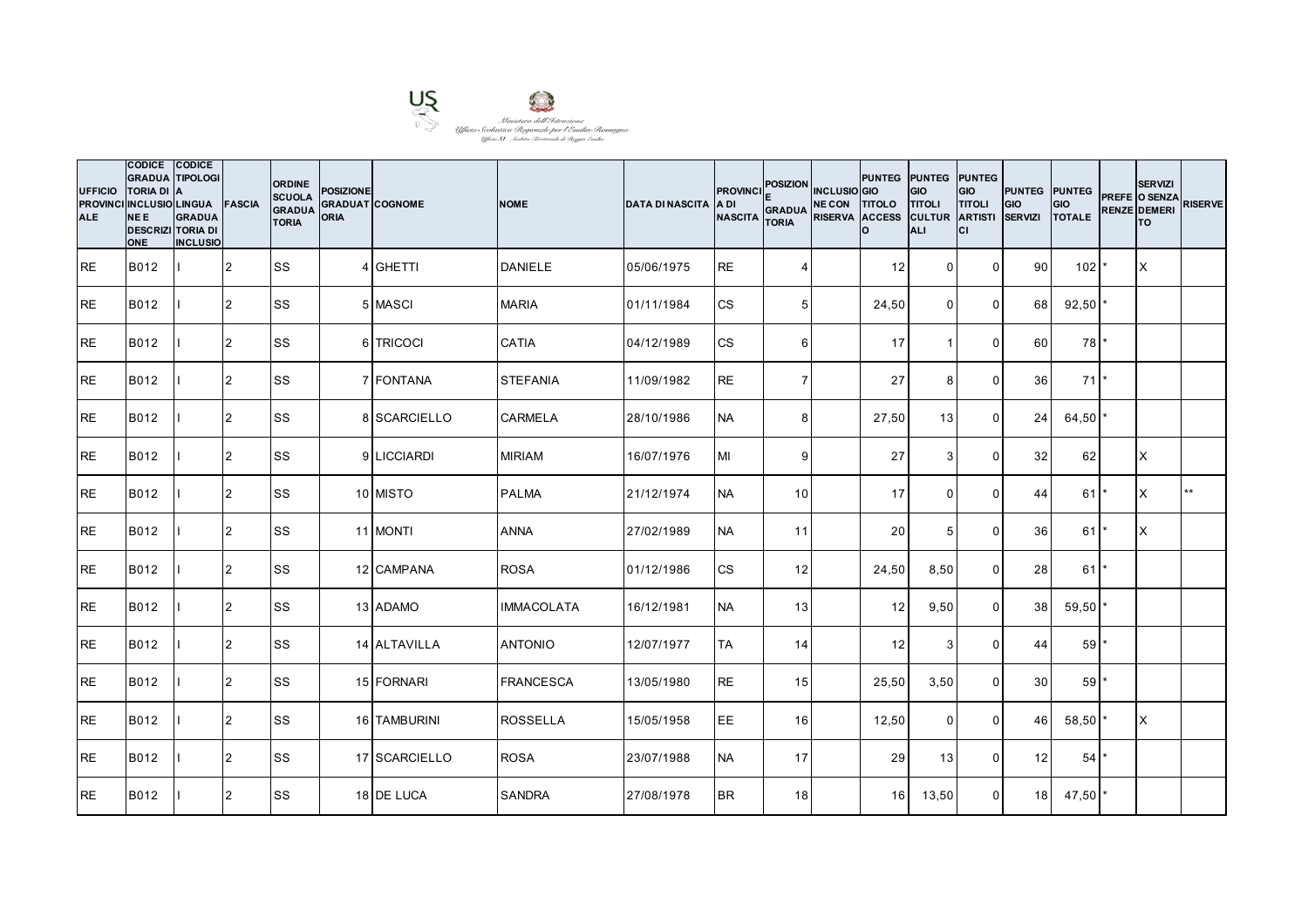Ministero dell'Istruzione
Ufficio Scolastico Regionale per l'Emilia-Romagna
Ufficio XI - Ambito Territoriale di Reggio Emilia

| UFFICIO PROVINCIALE | CODICE GRADUATORIA DI INCLUSIONE E DESCRIZIONE | CODICE TIPOLOGIA LINGUA GRADUATORIA DI INCLUSIO | FASCIA | ORDINE SCUOLA GRADUATORIA | POSIZIONE GRADUATORIA | COGNOME | NOME | DATA DI NASCITA | PROVINCIA DI NASCITA | POSIZIONE GRADUATORIA | INCLUSIONE CON RISERVA | PUNTEGGIO TITOLO ACCESSO | PUNTEGGIO TITOLI CULTURALI | PUNTEGGIO TITOLI ARTISTICI | PUNTEGGIO SERVIZI | PUNTEGGIO TOTALE | PREFERENZE | SERVIZI O SENZA DEMERITO | RISERVE |
|---|---|---|---|---|---|---|---|---|---|---|---|---|---|---|---|---|---|---|---|
| RE | B012 | I | 2 | SS | 4 | GHETTI | DANIELE | 05/06/1975 | RE | 4 | | 12 | 0 | 0 | 90 | 102 | * | X | |
| RE | B012 | I | 2 | SS | 5 | MASCI | MARIA | 01/11/1984 | CS | 5 | | 24,50 | 0 | 0 | 68 | 92,50 | * | | |
| RE | B012 | I | 2 | SS | 6 | TRICOCI | CATIA | 04/12/1989 | CS | 6 | | 17 | 1 | 0 | 60 | 78 | * | | |
| RE | B012 | I | 2 | SS | 7 | FONTANA | STEFANIA | 11/09/1982 | RE | 7 | | 27 | 8 | 0 | 36 | 71 | * | | |
| RE | B012 | I | 2 | SS | 8 | SCARCIELLO | CARMELA | 28/10/1986 | NA | 8 | | 27,50 | 13 | 0 | 24 | 64,50 | * | | |
| RE | B012 | I | 2 | SS | 9 | LICCIARDI | MIRIAM | 16/07/1976 | MI | 9 | | 27 | 3 | 0 | 32 | 62 | | X | |
| RE | B012 | I | 2 | SS | 10 | MISTO | PALMA | 21/12/1974 | NA | 10 | | 17 | 0 | 0 | 44 | 61 | * | X | ** |
| RE | B012 | I | 2 | SS | 11 | MONTI | ANNA | 27/02/1989 | NA | 11 | | 20 | 5 | 0 | 36 | 61 | * | X | |
| RE | B012 | I | 2 | SS | 12 | CAMPANA | ROSA | 01/12/1986 | CS | 12 | | 24,50 | 8,50 | 0 | 28 | 61 | * | | |
| RE | B012 | I | 2 | SS | 13 | ADAMO | IMMACOLATA | 16/12/1981 | NA | 13 | | 12 | 9,50 | 0 | 38 | 59,50 | * | | |
| RE | B012 | I | 2 | SS | 14 | ALTAVILLA | ANTONIO | 12/07/1977 | TA | 14 | | 12 | 3 | 0 | 44 | 59 | * | | |
| RE | B012 | I | 2 | SS | 15 | FORNARI | FRANCESCA | 13/05/1980 | RE | 15 | | 25,50 | 3,50 | 0 | 30 | 59 | * | | |
| RE | B012 | I | 2 | SS | 16 | TAMBURINI | ROSSELLA | 15/05/1958 | EE | 16 | | 12,50 | 0 | 0 | 46 | 58,50 | * | X | |
| RE | B012 | I | 2 | SS | 17 | SCARCIELLO | ROSA | 23/07/1988 | NA | 17 | | 29 | 13 | 0 | 12 | 54 | * | | |
| RE | B012 | I | 2 | SS | 18 | DE LUCA | SANDRA | 27/08/1978 | BR | 18 | | 16 | 13,50 | 0 | 18 | 47,50 | * | | |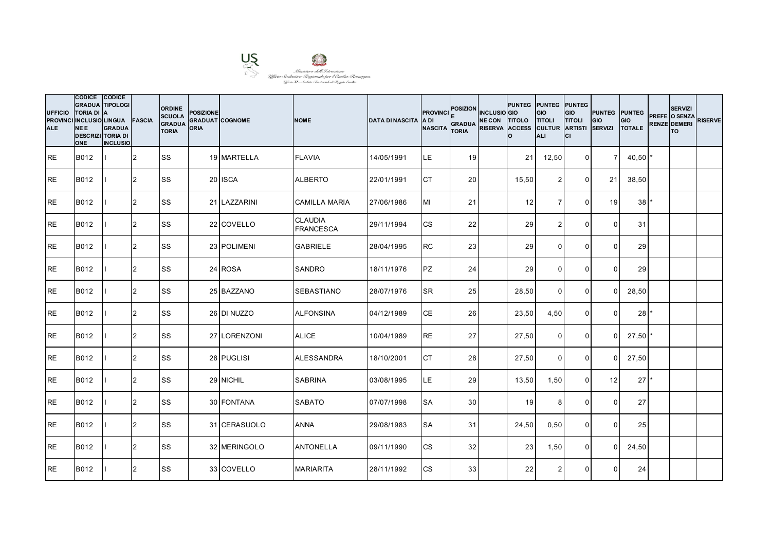Ministero dell'Istruzione
Ufficio Scolastico Regionale per l'Emilia-Romagna
Ufficio XI - Ambito Territoriale di Reggio Emilia

| UFFICIO PROVINCIALE | CODICE GRADUATORIA DI INCLUSIONE E DESCRIZIONE | CODICE TIPOLOGIA LINGUA GRADUATORIA DI INCLUSIO | FASCIA | ORDINE SCUOLA GRADUATORIA | POSIZIONE GRADUATORIA | COGNOME | NOME | DATA DI NASCITA | PROVINCIA DI NASCITA | POSIZIONE GRADUATORIA | INCLUSIONE CON RISERVA | PUNTEGGIO TITOLO ACCESSO | PUNTEGGIO TITOLI CULTURALI | PUNTEGGIO TITOLI ARTISTICI | PUNTEGGIO SERVIZI | PUNTEGGIO TOTALE | PREFERENZE | SERVIZI O SENZA DEMERITO | RISERVE |
|---|---|---|---|---|---|---|---|---|---|---|---|---|---|---|---|---|---|---|---|
| RE | B012 | I | 2 | SS | 19 | MARTELLA | FLAVIA | 14/05/1991 | LE | 19 | | 21 | 12,50 | 0 | 7 | 40,50 | * | | |
| RE | B012 | I | 2 | SS | 20 | ISCA | ALBERTO | 22/01/1991 | CT | 20 | | 15,50 | 2 | 0 | 21 | 38,50 | | | |
| RE | B012 | I | 2 | SS | 21 | LAZZARINI | CAMILLA MARIA | 27/06/1986 | MI | 21 | | 12 | 7 | 0 | 19 | 38 | * | | |
| RE | B012 | I | 2 | SS | 22 | COVELLO | CLAUDIA FRANCESCA | 29/11/1994 | CS | 22 | | 29 | 2 | 0 | 0 | 31 | | | |
| RE | B012 | I | 2 | SS | 23 | POLIMENI | GABRIELE | 28/04/1995 | RC | 23 | | 29 | 0 | 0 | 0 | 29 | | | |
| RE | B012 | I | 2 | SS | 24 | ROSA | SANDRO | 18/11/1976 | PZ | 24 | | 29 | 0 | 0 | 0 | 29 | | | |
| RE | B012 | I | 2 | SS | 25 | BAZZANO | SEBASTIANO | 28/07/1976 | SR | 25 | | 28,50 | 0 | 0 | 0 | 28,50 | | | |
| RE | B012 | I | 2 | SS | 26 | DI NUZZO | ALFONSINA | 04/12/1989 | CE | 26 | | 23,50 | 4,50 | 0 | 0 | 28 | * | | |
| RE | B012 | I | 2 | SS | 27 | LORENZONI | ALICE | 10/04/1989 | RE | 27 | | 27,50 | 0 | 0 | 0 | 27,50 | * | | |
| RE | B012 | I | 2 | SS | 28 | PUGLISI | ALESSANDRA | 18/10/2001 | CT | 28 | | 27,50 | 0 | 0 | 0 | 27,50 | | | |
| RE | B012 | I | 2 | SS | 29 | NICHIL | SABRINA | 03/08/1995 | LE | 29 | | 13,50 | 1,50 | 0 | 12 | 27 | * | | |
| RE | B012 | I | 2 | SS | 30 | FONTANA | SABATO | 07/07/1998 | SA | 30 | | 19 | 8 | 0 | 0 | 27 | | | |
| RE | B012 | I | 2 | SS | 31 | CERASUOLO | ANNA | 29/08/1983 | SA | 31 | | 24,50 | 0,50 | 0 | 0 | 25 | | | |
| RE | B012 | I | 2 | SS | 32 | MERINGOLO | ANTONELLA | 09/11/1990 | CS | 32 | | 23 | 1,50 | 0 | 0 | 24,50 | | | |
| RE | B012 | I | 2 | SS | 33 | COVELLO | MARIARITA | 28/11/1992 | CS | 33 | | 22 | 2 | 0 | 0 | 24 | | | |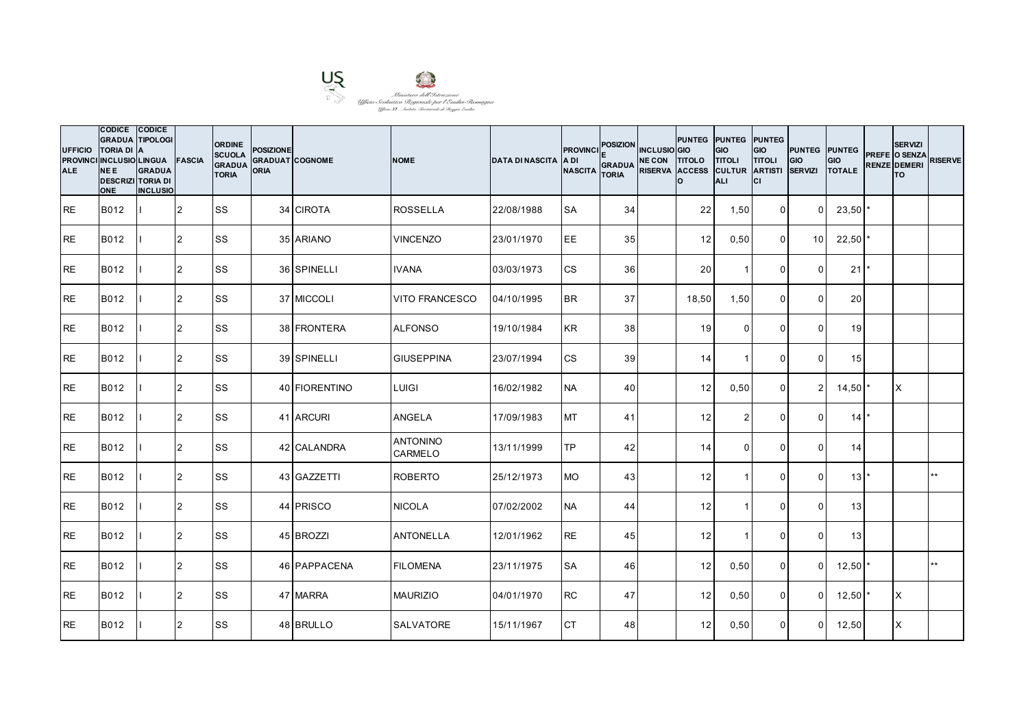Ministero dell'Istruzione
Ufficio Scolastico Regionale per l'Emilia-Romagna
Ufficio XI - Ambito Territoriale di Reggio Emilia

| UFFICIO PROVINCIALE | CODICE GRADUATORIA DI INCLUSIONE E DESCRIZIONE | CODICE TIPOLOGIA LINGUA GRADUATORIA DI INCLUSIO | FASCIA | ORDINE SCUOLA GRADUATORIA | POSIZIONE GRADUATORIA | COGNOME | NOME | DATA DI NASCITA | PROVINCIA DI NASCITA | POSIZIONE GRADUATORIA | INCLUSIONE CON RISERVA | PUNTEGGIO TITOLO ACCESSO | PUNTEGGIO TITOLI CULTURALI | PUNTEGGIO TITOLI ARTISTICI | PUNTEGGIO SERVIZI | PUNTEGGIO TOTALE | PREFERENZE | SERVIZI O SENZA DEMERITO | RISERVE |
|---|---|---|---|---|---|---|---|---|---|---|---|---|---|---|---|---|---|---|---|
| RE | B012 | I | 2 | SS | 34 | CIROTA | ROSSELLA | 22/08/1988 | SA | 34 | | 22 | 1,50 | 0 | 0 | 23,50 | * | | |
| RE | B012 | I | 2 | SS | 35 | ARIANO | VINCENZO | 23/01/1970 | EE | 35 | | 12 | 0,50 | 0 | 10 | 22,50 | * | | |
| RE | B012 | I | 2 | SS | 36 | SPINELLI | IVANA | 03/03/1973 | CS | 36 | | 20 | 1 | 0 | 0 | 21 | * | | |
| RE | B012 | I | 2 | SS | 37 | MICCOLI | VITO FRANCESCO | 04/10/1995 | BR | 37 | | 18,50 | 1,50 | 0 | 0 | 20 | | | |
| RE | B012 | I | 2 | SS | 38 | FRONTERA | ALFONSO | 19/10/1984 | KR | 38 | | 19 | 0 | 0 | 0 | 19 | | | |
| RE | B012 | I | 2 | SS | 39 | SPINELLI | GIUSEPPINA | 23/07/1994 | CS | 39 | | 14 | 1 | 0 | 0 | 15 | | | |
| RE | B012 | I | 2 | SS | 40 | FIORENTINO | LUIGI | 16/02/1982 | NA | 40 | | 12 | 0,50 | 0 | 2 | 14,50 | * | X | |
| RE | B012 | I | 2 | SS | 41 | ARCURI | ANGELA | 17/09/1983 | MT | 41 | | 12 | 2 | 0 | 0 | 14 | * | | |
| RE | B012 | I | 2 | SS | 42 | CALANDRA | ANTONINO CARMELO | 13/11/1999 | TP | 42 | | 14 | 0 | 0 | 0 | 14 | | | |
| RE | B012 | I | 2 | SS | 43 | GAZZETTI | ROBERTO | 25/12/1973 | MO | 43 | | 12 | 1 | 0 | 0 | 13 | * | | ** |
| RE | B012 | I | 2 | SS | 44 | PRISCO | NICOLA | 07/02/2002 | NA | 44 | | 12 | 1 | 0 | 0 | 13 | | | |
| RE | B012 | I | 2 | SS | 45 | BROZZI | ANTONELLA | 12/01/1962 | RE | 45 | | 12 | 1 | 0 | 0 | 13 | | | |
| RE | B012 | I | 2 | SS | 46 | PAPPACENA | FILOMENA | 23/11/1975 | SA | 46 | | 12 | 0,50 | 0 | 0 | 12,50 | * | | ** |
| RE | B012 | I | 2 | SS | 47 | MARRA | MAURIZIO | 04/01/1970 | RC | 47 | | 12 | 0,50 | 0 | 0 | 12,50 | * | X | |
| RE | B012 | I | 2 | SS | 48 | BRULLO | SALVATORE | 15/11/1967 | CT | 48 | | 12 | 0,50 | 0 | 0 | 12,50 | | X | |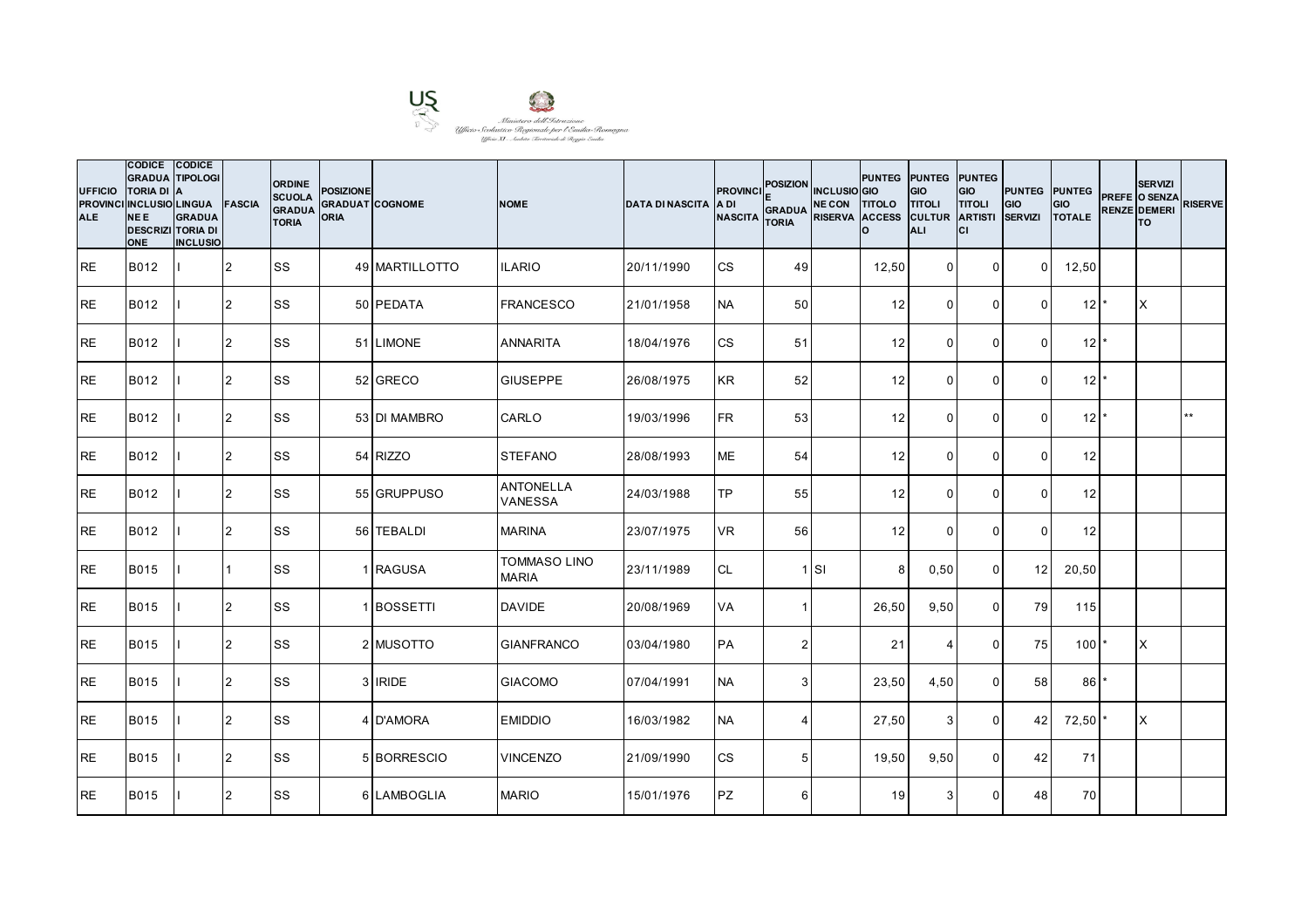| UFFICIO PROVINCIALE | CODICE GRADUATORIA DI INCLUSIONE E DESCRIZIONE | CODICE TIPOLOGIA LINGUA GRADUATORIA DI INCLUSIONE | FASCIA | ORDINE SCUOLA GRADUATORIA | POSIZIONE GRADUATORIA | COGNOME | NOME | DATA DI NASCITA | PROVINCIA DI NASCITA | POSIZIONE GRADUATORIA | INCLUSIONE CON RISERVA | PUNTEGGIO TITOLO ACCESSO | PUNTEGGIO TITOLI CULTURALI | PUNTEGGIO TITOLI ARTISTICI | PUNTEGGIO SERVIZI | PUNTEGGIO TOTALE | PREFERENZE | SERVIZI O SENZA DEMERITO | RISERVE |
|---|---|---|---|---|---|---|---|---|---|---|---|---|---|---|---|---|---|---|---|
| RE | B012 | I | 2 | SS | 49 | MARTILLOTTO | ILARIO | 20/11/1990 | CS | 49 | | 12,50 | 0 | 0 | 0 | 12,50 | | | |
| RE | B012 | I | 2 | SS | 50 | PEDATA | FRANCESCO | 21/01/1958 | NA | 50 | | 12 | 0 | 0 | 0 | 12 | * | X | |
| RE | B012 | I | 2 | SS | 51 | LIMONE | ANNARITA | 18/04/1976 | CS | 51 | | 12 | 0 | 0 | 0 | 12 | * | | |
| RE | B012 | I | 2 | SS | 52 | GRECO | GIUSEPPE | 26/08/1975 | KR | 52 | | 12 | 0 | 0 | 0 | 12 | * | | |
| RE | B012 | I | 2 | SS | 53 | DI MAMBRO | CARLO | 19/03/1996 | FR | 53 | | 12 | 0 | 0 | 0 | 12 | * | | ** |
| RE | B012 | I | 2 | SS | 54 | RIZZO | STEFANO | 28/08/1993 | ME | 54 | | 12 | 0 | 0 | 0 | 12 | | | |
| RE | B012 | I | 2 | SS | 55 | GRUPPUSO | ANTONELLA VANESSA | 24/03/1988 | TP | 55 | | 12 | 0 | 0 | 0 | 12 | | | |
| RE | B012 | I | 2 | SS | 56 | TEBALDI | MARINA | 23/07/1975 | VR | 56 | | 12 | 0 | 0 | 0 | 12 | | | |
| RE | B015 | I | 1 | SS | 1 | RAGUSA | TOMMASO LINO MARIA | 23/11/1989 | CL | 1 | SI | 8 | 0,50 | 0 | 12 | 20,50 | | | |
| RE | B015 | I | 2 | SS | 1 | BOSSETTI | DAVIDE | 20/08/1969 | VA | 1 | | 26,50 | 9,50 | 0 | 79 | 115 | | | |
| RE | B015 | I | 2 | SS | 2 | MUSOTTO | GIANFRANCO | 03/04/1980 | PA | 2 | | 21 | 4 | 0 | 75 | 100 | * | X | |
| RE | B015 | I | 2 | SS | 3 | IRIDE | GIACOMO | 07/04/1991 | NA | 3 | | 23,50 | 4,50 | 0 | 58 | 86 | * | | |
| RE | B015 | I | 2 | SS | 4 | D'AMORA | EMIDDIO | 16/03/1982 | NA | 4 | | 27,50 | 3 | 0 | 42 | 72,50 | * | X | |
| RE | B015 | I | 2 | SS | 5 | BORRESCIO | VINCENZO | 21/09/1990 | CS | 5 | | 19,50 | 9,50 | 0 | 42 | 71 | | | |
| RE | B015 | I | 2 | SS | 6 | LAMBOGLIA | MARIO | 15/01/1976 | PZ | 6 | | 19 | 3 | 0 | 48 | 70 | | | |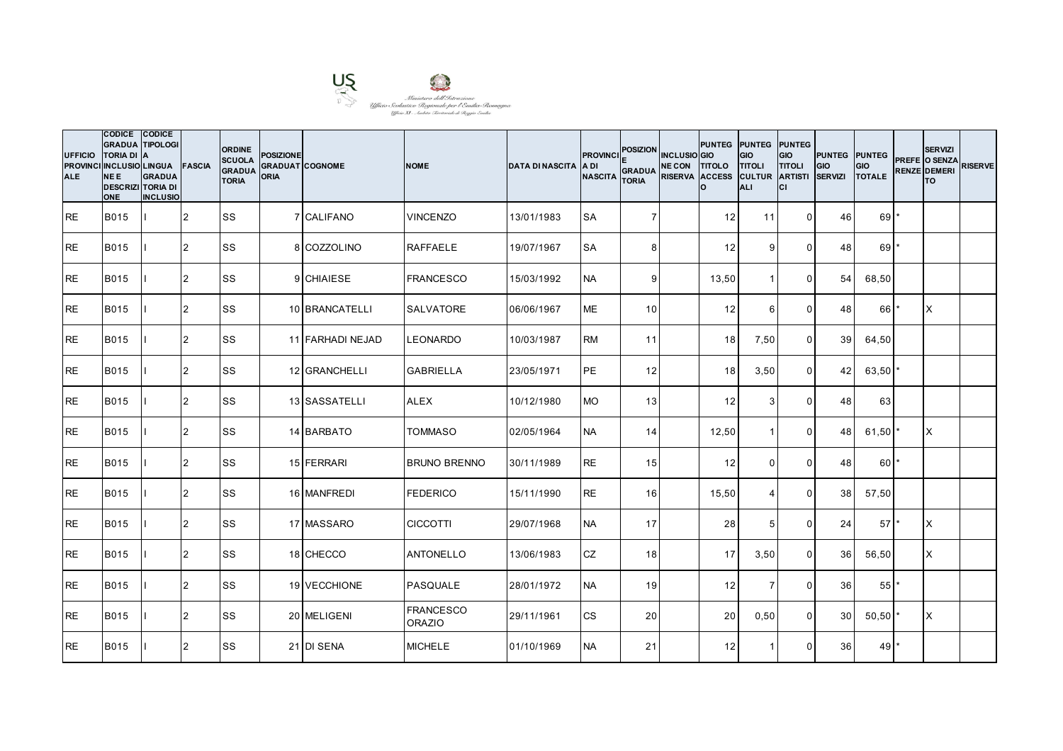Ministero dell'Istruzione
Ufficio Scolastico Regionale per l'Emilia-Romagna
Ufficio XI - Ambito Territoriale di Reggio Emilia

| UFFICIO PROVINCIALE | CODICE GRADUATORIA DI INCLUSIONE E DESCRIZIONE | CODICE TIPOLOGIA LINGUA GRADUATORIA DI INCLUSIO | FASCIA | ORDINE SCUOLA GRADUATORIA | POSIZIONE GRADUATORIA | COGNOME | NOME | DATA DI NASCITA | PROVINCIA DI NASCITA | POSIZIONE E GRADUATORIA | INCLUSIONE CON RISERVA | PUNTEGGIO TITOLO ACCESSO | PUNTEGGIO TITOLI CULTURALI | PUNTEGGIO TITOLI ARTISTICI | PUNTEGGIO SERVIZI | PUNTEGGIO TOTALE | PREFERENZE | SERVIZI O SENZA DEMERITO | RISERVE |
|---|---|---|---|---|---|---|---|---|---|---|---|---|---|---|---|---|---|---|---|
| RE | B015 | I | 2 | SS | 7 | CALIFANO | VINCENZO | 13/01/1983 | SA | 7 | | 12 | 11 | 0 | 46 | 69 | * | | |
| RE | B015 | I | 2 | SS | 8 | COZZOLINO | RAFFAELE | 19/07/1967 | SA | 8 | | 12 | 9 | 0 | 48 | 69 | * | | |
| RE | B015 | I | 2 | SS | 9 | CHIAIESE | FRANCESCO | 15/03/1992 | NA | 9 | | 13,50 | 1 | 0 | 54 | 68,50 | | | |
| RE | B015 | I | 2 | SS | 10 | BRANCATELLI | SALVATORE | 06/06/1967 | ME | 10 | | 12 | 6 | 0 | 48 | 66 | * | X | |
| RE | B015 | I | 2 | SS | 11 | FARHADI NEJAD | LEONARDO | 10/03/1987 | RM | 11 | | 18 | 7,50 | 0 | 39 | 64,50 | | | |
| RE | B015 | I | 2 | SS | 12 | GRANCHELLI | GABRIELLA | 23/05/1971 | PE | 12 | | 18 | 3,50 | 0 | 42 | 63,50 | * | | |
| RE | B015 | I | 2 | SS | 13 | SASSATELLI | ALEX | 10/12/1980 | MO | 13 | | 12 | 3 | 0 | 48 | 63 | | | |
| RE | B015 | I | 2 | SS | 14 | BARBATO | TOMMASO | 02/05/1964 | NA | 14 | | 12,50 | 1 | 0 | 48 | 61,50 | * | X | |
| RE | B015 | I | 2 | SS | 15 | FERRARI | BRUNO BRENNO | 30/11/1989 | RE | 15 | | 12 | 0 | 0 | 48 | 60 | * | | |
| RE | B015 | I | 2 | SS | 16 | MANFREDI | FEDERICO | 15/11/1990 | RE | 16 | | 15,50 | 4 | 0 | 38 | 57,50 | | | |
| RE | B015 | I | 2 | SS | 17 | MASSARO | CICCOTTI | 29/07/1968 | NA | 17 | | 28 | 5 | 0 | 24 | 57 | * | X | |
| RE | B015 | I | 2 | SS | 18 | CHECCO | ANTONELLO | 13/06/1983 | CZ | 18 | | 17 | 3,50 | 0 | 36 | 56,50 | | X | |
| RE | B015 | I | 2 | SS | 19 | VECCHIONE | PASQUALE | 28/01/1972 | NA | 19 | | 12 | 7 | 0 | 36 | 55 | * | | |
| RE | B015 | I | 2 | SS | 20 | MELIGENI | FRANCESCO ORAZIO | 29/11/1961 | CS | 20 | | 20 | 0,50 | 0 | 30 | 50,50 | * | X | |
| RE | B015 | I | 2 | SS | 21 | DI SENA | MICHELE | 01/10/1969 | NA | 21 | | 12 | 1 | 0 | 36 | 49 | * | | |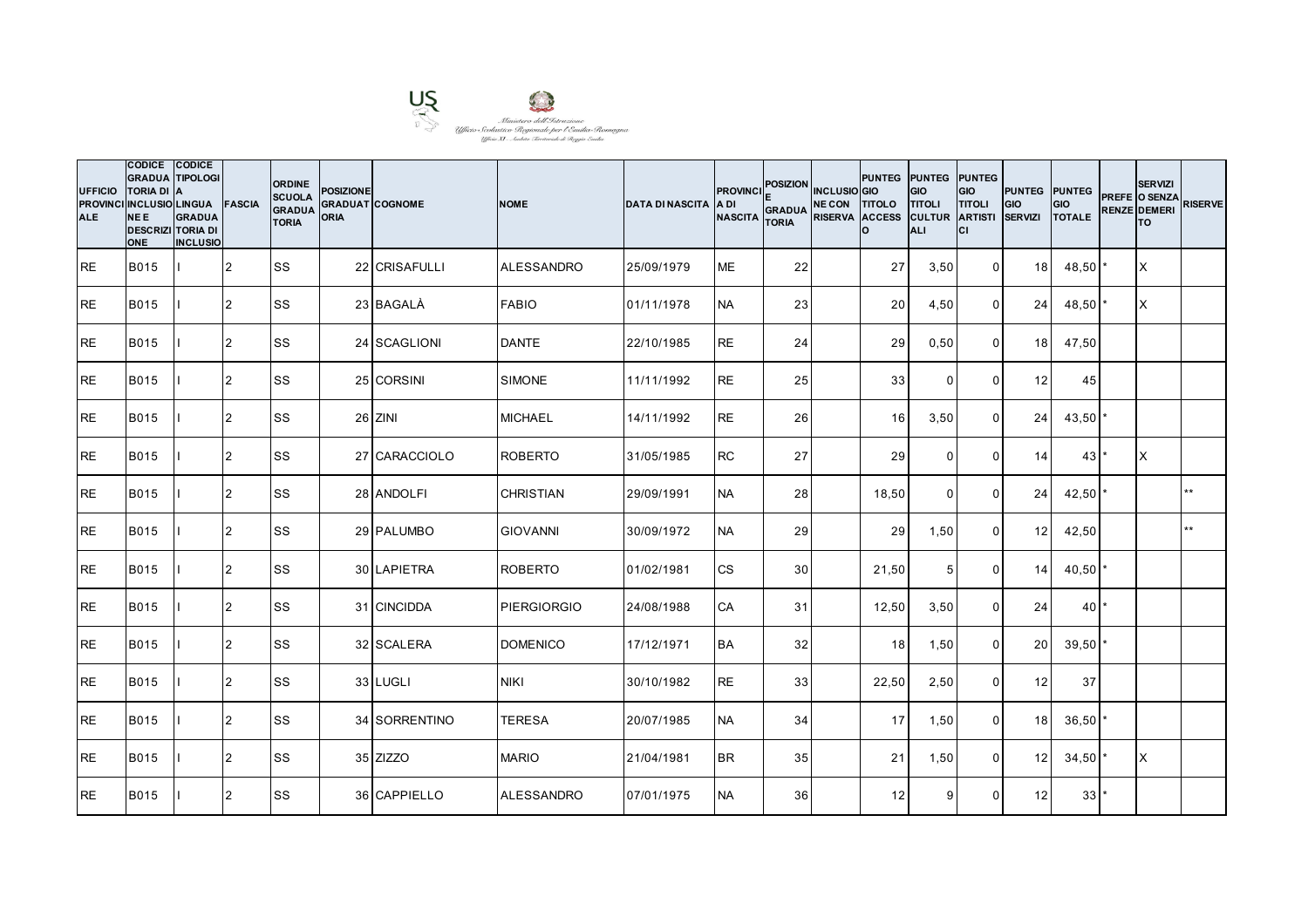Ministero dell'Istruzione
Ufficio Scolastico Regionale per l'Emilia-Romagna
Ufficio XI - Ambito Territoriale di Reggio Emilia

| UFFICIO PROVINCIALE | CODICE GRADUATORIA DI INCLUSIONE E DESCRIZIONE | CODICE TIPOLOGIA LINGUA GRADUATORIA DI INCLUSIO | FASCIA | ORDINE SCUOLA GRADUATORIA | POSIZIONE GRADUATORIA | COGNOME | NOME | DATA DI NASCITA | PROVINCIA DI NASCITA | POSIZIONE GRADUATORIA | INCLUSIONE CON RISERVA | PUNTEGGIO TITOLO ACCESSO | PUNTEGGIO TITOLI CULTURALI | PUNTEGGIO TITOLI ARTISTICI | PUNTEGGIO SERVIZI | PUNTEGGIO TOTALE | PREFERENZE | SERVIZIO SENZA DEMERITO | RISERVE |
|---|---|---|---|---|---|---|---|---|---|---|---|---|---|---|---|---|---|---|---|
| RE | B015 | I | 2 | SS | 22 | CRISAFULLI | ALESSANDRO | 25/09/1979 | ME | 22 | | 27 | 3,50 | 0 | 18 | 48,50 | * | X | |
| RE | B015 | I | 2 | SS | 23 | BAGALÀ | FABIO | 01/11/1978 | NA | 23 | | 20 | 4,50 | 0 | 24 | 48,50 | * | X | |
| RE | B015 | I | 2 | SS | 24 | SCAGLIONI | DANTE | 22/10/1985 | RE | 24 | | 29 | 0,50 | 0 | 18 | 47,50 | | | |
| RE | B015 | I | 2 | SS | 25 | CORSINI | SIMONE | 11/11/1992 | RE | 25 | | 33 | 0 | 0 | 12 | 45 | | | |
| RE | B015 | I | 2 | SS | 26 | ZINI | MICHAEL | 14/11/1992 | RE | 26 | | 16 | 3,50 | 0 | 24 | 43,50 | * | | |
| RE | B015 | I | 2 | SS | 27 | CARACCIOLO | ROBERTO | 31/05/1985 | RC | 27 | | 29 | 0 | 0 | 14 | 43 | * | X | |
| RE | B015 | I | 2 | SS | 28 | ANDOLFI | CHRISTIAN | 29/09/1991 | NA | 28 | | 18,50 | 0 | 0 | 24 | 42,50 | * | | ** |
| RE | B015 | I | 2 | SS | 29 | PALUMBO | GIOVANNI | 30/09/1972 | NA | 29 | | 29 | 1,50 | 0 | 12 | 42,50 | | | ** |
| RE | B015 | I | 2 | SS | 30 | LAPIETRA | ROBERTO | 01/02/1981 | CS | 30 | | 21,50 | 5 | 0 | 14 | 40,50 | * | | |
| RE | B015 | I | 2 | SS | 31 | CINCIDDA | PIERGIORGIO | 24/08/1988 | CA | 31 | | 12,50 | 3,50 | 0 | 24 | 40 | * | | |
| RE | B015 | I | 2 | SS | 32 | SCALERA | DOMENICO | 17/12/1971 | BA | 32 | | 18 | 1,50 | 0 | 20 | 39,50 | * | | |
| RE | B015 | I | 2 | SS | 33 | LUGLI | NIKI | 30/10/1982 | RE | 33 | | 22,50 | 2,50 | 0 | 12 | 37 | | | |
| RE | B015 | I | 2 | SS | 34 | SORRENTINO | TERESA | 20/07/1985 | NA | 34 | | 17 | 1,50 | 0 | 18 | 36,50 | * | | |
| RE | B015 | I | 2 | SS | 35 | ZIZZO | MARIO | 21/04/1981 | BR | 35 | | 21 | 1,50 | 0 | 12 | 34,50 | * | X | |
| RE | B015 | I | 2 | SS | 36 | CAPPIELLO | ALESSANDRO | 07/01/1975 | NA | 36 | | 12 | 9 | 0 | 12 | 33 | * | | |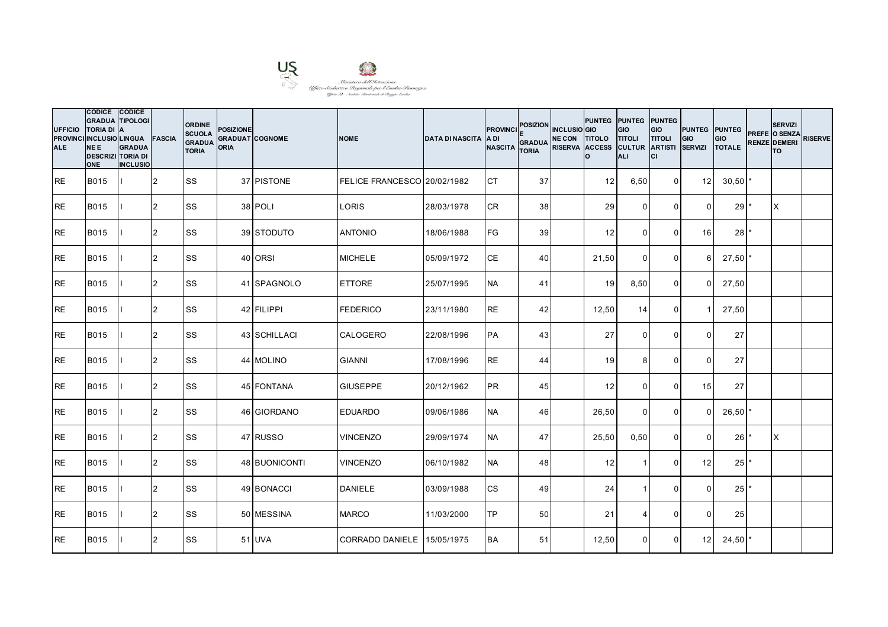Ministero dell'Istruzione
Ufficio Scolastico Regionale per l'Emilia-Romagna
Ufficio XI - Ambito Territoriale di Reggio Emilia

| UFFICIO PROVINCIALE | CODICE GRADUATORIA DI INCLUSIONE E DESCRIZIONE | CODICE TIPOLOGIA LINGUA GRADUATORIA DI INCLUSIO | FASCIA | ORDINE SCUOLA GRADUATORIA | POSIZIONE GRADUATORIA | COGNOME | NOME | DATA DI NASCITA | PROVINCIA DI NASCITA | POSIZIONE E GRADUATORIA | INCLUSIONE CON RISERVA | PUNTEGGIO TITOLO ACCESSO | PUNTEGGIO TITOLI CULTURALI | PUNTEGGIO TITOLI ARTISTICI | PUNTEGGIO SERVIZI | PUNTEGGIO TOTALE | PREFERENZE | SERVIZI O SENZA DEMERITO | RISERVE |
|---|---|---|---|---|---|---|---|---|---|---|---|---|---|---|---|---|---|---|---|
| RE | B015 | I | 2 | SS | 37 | PISTONE | FELICE FRANCESCO | 20/02/1982 | CT | 37 | | 12 | 6,50 | 0 | 12 | 30,50 | * | | |
| RE | B015 | I | 2 | SS | 38 | POLI | LORIS | 28/03/1978 | CR | 38 | | 29 | 0 | 0 | 0 | 29 | * | X | |
| RE | B015 | I | 2 | SS | 39 | STODUTO | ANTONIO | 18/06/1988 | FG | 39 | | 12 | 0 | 0 | 16 | 28 | * | | |
| RE | B015 | I | 2 | SS | 40 | ORSI | MICHELE | 05/09/1972 | CE | 40 | | 21,50 | 0 | 0 | 6 | 27,50 | * | | |
| RE | B015 | I | 2 | SS | 41 | SPAGNOLO | ETTORE | 25/07/1995 | NA | 41 | | 19 | 8,50 | 0 | 0 | 27,50 | | | |
| RE | B015 | I | 2 | SS | 42 | FILIPPI | FEDERICO | 23/11/1980 | RE | 42 | | 12,50 | 14 | 0 | 1 | 27,50 | | | |
| RE | B015 | I | 2 | SS | 43 | SCHILLACI | CALOGERO | 22/08/1996 | PA | 43 | | 27 | 0 | 0 | 0 | 27 | | | |
| RE | B015 | I | 2 | SS | 44 | MOLINO | GIANNI | 17/08/1996 | RE | 44 | | 19 | 8 | 0 | 0 | 27 | | | |
| RE | B015 | I | 2 | SS | 45 | FONTANA | GIUSEPPE | 20/12/1962 | PR | 45 | | 12 | 0 | 0 | 15 | 27 | | | |
| RE | B015 | I | 2 | SS | 46 | GIORDANO | EDUARDO | 09/06/1986 | NA | 46 | | 26,50 | 0 | 0 | 0 | 26,50 | * | | |
| RE | B015 | I | 2 | SS | 47 | RUSSO | VINCENZO | 29/09/1974 | NA | 47 | | 25,50 | 0,50 | 0 | 0 | 26 | * | X | |
| RE | B015 | I | 2 | SS | 48 | BUONICONTI | VINCENZO | 06/10/1982 | NA | 48 | | 12 | 1 | 0 | 12 | 25 | * | | |
| RE | B015 | I | 2 | SS | 49 | BONACCI | DANIELE | 03/09/1988 | CS | 49 | | 24 | 1 | 0 | 0 | 25 | * | | |
| RE | B015 | I | 2 | SS | 50 | MESSINA | MARCO | 11/03/2000 | TP | 50 | | 21 | 4 | 0 | 0 | 25 | | | |
| RE | B015 | I | 2 | SS | 51 | UVA | CORRADO DANIELE | 15/05/1975 | BA | 51 | | 12,50 | 0 | 0 | 12 | 24,50 | * | | |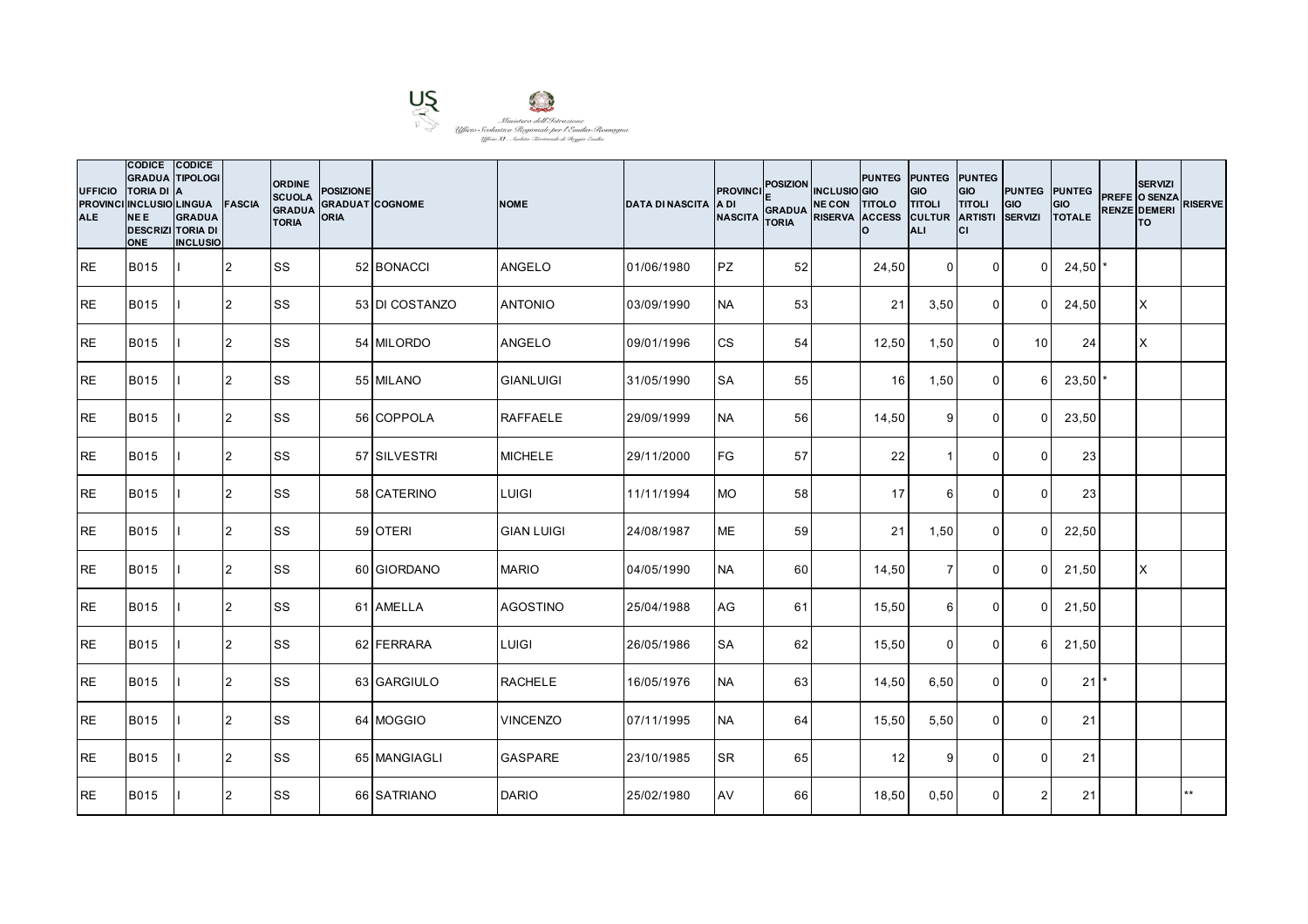Ministero dell'Istruzione
Ufficio Scolastico Regionale per l'Emilia-Romagna
Ufficio XI - Ambito Territoriale di Reggio Emilia

| UFFICIO PROVINCIALE | CODICE GRADUATORIA DI INCLUSIONE E DESCRIZIONE | CODICE TIPOLOGIA LINGUA GRADUATORIA DI INCLUSIO | FASCIA | ORDINE SCUOLA GRADUATORIA | POSIZIONE GRADUATORIA | COGNOME | NOME | DATA DI NASCITA | PROVINCIA DI NASCITA | POSIZIONE GRADUATORIA | INCLUSIONE CON RISERVA | PUNTEGGIO TITOLO ACCESSO | PUNTEGGIO TITOLI CULTURALI | PUNTEGGIO TITOLI ARTISTICI | PUNTEGGIO SERVIZI | PUNTEGGIO TOTALE | PREFERENZE | SERVIZI O SENZA DEMERITO | RISERVE |
|---|---|---|---|---|---|---|---|---|---|---|---|---|---|---|---|---|---|---|---|
| RE | B015 | I | 2 | SS | 52 | BONACCI | ANGELO | 01/06/1980 | PZ | 52 | | 24,50 | 0 | 0 | 0 | 24,50 | * | | |
| RE | B015 | I | 2 | SS | 53 | DI COSTANZO | ANTONIO | 03/09/1990 | NA | 53 | | 21 | 3,50 | 0 | 0 | 24,50 | | X | |
| RE | B015 | I | 2 | SS | 54 | MILORDO | ANGELO | 09/01/1996 | CS | 54 | | 12,50 | 1,50 | 0 | 10 | 24 | | X | |
| RE | B015 | I | 2 | SS | 55 | MILANO | GIANLUIGI | 31/05/1990 | SA | 55 | | 16 | 1,50 | 0 | 6 | 23,50 | * | | |
| RE | B015 | I | 2 | SS | 56 | COPPOLA | RAFFAELE | 29/09/1999 | NA | 56 | | 14,50 | 9 | 0 | 0 | 23,50 | | | |
| RE | B015 | I | 2 | SS | 57 | SILVESTRI | MICHELE | 29/11/2000 | FG | 57 | | 22 | 1 | 0 | 0 | 23 | | | |
| RE | B015 | I | 2 | SS | 58 | CATERINO | LUIGI | 11/11/1994 | MO | 58 | | 17 | 6 | 0 | 0 | 23 | | | |
| RE | B015 | I | 2 | SS | 59 | OTERI | GIAN LUIGI | 24/08/1987 | ME | 59 | | 21 | 1,50 | 0 | 0 | 22,50 | | | |
| RE | B015 | I | 2 | SS | 60 | GIORDANO | MARIO | 04/05/1990 | NA | 60 | | 14,50 | 7 | 0 | 0 | 21,50 | | X | |
| RE | B015 | I | 2 | SS | 61 | AMELLA | AGOSTINO | 25/04/1988 | AG | 61 | | 15,50 | 6 | 0 | 0 | 21,50 | | | |
| RE | B015 | I | 2 | SS | 62 | FERRARA | LUIGI | 26/05/1986 | SA | 62 | | 15,50 | 0 | 0 | 6 | 21,50 | | | |
| RE | B015 | I | 2 | SS | 63 | GARGIULO | RACHELE | 16/05/1976 | NA | 63 | | 14,50 | 6,50 | 0 | 0 | 21 | * | | |
| RE | B015 | I | 2 | SS | 64 | MOGGIO | VINCENZO | 07/11/1995 | NA | 64 | | 15,50 | 5,50 | 0 | 0 | 21 | | | |
| RE | B015 | I | 2 | SS | 65 | MANGIAGLI | GASPARE | 23/10/1985 | SR | 65 | | 12 | 9 | 0 | 0 | 21 | | | |
| RE | B015 | I | 2 | SS | 66 | SATRIANO | DARIO | 25/02/1980 | AV | 66 | | 18,50 | 0,50 | 0 | 2 | 21 | | | ** |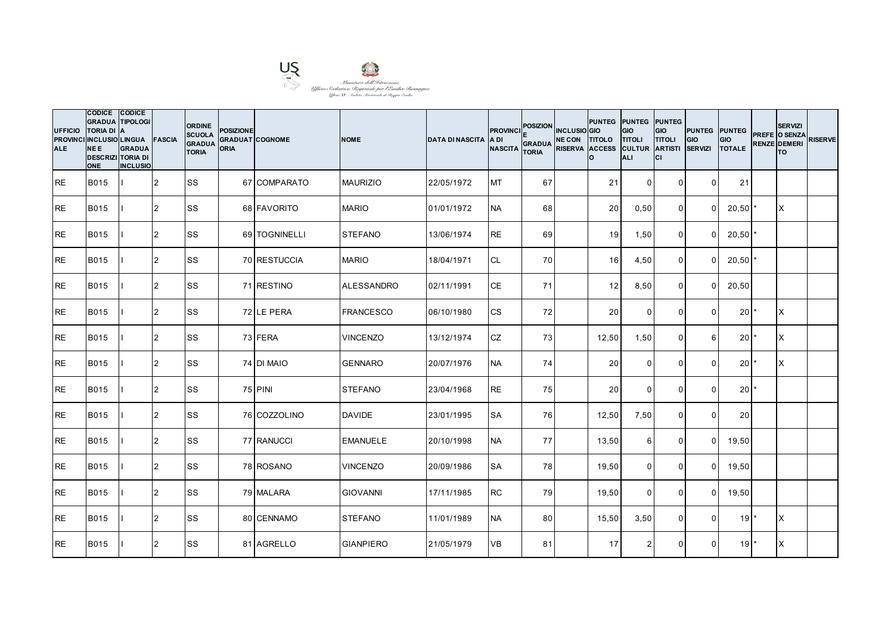Ministero dell'Istruzione
Ufficio Scolastico Regionale per l'Emilia-Romagna
Ufficio XI - Ambito Territoriale di Reggio Emilia

| UFFICIO PROVINCIALE | CODICE GRADUATORIA DI INCLUSIONE E DESCRIZIONE | CODICE TIPOLOGIA LINGUA GRADUATORIA DI INCLUSIO | FASCIA | ORDINE SCUOLA GRADUATORIA | POSIZIONE GRADUATORIA | COGNOME | NOME | DATA DI NASCITA | PROVINCIA DI NASCITA | POSIZIONE GRADUATORIA | INCLUSIONE CON RISERVA | PUNTEGGIO TITOLO ACCESSO | PUNTEGGIO TITOLI CULTURALI | PUNTEGGIO TITOLI ARTISTICI | PUNTEGGIO SERVIZI | PUNTEGGIO TOTALE | PREFERENZE | SERVIZI O SENZA DEMERITO | RISERVE |
|---|---|---|---|---|---|---|---|---|---|---|---|---|---|---|---|---|---|---|---|
| RE | B015 | I | 2 | SS | 67 | COMPARATO | MAURIZIO | 22/05/1972 | MT | 67 | | 21 | 0 | 0 | 0 | 21 | | | |
| RE | B015 | I | 2 | SS | 68 | FAVORITO | MARIO | 01/01/1972 | NA | 68 | | 20 | 0,50 | 0 | 0 | 20,50 | * | X | |
| RE | B015 | I | 2 | SS | 69 | TOGNINELLI | STEFANO | 13/06/1974 | RE | 69 | | 19 | 1,50 | 0 | 0 | 20,50 | * | | |
| RE | B015 | I | 2 | SS | 70 | RESTUCCIA | MARIO | 18/04/1971 | CL | 70 | | 16 | 4,50 | 0 | 0 | 20,50 | * | | |
| RE | B015 | I | 2 | SS | 71 | RESTINO | ALESSANDRO | 02/11/1991 | CE | 71 | | 12 | 8,50 | 0 | 0 | 20,50 | | | |
| RE | B015 | I | 2 | SS | 72 | LE PERA | FRANCESCO | 06/10/1980 | CS | 72 | | 20 | 0 | 0 | 0 | 20 | * | X | |
| RE | B015 | I | 2 | SS | 73 | FERA | VINCENZO | 13/12/1974 | CZ | 73 | | 12,50 | 1,50 | 0 | 6 | 20 | * | X | |
| RE | B015 | I | 2 | SS | 74 | DI MAIO | GENNARO | 20/07/1976 | NA | 74 | | 20 | 0 | 0 | 0 | 20 | * | X | |
| RE | B015 | I | 2 | SS | 75 | PINI | STEFANO | 23/04/1968 | RE | 75 | | 20 | 0 | 0 | 0 | 20 | * | | |
| RE | B015 | I | 2 | SS | 76 | COZZOLINO | DAVIDE | 23/01/1995 | SA | 76 | | 12,50 | 7,50 | 0 | 0 | 20 | | | |
| RE | B015 | I | 2 | SS | 77 | RANUCCI | EMANUELE | 20/10/1998 | NA | 77 | | 13,50 | 6 | 0 | 0 | 19,50 | | | |
| RE | B015 | I | 2 | SS | 78 | ROSANO | VINCENZO | 20/09/1986 | SA | 78 | | 19,50 | 0 | 0 | 0 | 19,50 | | | |
| RE | B015 | I | 2 | SS | 79 | MALARA | GIOVANNI | 17/11/1985 | RC | 79 | | 19,50 | 0 | 0 | 0 | 19,50 | | | |
| RE | B015 | I | 2 | SS | 80 | CENNAMO | STEFANO | 11/01/1989 | NA | 80 | | 15,50 | 3,50 | 0 | 0 | 19 | * | X | |
| RE | B015 | I | 2 | SS | 81 | AGRELLO | GIANPIERO | 21/05/1979 | VB | 81 | | 17 | 2 | 0 | 0 | 19 | * | X | |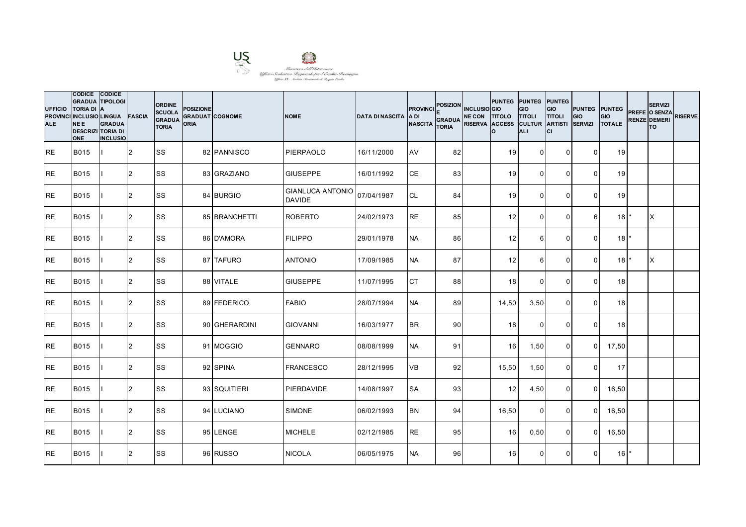Ministero dell'Istruzione
Ufficio Scolastico Regionale per l'Emilia-Romagna
Ufficio XI - Ambito Territoriale di Reggio Emilia

| UFFICIO PROVINCIALE | CODICE GRADUATORIA DI INCLUSIONE E DESCRIZIONE | CODICE TIPOLOGIA LINGUA GRADUATORIA DI INCLUSIO | FASCIA | ORDINE SCUOLA GRADUATORIA | POSIZIONE GRADUATORIA | COGNOME | NOME | DATA DI NASCITA | PROVINCIA DI NASCITA | POSIZIONE E GRADUATORIA | INCLUSIONE CON RISERVA | PUNTEGGIO TITOLO ACCESSO | PUNTEGGIO TITOLI CULTURALI | PUNTEGGIO TITOLI ARTISTICI | PUNTEGGIO SERVIZI | PUNTEGGIO TOTALE | PREFERENZE | SERVIZIO SENZA DEMERITO | RISERVE |
|---|---|---|---|---|---|---|---|---|---|---|---|---|---|---|---|---|---|---|---|
| RE | B015 | I | 2 | SS | 82 | PANNISCO | PIERPAOLO | 16/11/2000 | AV | 82 | | 19 | 0 | 0 | 0 | 19 | | | |
| RE | B015 | I | 2 | SS | 83 | GRAZIANO | GIUSEPPE | 16/01/1992 | CE | 83 | | 19 | 0 | 0 | 0 | 19 | | | |
| RE | B015 | I | 2 | SS | 84 | BURGIO | GIANLUCA ANTONIO DAVIDE | 07/04/1987 | CL | 84 | | 19 | 0 | 0 | 0 | 19 | | | |
| RE | B015 | I | 2 | SS | 85 | BRANCHETTI | ROBERTO | 24/02/1973 | RE | 85 | | 12 | 0 | 0 | 6 | 18 | * | X | |
| RE | B015 | I | 2 | SS | 86 | D'AMORA | FILIPPO | 29/01/1978 | NA | 86 | | 12 | 6 | 0 | 0 | 18 | * | | |
| RE | B015 | I | 2 | SS | 87 | TAFURO | ANTONIO | 17/09/1985 | NA | 87 | | 12 | 6 | 0 | 0 | 18 | * | X | |
| RE | B015 | I | 2 | SS | 88 | VITALE | GIUSEPPE | 11/07/1995 | CT | 88 | | 18 | 0 | 0 | 0 | 18 | | | |
| RE | B015 | I | 2 | SS | 89 | FEDERICO | FABIO | 28/07/1994 | NA | 89 | | 14,50 | 3,50 | 0 | 0 | 18 | | | |
| RE | B015 | I | 2 | SS | 90 | GHERARDINI | GIOVANNI | 16/03/1977 | BR | 90 | | 18 | 0 | 0 | 0 | 18 | | | |
| RE | B015 | I | 2 | SS | 91 | MOGGIO | GENNARO | 08/08/1999 | NA | 91 | | 16 | 1,50 | 0 | 0 | 17,50 | | | |
| RE | B015 | I | 2 | SS | 92 | SPINA | FRANCESCO | 28/12/1995 | VB | 92 | | 15,50 | 1,50 | 0 | 0 | 17 | | | |
| RE | B015 | I | 2 | SS | 93 | SQUITIERI | PIERDAVIDE | 14/08/1997 | SA | 93 | | 12 | 4,50 | 0 | 0 | 16,50 | | | |
| RE | B015 | I | 2 | SS | 94 | LUCIANO | SIMONE | 06/02/1993 | BN | 94 | | 16,50 | 0 | 0 | 0 | 16,50 | | | |
| RE | B015 | I | 2 | SS | 95 | LENGE | MICHELE | 02/12/1985 | RE | 95 | | 16 | 0,50 | 0 | 0 | 16,50 | | | |
| RE | B015 | I | 2 | SS | 96 | RUSSO | NICOLA | 06/05/1975 | NA | 96 | | 16 | 0 | 0 | 0 | 16 | * | | |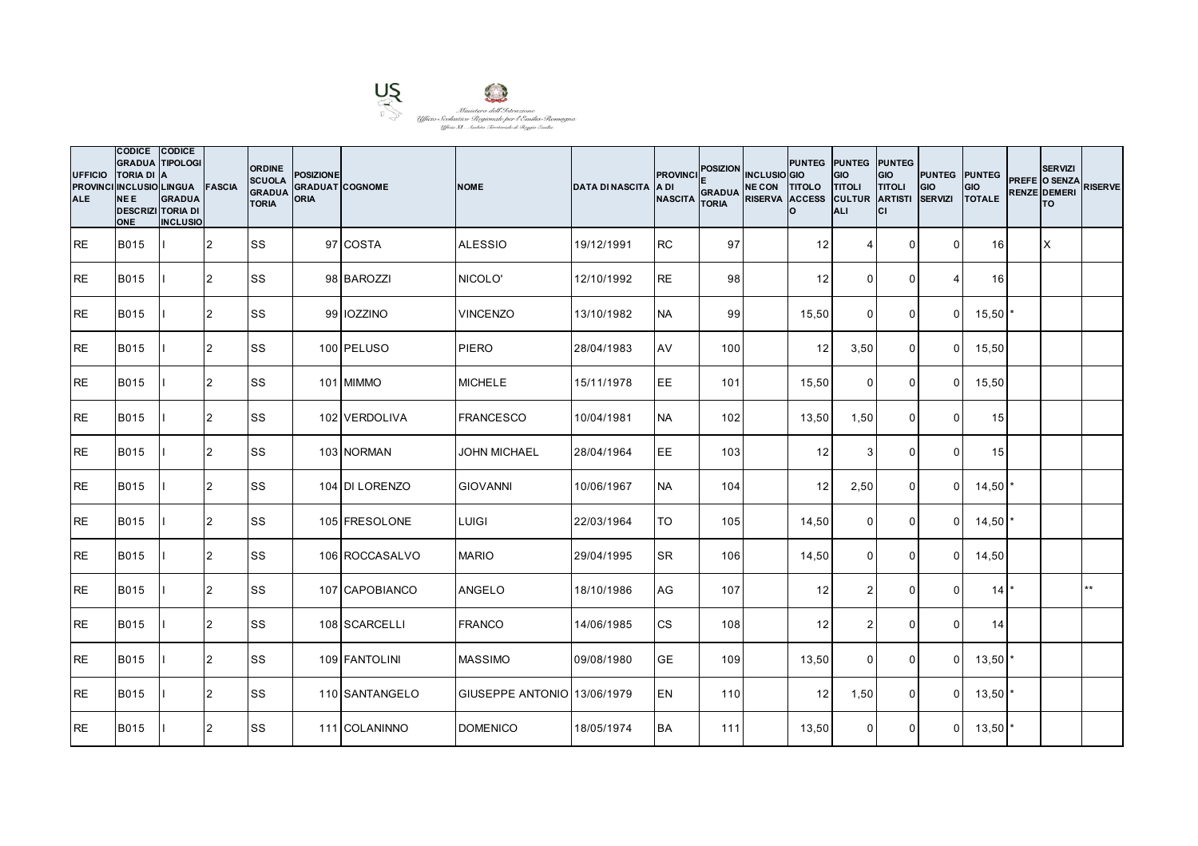Ministero dell'Istruzione
Ufficio Scolastico Regionale per l'Emilia-Romagna
Ufficio XI - Ambito Territoriale di Reggio Emilia

| UFFICIO PROVINCIALE | CODICE GRADUATORIA DI INCLUSIONE E DESCRIZIONE | CODICE TIPOLOGIA LINGUA GRADUATORIA DI INCLUSIO | FASCIA | ORDINE SCUOLA GRADUATORIA | POSIZIONE GRADUATORIA | COGNOME | NOME | DATA DI NASCITA | PROVINCIA DI NASCITA | POSIZIONE E GRADUATORIA | INCLUSIONE CON RISERVA | PUNTEGGIO TITOLO ACCESSO | PUNTEGGIO TITOLI CULTURALI | PUNTEGGIO TITOLI ARTISTICI | PUNTEGGIO SERVIZI | PUNTEGGIO TOTALE | PREFERENZE | SERVIZI O SENZA DEMERITO | RISERVE |
|---|---|---|---|---|---|---|---|---|---|---|---|---|---|---|---|---|---|---|---|
| RE | B015 | I | 2 | SS | 97 | COSTA | ALESSIO | 19/12/1991 | RC | 97 | | 12 | 4 | 0 | 0 | 16 | | X | |
| RE | B015 | I | 2 | SS | 98 | BAROZZI | NICOLO' | 12/10/1992 | RE | 98 | | 12 | 0 | 0 | 4 | 16 | | | |
| RE | B015 | I | 2 | SS | 99 | IOZZINO | VINCENZO | 13/10/1982 | NA | 99 | | 15,50 | 0 | 0 | 0 | 15,50 | * | | |
| RE | B015 | I | 2 | SS | 100 | PELUSO | PIERO | 28/04/1983 | AV | 100 | | 12 | 3,50 | 0 | 0 | 15,50 | | | |
| RE | B015 | I | 2 | SS | 101 | MIMMO | MICHELE | 15/11/1978 | EE | 101 | | 15,50 | 0 | 0 | 0 | 15,50 | | | |
| RE | B015 | I | 2 | SS | 102 | VERDOLIVA | FRANCESCO | 10/04/1981 | NA | 102 | | 13,50 | 1,50 | 0 | 0 | 15 | | | |
| RE | B015 | I | 2 | SS | 103 | NORMAN | JOHN MICHAEL | 28/04/1964 | EE | 103 | | 12 | 3 | 0 | 0 | 15 | | | |
| RE | B015 | I | 2 | SS | 104 | DI LORENZO | GIOVANNI | 10/06/1967 | NA | 104 | | 12 | 2,50 | 0 | 0 | 14,50 | * | | |
| RE | B015 | I | 2 | SS | 105 | FRESOLONE | LUIGI | 22/03/1964 | TO | 105 | | 14,50 | 0 | 0 | 0 | 14,50 | * | | |
| RE | B015 | I | 2 | SS | 106 | ROCCASALVO | MARIO | 29/04/1995 | SR | 106 | | 14,50 | 0 | 0 | 0 | 14,50 | | | |
| RE | B015 | I | 2 | SS | 107 | CAPOBIANCO | ANGELO | 18/10/1986 | AG | 107 | | 12 | 2 | 0 | 0 | 14 | * | | ** |
| RE | B015 | I | 2 | SS | 108 | SCARCELLI | FRANCO | 14/06/1985 | CS | 108 | | 12 | 2 | 0 | 0 | 14 | | | |
| RE | B015 | I | 2 | SS | 109 | FANTOLINI | MASSIMO | 09/08/1980 | GE | 109 | | 13,50 | 0 | 0 | 0 | 13,50 | * | | |
| RE | B015 | I | 2 | SS | 110 | SANTANGELO | GIUSEPPE ANTONIO | 13/06/1979 | EN | 110 | | 12 | 1,50 | 0 | 0 | 13,50 | * | | |
| RE | B015 | I | 2 | SS | 111 | COLANINNO | DOMENICO | 18/05/1974 | BA | 111 | | 13,50 | 0 | 0 | 0 | 13,50 | * | | |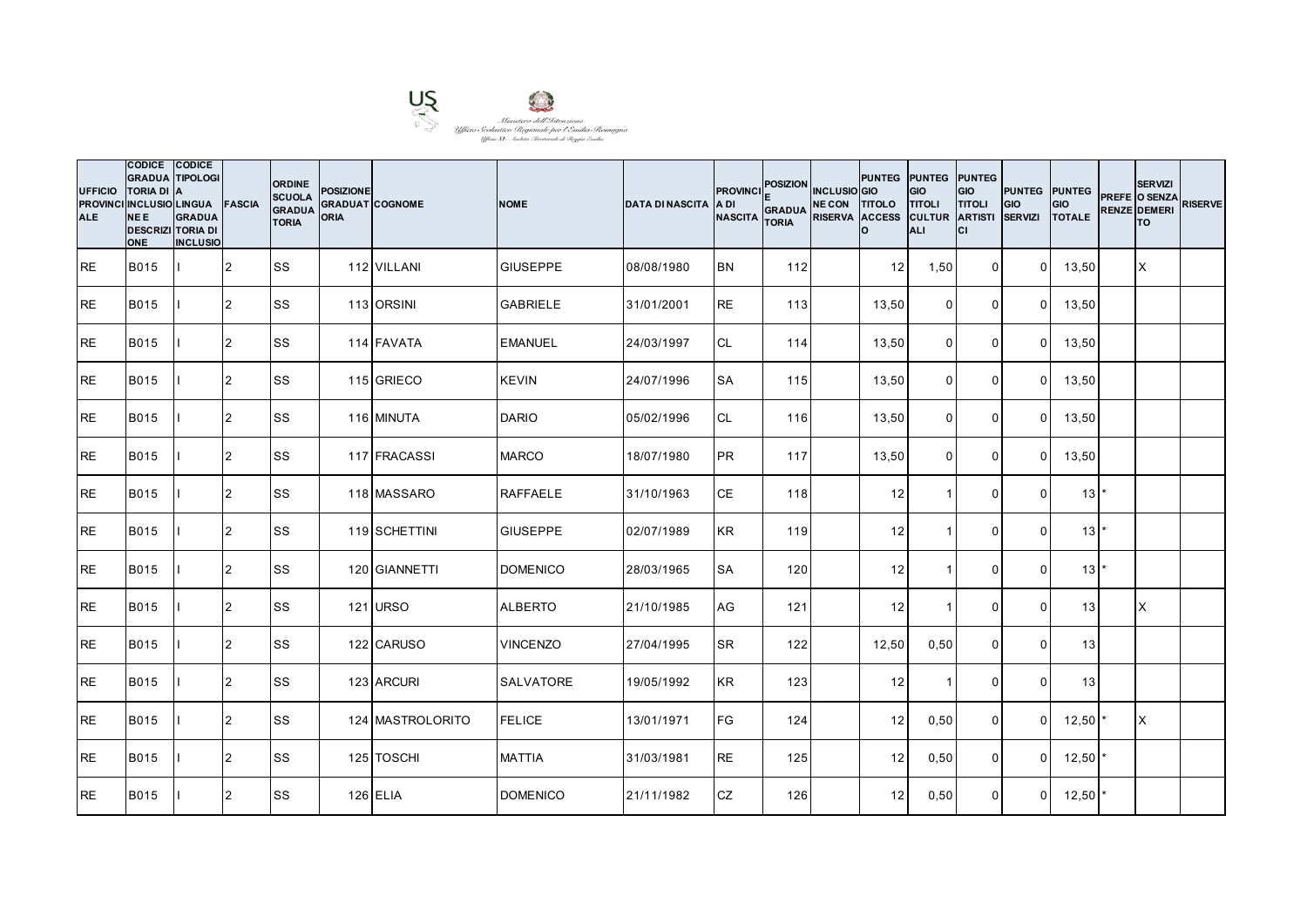Ministero dell'Istruzione
Ufficio Scolastico Regionale per l'Emilia-Romagna
Ufficio XI - Ambito Territoriale di Reggio Emilia

| UFFICIO PROVINCIALE | CODICE GRADUATORIA DI INCLUSIONE E DESCRIZIONE | CODICE TIPOLOGIA LINGUA GRADUATORIA DI INCLUSIO | FASCIA | ORDINE SCUOLA GRADUATORIA | POSIZIONE GRADUATORIA | COGNOME | NOME | DATA DI NASCITA | PROVINCIA DI NASCITA | POSIZIONE GRADUATORIA | INCLUSIONE CON RISERVA | PUNTEGGIO TITOLO ACCESSO | PUNTEGGIO TITOLI CULTURALI | PUNTEGGIO TITOLI ARTISTICI | PUNTEGGIO SERVIZI | PUNTEGGIO TOTALE | PREFERENZE | SERVIZI O SENZA DEMERITO | RISERVE |
|---|---|---|---|---|---|---|---|---|---|---|---|---|---|---|---|---|---|---|---|
| RE | B015 | I | 2 | SS | 112 | VILLANI | GIUSEPPE | 08/08/1980 | BN | 112 | | 12 | 1,50 | 0 | 0 | 13,50 | | X | |
| RE | B015 | I | 2 | SS | 113 | ORSINI | GABRIELE | 31/01/2001 | RE | 113 | | 13,50 | 0 | 0 | 0 | 13,50 | | | |
| RE | B015 | I | 2 | SS | 114 | FAVATA | EMANUEL | 24/03/1997 | CL | 114 | | 13,50 | 0 | 0 | 0 | 13,50 | | | |
| RE | B015 | I | 2 | SS | 115 | GRIECO | KEVIN | 24/07/1996 | SA | 115 | | 13,50 | 0 | 0 | 0 | 13,50 | | | |
| RE | B015 | I | 2 | SS | 116 | MINUTA | DARIO | 05/02/1996 | CL | 116 | | 13,50 | 0 | 0 | 0 | 13,50 | | | |
| RE | B015 | I | 2 | SS | 117 | FRACASSI | MARCO | 18/07/1980 | PR | 117 | | 13,50 | 0 | 0 | 0 | 13,50 | | | |
| RE | B015 | I | 2 | SS | 118 | MASSARO | RAFFAELE | 31/10/1963 | CE | 118 | | 12 | 1 | 0 | 0 | 13 | * | | |
| RE | B015 | I | 2 | SS | 119 | SCHETTINI | GIUSEPPE | 02/07/1989 | KR | 119 | | 12 | 1 | 0 | 0 | 13 | * | | |
| RE | B015 | I | 2 | SS | 120 | GIANNETTI | DOMENICO | 28/03/1965 | SA | 120 | | 12 | 1 | 0 | 0 | 13 | * | | |
| RE | B015 | I | 2 | SS | 121 | URSO | ALBERTO | 21/10/1985 | AG | 121 | | 12 | 1 | 0 | 0 | 13 | | X | |
| RE | B015 | I | 2 | SS | 122 | CARUSO | VINCENZO | 27/04/1995 | SR | 122 | | 12,50 | 0,50 | 0 | 0 | 13 | | | |
| RE | B015 | I | 2 | SS | 123 | ARCURI | SALVATORE | 19/05/1992 | KR | 123 | | 12 | 1 | 0 | 0 | 13 | | | |
| RE | B015 | I | 2 | SS | 124 | MASTROLORITO | FELICE | 13/01/1971 | FG | 124 | | 12 | 0,50 | 0 | 0 | 12,50 | * | X | |
| RE | B015 | I | 2 | SS | 125 | TOSCHI | MATTIA | 31/03/1981 | RE | 125 | | 12 | 0,50 | 0 | 0 | 12,50 | * | | |
| RE | B015 | I | 2 | SS | 126 | ELIA | DOMENICO | 21/11/1982 | CZ | 126 | | 12 | 0,50 | 0 | 0 | 12,50 | * | | |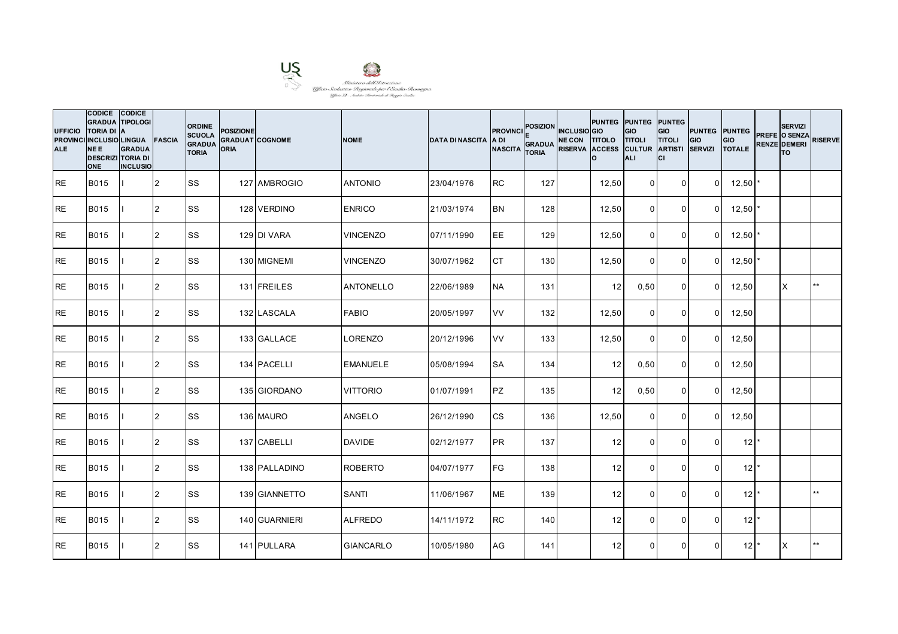Ministero dell'Istruzione
Ufficio Scolastico Regionale per l'Emilia-Romagna
Ufficio XI - Ambito Territoriale di Reggio Emilia

| UFFICIO PROVINCIALE | CODICE GRADUATORIA DI INCLUSIONE E DESCRIZIONE | CODICE TIPOLOGIA LINGUA GRADUATORIA DI INCLUSIO | FASCIA | ORDINE SCUOLA GRADUATORIA | POSIZIONE GRADUATORIA | COGNOME | NOME | DATA DI NASCITA | PROVINCIA DI NASCITA | POSIZIONE GRADUATORIA | INCLUSIONE CON RISERVA | PUNTEGGIO TITOLO ACCESSO | PUNTEGGIO TITOLI CULTURALI | PUNTEGGIO TITOLI ARTISTICI | PUNTEGGIO SERVIZI | PUNTEGGIO TOTALE | PREFERENZE | SERVIZI O SENZA DEMERITO | RISERVE |
|---|---|---|---|---|---|---|---|---|---|---|---|---|---|---|---|---|---|---|---|
| RE | B015 | I | 2 | SS | 127 | AMBROGIO | ANTONIO | 23/04/1976 | RC | 127 | | 12,50 | 0 | 0 | 0 | 12,50 | * | | |
| RE | B015 | I | 2 | SS | 128 | VERDINO | ENRICO | 21/03/1974 | BN | 128 | | 12,50 | 0 | 0 | 0 | 12,50 | * | | |
| RE | B015 | I | 2 | SS | 129 | DI VARA | VINCENZO | 07/11/1990 | EE | 129 | | 12,50 | 0 | 0 | 0 | 12,50 | * | | |
| RE | B015 | I | 2 | SS | 130 | MIGNEMI | VINCENZO | 30/07/1962 | CT | 130 | | 12,50 | 0 | 0 | 0 | 12,50 | * | | |
| RE | B015 | I | 2 | SS | 131 | FREILES | ANTONELLO | 22/06/1989 | NA | 131 | | 12 | 0,50 | 0 | 0 | 12,50 | | X | ** |
| RE | B015 | I | 2 | SS | 132 | LASCALA | FABIO | 20/05/1997 | VV | 132 | | 12,50 | 0 | 0 | 0 | 12,50 | | | |
| RE | B015 | I | 2 | SS | 133 | GALLACE | LORENZO | 20/12/1996 | VV | 133 | | 12,50 | 0 | 0 | 0 | 12,50 | | | |
| RE | B015 | I | 2 | SS | 134 | PACELLI | EMANUELE | 05/08/1994 | SA | 134 | | 12 | 0,50 | 0 | 0 | 12,50 | | | |
| RE | B015 | I | 2 | SS | 135 | GIORDANO | VITTORIO | 01/07/1991 | PZ | 135 | | 12 | 0,50 | 0 | 0 | 12,50 | | | |
| RE | B015 | I | 2 | SS | 136 | MAURO | ANGELO | 26/12/1990 | CS | 136 | | 12,50 | 0 | 0 | 0 | 12,50 | | | |
| RE | B015 | I | 2 | SS | 137 | CABELLI | DAVIDE | 02/12/1977 | PR | 137 | | 12 | 0 | 0 | 0 | 12 | * | | |
| RE | B015 | I | 2 | SS | 138 | PALLADINO | ROBERTO | 04/07/1977 | FG | 138 | | 12 | 0 | 0 | 0 | 12 | * | | |
| RE | B015 | I | 2 | SS | 139 | GIANNETTO | SANTI | 11/06/1967 | ME | 139 | | 12 | 0 | 0 | 0 | 12 | * | | ** |
| RE | B015 | I | 2 | SS | 140 | GUARNIERI | ALFREDO | 14/11/1972 | RC | 140 | | 12 | 0 | 0 | 0 | 12 | * | | |
| RE | B015 | I | 2 | SS | 141 | PULLARA | GIANCARLO | 10/05/1980 | AG | 141 | | 12 | 0 | 0 | 0 | 12 | * | X | ** |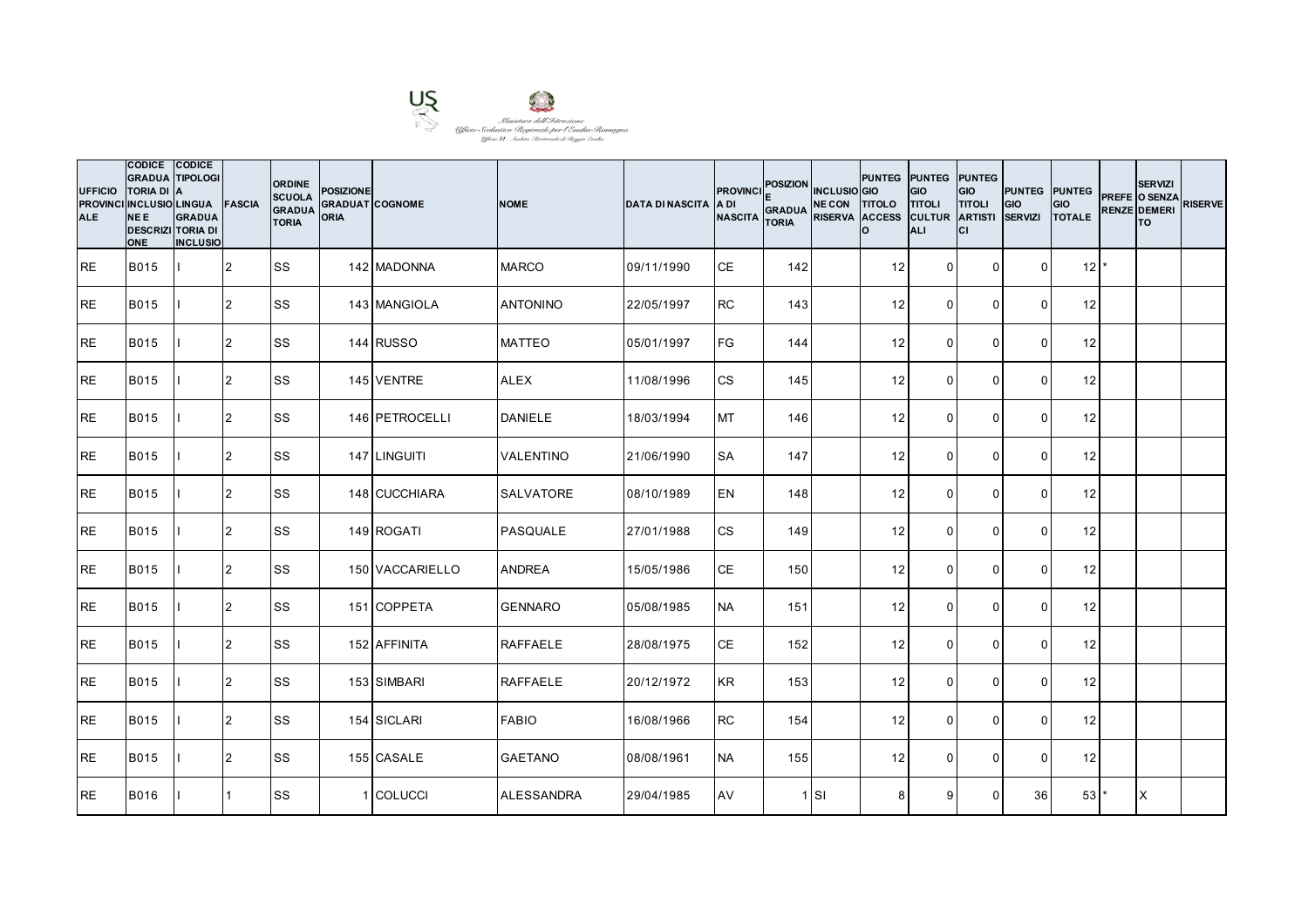Ministero dell'Istruzione
Ufficio Scolastico Regionale per l'Emilia-Romagna
Ufficio XI - Ambito Territoriale di Reggio Emilia

| UFFICIO PROVINCIALE | CODICE GRADUATORIA DI INCLUSIONE E DESCRIZIONE | CODICE TIPOLOGIA LINGUA GRADUATORIA DI INCLUSIO | FASCIA | ORDINE SCUOLA GRADUATORIA | POSIZIONE GRADUATORIA | COGNOME | NOME | DATA DI NASCITA | PROVINCIA DI NASCITA | POSIZIONE E GRADUATORIA | INCLUSIONE CON RISERVA | PUNTEGGIO TITOLO ACCESSO | PUNTEGGIO TITOLI CULTURALI | PUNTEGGIO TITOLI ARTISTICI | PUNTEGGIO SERVIZI | PUNTEGGIO TOTALE | PREFERENZE | SERVIZI O SENZA DEMERITO | RISERVE |
|---|---|---|---|---|---|---|---|---|---|---|---|---|---|---|---|---|---|---|---|
| RE | B015 | I | 2 | SS | 142 | MADONNA | MARCO | 09/11/1990 | CE | 142 | | 12 | 0 | 0 | 0 | 12 | * | | |
| RE | B015 | I | 2 | SS | 143 | MANGIOLA | ANTONINO | 22/05/1997 | RC | 143 | | 12 | 0 | 0 | 0 | 12 | | | |
| RE | B015 | I | 2 | SS | 144 | RUSSO | MATTEO | 05/01/1997 | FG | 144 | | 12 | 0 | 0 | 0 | 12 | | | |
| RE | B015 | I | 2 | SS | 145 | VENTRE | ALEX | 11/08/1996 | CS | 145 | | 12 | 0 | 0 | 0 | 12 | | | |
| RE | B015 | I | 2 | SS | 146 | PETROCELLI | DANIELE | 18/03/1994 | MT | 146 | | 12 | 0 | 0 | 0 | 12 | | | |
| RE | B015 | I | 2 | SS | 147 | LINGUITI | VALENTINO | 21/06/1990 | SA | 147 | | 12 | 0 | 0 | 0 | 12 | | | |
| RE | B015 | I | 2 | SS | 148 | CUCCHIARA | SALVATORE | 08/10/1989 | EN | 148 | | 12 | 0 | 0 | 0 | 12 | | | |
| RE | B015 | I | 2 | SS | 149 | ROGATI | PASQUALE | 27/01/1988 | CS | 149 | | 12 | 0 | 0 | 0 | 12 | | | |
| RE | B015 | I | 2 | SS | 150 | VACCARIELLO | ANDREA | 15/05/1986 | CE | 150 | | 12 | 0 | 0 | 0 | 12 | | | |
| RE | B015 | I | 2 | SS | 151 | COPPETA | GENNARO | 05/08/1985 | NA | 151 | | 12 | 0 | 0 | 0 | 12 | | | |
| RE | B015 | I | 2 | SS | 152 | AFFINITA | RAFFAELE | 28/08/1975 | CE | 152 | | 12 | 0 | 0 | 0 | 12 | | | |
| RE | B015 | I | 2 | SS | 153 | SIMBARI | RAFFAELE | 20/12/1972 | KR | 153 | | 12 | 0 | 0 | 0 | 12 | | | |
| RE | B015 | I | 2 | SS | 154 | SICLARI | FABIO | 16/08/1966 | RC | 154 | | 12 | 0 | 0 | 0 | 12 | | | |
| RE | B015 | I | 2 | SS | 155 | CASALE | GAETANO | 08/08/1961 | NA | 155 | | 12 | 0 | 0 | 0 | 12 | | | |
| RE | B016 | I | 1 | SS | 1 | COLUCCI | ALESSANDRA | 29/04/1985 | AV | 1 | SI | 8 | 9 | 0 | 36 | 53 | * | X | |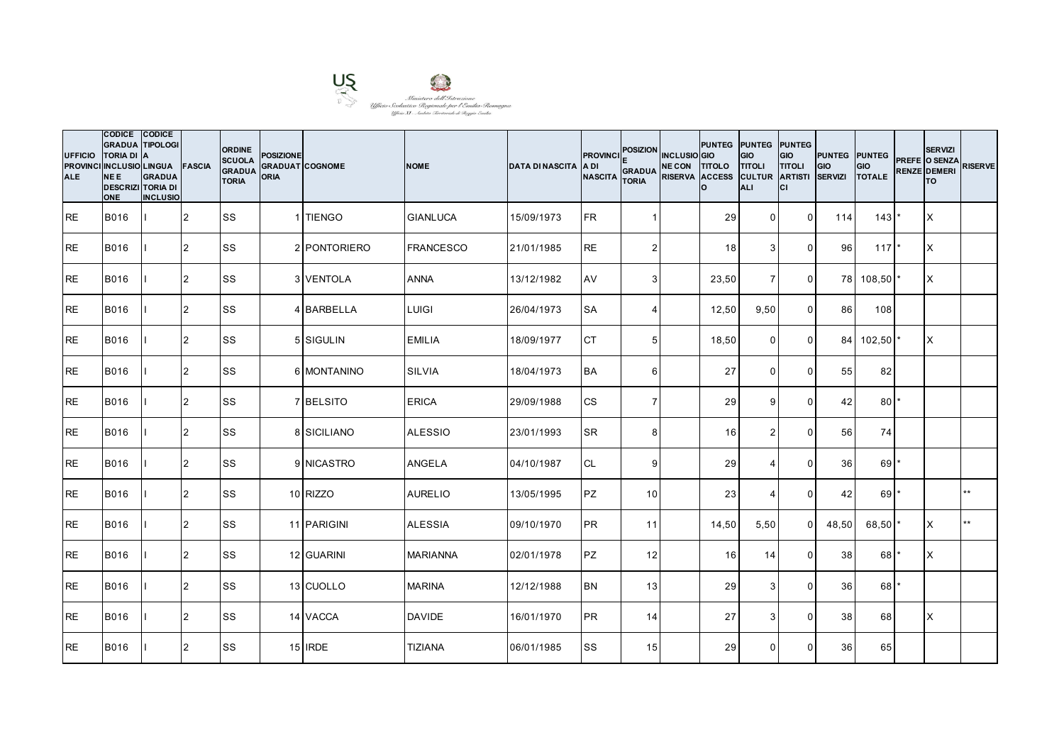Ministero dell'Istruzione
Ufficio Scolastico Regionale per l'Emilia-Romagna
Ufficio XI - Ambito Territoriale di Reggio Emilia

| UFFICIO PROVINCIALE | CODICE GRADUATORIA DI INCLUSIONE E DESCRIZIONE | CODICE TIPOLOGIA LINGUA GRADUATORIA DI INCLUSIO | FASCIA | ORDINE SCUOLA GRADUATORIA | POSIZIONE GRADUATORIA | COGNOME | NOME | DATA DI NASCITA | PROVINCIA DI NASCITA | POSIZIONE GRADUATORIA | INCLUSIONE CON RISERVA | PUNTEGGIO TITOLO ACCESSO | PUNTEGGIO TITOLI CULTURALI | PUNTEGGIO TITOLI ARTISTICI | PUNTEGGIO SERVIZI | PUNTEGGIO TOTALE | PREFERENZE | SERVIZI O SENZA DEMERITO | RISERVE |
|---|---|---|---|---|---|---|---|---|---|---|---|---|---|---|---|---|---|---|---|
| RE | B016 | I | 2 | SS | 1 | TIENGO | GIANLUCA | 15/09/1973 | FR | 1 | | 29 | 0 | 0 | 114 | 143 | * | X | |
| RE | B016 | I | 2 | SS | 2 | PONTORIERO | FRANCESCO | 21/01/1985 | RE | 2 | | 18 | 3 | 0 | 96 | 117 | * | X | |
| RE | B016 | I | 2 | SS | 3 | VENTOLA | ANNA | 13/12/1982 | AV | 3 | | 23,50 | 7 | 0 | 78 | 108,50 | * | X | |
| RE | B016 | I | 2 | SS | 4 | BARBELLA | LUIGI | 26/04/1973 | SA | 4 | | 12,50 | 9,50 | 0 | 86 | 108 | | | |
| RE | B016 | I | 2 | SS | 5 | SIGULIN | EMILIA | 18/09/1977 | CT | 5 | | 18,50 | 0 | 0 | 84 | 102,50 | * | X | |
| RE | B016 | I | 2 | SS | 6 | MONTANINO | SILVIA | 18/04/1973 | BA | 6 | | 27 | 0 | 0 | 55 | 82 | | | |
| RE | B016 | I | 2 | SS | 7 | BELSITO | ERICA | 29/09/1988 | CS | 7 | | 29 | 9 | 0 | 42 | 80 | * | | |
| RE | B016 | I | 2 | SS | 8 | SICILIANO | ALESSIO | 23/01/1993 | SR | 8 | | 16 | 2 | 0 | 56 | 74 | | | |
| RE | B016 | I | 2 | SS | 9 | NICASTRO | ANGELA | 04/10/1987 | CL | 9 | | 29 | 4 | 0 | 36 | 69 | * | | |
| RE | B016 | I | 2 | SS | 10 | RIZZO | AURELIO | 13/05/1995 | PZ | 10 | | 23 | 4 | 0 | 42 | 69 | * | | ** |
| RE | B016 | I | 2 | SS | 11 | PARIGINI | ALESSIA | 09/10/1970 | PR | 11 | | 14,50 | 5,50 | 0 | 48,50 | 68,50 | * | X | ** |
| RE | B016 | I | 2 | SS | 12 | GUARINI | MARIANNA | 02/01/1978 | PZ | 12 | | 16 | 14 | 0 | 38 | 68 | * | X | |
| RE | B016 | I | 2 | SS | 13 | CUOLLO | MARINA | 12/12/1988 | BN | 13 | | 29 | 3 | 0 | 36 | 68 | * | | |
| RE | B016 | I | 2 | SS | 14 | VACCA | DAVIDE | 16/01/1970 | PR | 14 | | 27 | 3 | 0 | 38 | 68 | | X | |
| RE | B016 | I | 2 | SS | 15 | IRDE | TIZIANA | 06/01/1985 | SS | 15 | | 29 | 0 | 0 | 36 | 65 | | | |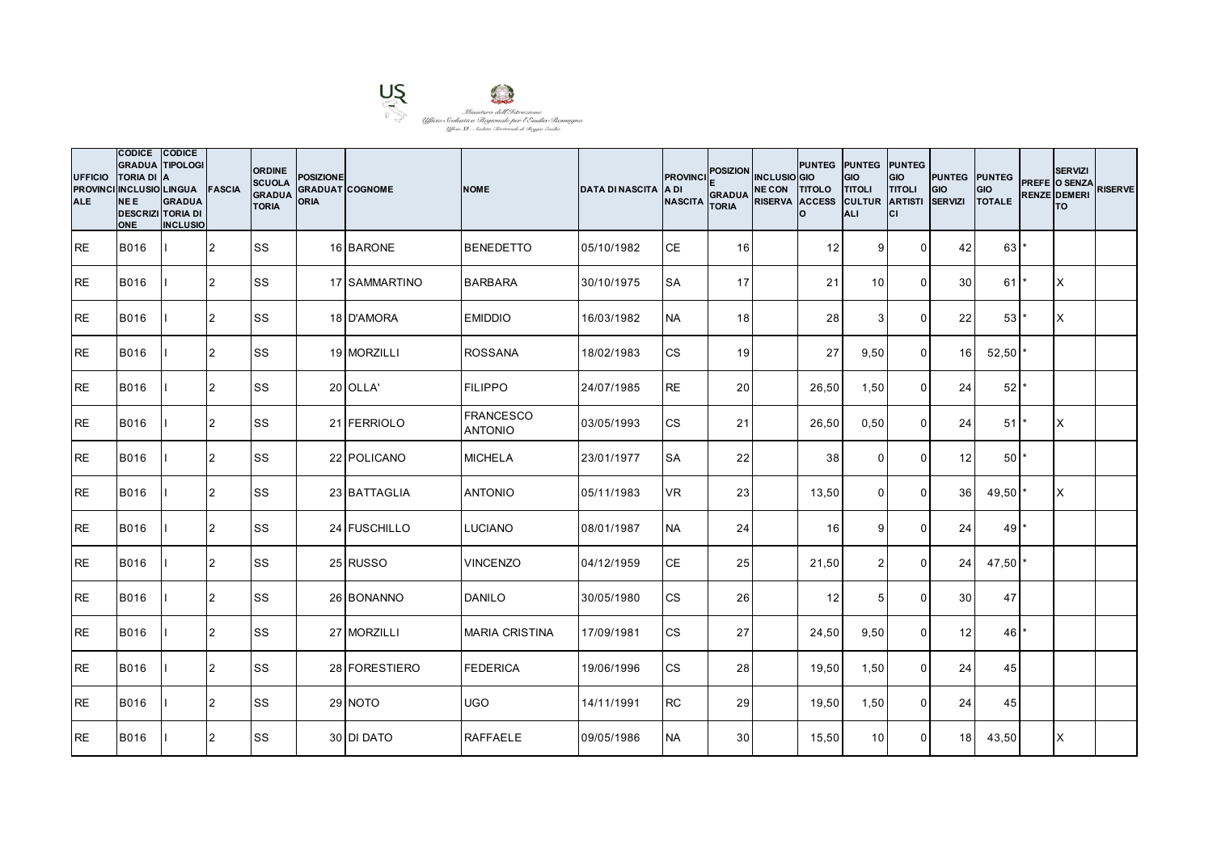Ministero dell'Istruzione
Ufficio Scolastico Regionale per l'Emilia-Romagna
Ufficio XI - Ambito Territoriale di Reggio Emilia

| UFFICIO PROVINCIALE | CODICE GRADUATORIA DI INCLUSIONE E DESCRIZIONE | CODICE TIPOLOGIA LINGUA GRADUATORIA DI INCLUSIO | FASCIA | ORDINE SCUOLA GRADUATORIA | POSIZIONE GRADUATORIA | COGNOME | NOME | DATA DI NASCITA | PROVINCIA DI NASCITA | POSIZIONE GRADUATORIA | INCLUSIONE CON RISERVA | PUNTEGGIO TITOLO ACCESSO | PUNTEGGIO TITOLI CULTURALI | PUNTEGGIO TITOLI ARTISTICI | PUNTEGGIO SERVIZI | PUNTEGGIO TOTALE | PREFERENZE | SERVIZI O SENZA DEMERITO | RISERVE |
|---|---|---|---|---|---|---|---|---|---|---|---|---|---|---|---|---|---|---|---|
| RE | B016 | I | 2 | SS | 16 | BARONE | BENEDETTO | 05/10/1982 | CE | 16 | | 12 | 9 | 0 | 42 | 63 | * | | |
| RE | B016 | I | 2 | SS | 17 | SAMMARTINO | BARBARA | 30/10/1975 | SA | 17 | | 21 | 10 | 0 | 30 | 61 | * | X | |
| RE | B016 | I | 2 | SS | 18 | D'AMORA | EMIDDIO | 16/03/1982 | NA | 18 | | 28 | 3 | 0 | 22 | 53 | * | X | |
| RE | B016 | I | 2 | SS | 19 | MORZILLI | ROSSANA | 18/02/1983 | CS | 19 | | 27 | 9,50 | 0 | 16 | 52,50 | * | | |
| RE | B016 | I | 2 | SS | 20 | OLLA' | FILIPPO | 24/07/1985 | RE | 20 | | 26,50 | 1,50 | 0 | 24 | 52 | * | | |
| RE | B016 | I | 2 | SS | 21 | FERRIOLO | FRANCESCO ANTONIO | 03/05/1993 | CS | 21 | | 26,50 | 0,50 | 0 | 24 | 51 | * | X | |
| RE | B016 | I | 2 | SS | 22 | POLICANO | MICHELA | 23/01/1977 | SA | 22 | | 38 | 0 | 0 | 12 | 50 | * | | |
| RE | B016 | I | 2 | SS | 23 | BATTAGLIA | ANTONIO | 05/11/1983 | VR | 23 | | 13,50 | 0 | 0 | 36 | 49,50 | * | X | |
| RE | B016 | I | 2 | SS | 24 | FUSCHILLO | LUCIANO | 08/01/1987 | NA | 24 | | 16 | 9 | 0 | 24 | 49 | * | | |
| RE | B016 | I | 2 | SS | 25 | RUSSO | VINCENZO | 04/12/1959 | CE | 25 | | 21,50 | 2 | 0 | 24 | 47,50 | * | | |
| RE | B016 | I | 2 | SS | 26 | BONANNO | DANILO | 30/05/1980 | CS | 26 | | 12 | 5 | 0 | 30 | 47 | | | |
| RE | B016 | I | 2 | SS | 27 | MORZILLI | MARIA CRISTINA | 17/09/1981 | CS | 27 | | 24,50 | 9,50 | 0 | 12 | 46 | * | | |
| RE | B016 | I | 2 | SS | 28 | FORESTIERO | FEDERICA | 19/06/1996 | CS | 28 | | 19,50 | 1,50 | 0 | 24 | 45 | | | |
| RE | B016 | I | 2 | SS | 29 | NOTO | UGO | 14/11/1991 | RC | 29 | | 19,50 | 1,50 | 0 | 24 | 45 | | | |
| RE | B016 | I | 2 | SS | 30 | DI DATO | RAFFAELE | 09/05/1986 | NA | 30 | | 15,50 | 10 | 0 | 18 | 43,50 | | X | |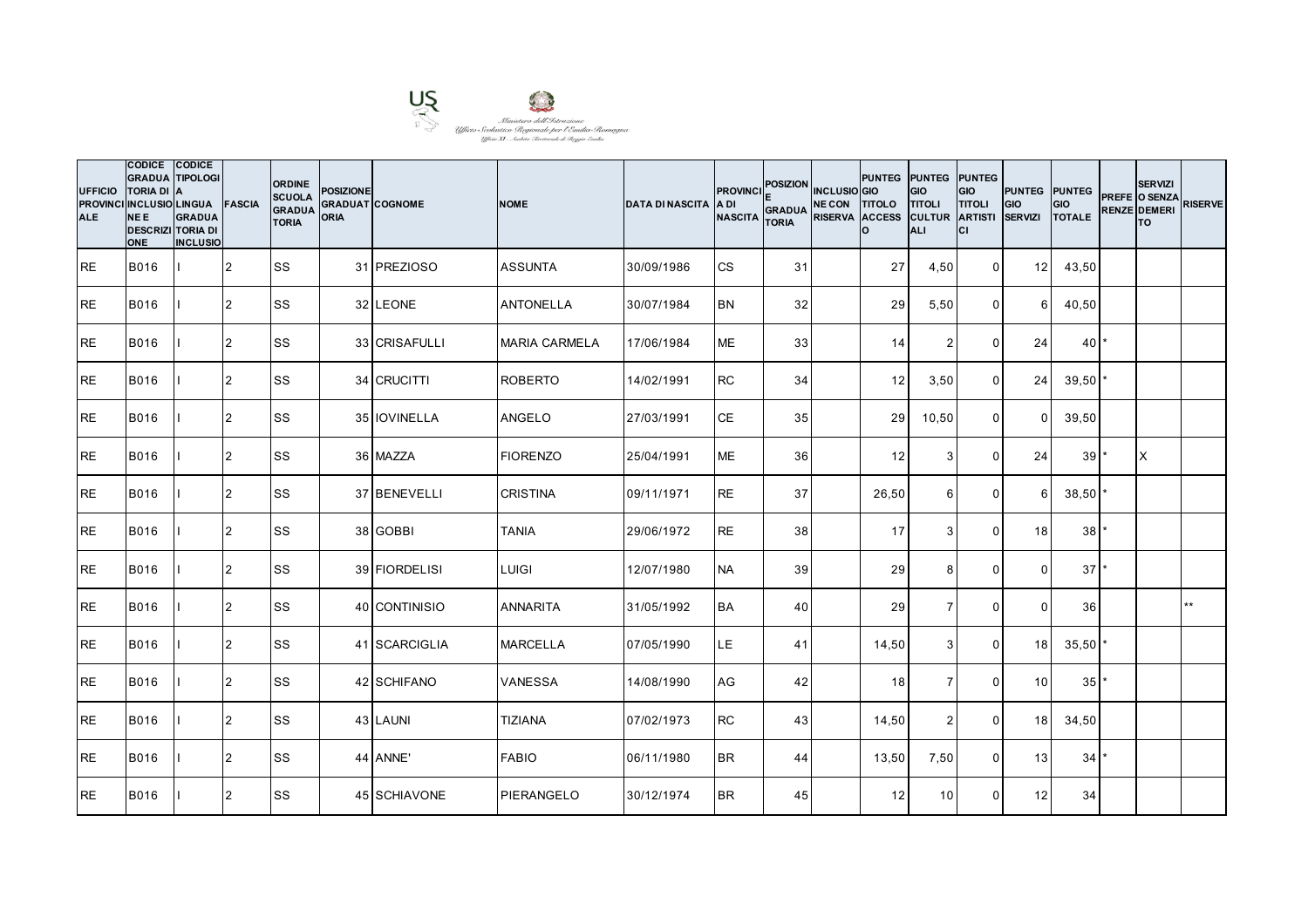Ministero dell'Istruzione
Ufficio Scolastico Regionale per l'Emilia-Romagna
Ufficio XI - Ambito Territoriale di Reggio Emilia

| UFFICIO PROVINCIALE | CODICE GRADUATORIA DI INCLUSIONE E DESCRIZIONE | CODICE TIPOLOGIA LINGUA GRADUATORIA DI INCLUSIO | FASCIA | ORDINE SCUOLA GRADUATORIA | POSIZIONE GRADUATORIA | COGNOME | NOME | DATA DI NASCITA | PROVINCIA DI NASCITA | POSIZIONE GRADUATORIA | INCLUSIONE CON RISERVA | PUNTEGGIO TITOLO ACCESSO | PUNTEGGIO TITOLI CULTURALI | PUNTEGGIO TITOLI ARTISTICI | PUNTEGGIO SERVIZI | PUNTEGGIO TOTALE | PREFERENZE | SERVIZI O SENZA DEMERITO | RISERVE |
|---|---|---|---|---|---|---|---|---|---|---|---|---|---|---|---|---|---|---|---|
| RE | B016 | I | 2 | SS | 31 | PREZIOSO | ASSUNTA | 30/09/1986 | CS | 31 | | 27 | 4,50 | 0 | 12 | 43,50 | | | |
| RE | B016 | I | 2 | SS | 32 | LEONE | ANTONELLA | 30/07/1984 | BN | 32 | | 29 | 5,50 | 0 | 6 | 40,50 | | | |
| RE | B016 | I | 2 | SS | 33 | CRISAFULLI | MARIA CARMELA | 17/06/1984 | ME | 33 | | 14 | 2 | 0 | 24 | 40 | * | | |
| RE | B016 | I | 2 | SS | 34 | CRUCITTI | ROBERTO | 14/02/1991 | RC | 34 | | 12 | 3,50 | 0 | 24 | 39,50 | * | | |
| RE | B016 | I | 2 | SS | 35 | IOVINELLA | ANGELO | 27/03/1991 | CE | 35 | | 29 | 10,50 | 0 | 0 | 39,50 | | | |
| RE | B016 | I | 2 | SS | 36 | MAZZA | FIORENZO | 25/04/1991 | ME | 36 | | 12 | 3 | 0 | 24 | 39 | * | X | |
| RE | B016 | I | 2 | SS | 37 | BENEVELLI | CRISTINA | 09/11/1971 | RE | 37 | | 26,50 | 6 | 0 | 6 | 38,50 | * | | |
| RE | B016 | I | 2 | SS | 38 | GOBBI | TANIA | 29/06/1972 | RE | 38 | | 17 | 3 | 0 | 18 | 38 | * | | |
| RE | B016 | I | 2 | SS | 39 | FIORDELISI | LUIGI | 12/07/1980 | NA | 39 | | 29 | 8 | 0 | 0 | 37 | * | | |
| RE | B016 | I | 2 | SS | 40 | CONTINISIO | ANNARITA | 31/05/1992 | BA | 40 | | 29 | 7 | 0 | 0 | 36 | | | ** |
| RE | B016 | I | 2 | SS | 41 | SCARCIGLIA | MARCELLA | 07/05/1990 | LE | 41 | | 14,50 | 3 | 0 | 18 | 35,50 | * | | |
| RE | B016 | I | 2 | SS | 42 | SCHIFANO | VANESSA | 14/08/1990 | AG | 42 | | 18 | 7 | 0 | 10 | 35 | * | | |
| RE | B016 | I | 2 | SS | 43 | LAUNI | TIZIANA | 07/02/1973 | RC | 43 | | 14,50 | 2 | 0 | 18 | 34,50 | | | |
| RE | B016 | I | 2 | SS | 44 | ANNE' | FABIO | 06/11/1980 | BR | 44 | | 13,50 | 7,50 | 0 | 13 | 34 | * | | |
| RE | B016 | I | 2 | SS | 45 | SCHIAVONE | PIERANGELO | 30/12/1974 | BR | 45 | | 12 | 10 | 0 | 12 | 34 | | | |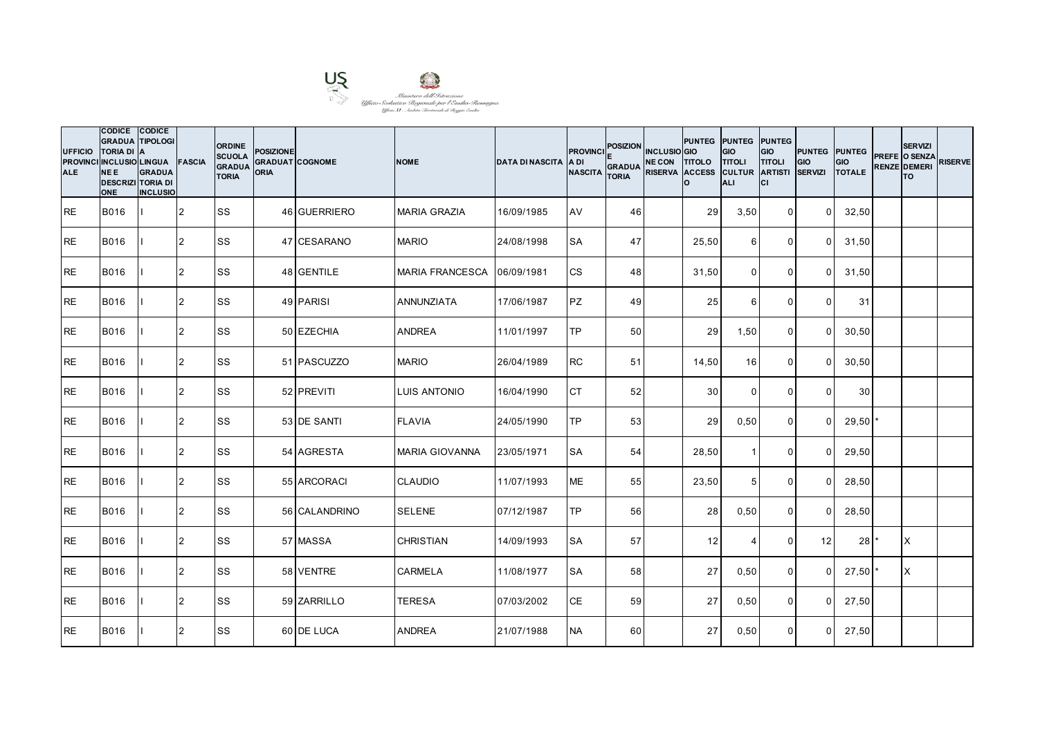Ministero dell'Istruzione
Ufficio Scolastico Regionale per l'Emilia-Romagna
Ufficio XI - Ambito Territoriale di Reggio Emilia

| UFFICIO PROVINCIALE | CODICE GRADUATORIA DI INCLUSIONE E DESCRIZIONE | CODICE TIPOLOGIA LINGUA GRADUATORIA DI INCLUSIO | FASCIA | ORDINE SCUOLA GRADUATORIA | POSIZIONE GRADUATORIA | COGNOME | NOME | DATA DI NASCITA | PROVINCIA DI NASCITA | POSIZIONE E GRADUATORIA | INCLUSIONE CON RISERVA | PUNTEGGIO TITOLO ACCESSO | PUNTEGGIO TITOLI CULTURALI | PUNTEGGIO TITOLI ARTISTICI | PUNTEGGIO SERVIZI | PUNTEGGIO TOTALE | PREFERENZE | SERVIZI O SENZA DEMERITO | RISERVE |
|---|---|---|---|---|---|---|---|---|---|---|---|---|---|---|---|---|---|---|---|
| RE | B016 | I | 2 | SS | 46 | GUERRIERO | MARIA GRAZIA | 16/09/1985 | AV | 46 | | 29 | 3,50 | 0 | 0 | 32,50 | | | |
| RE | B016 | I | 2 | SS | 47 | CESARANO | MARIO | 24/08/1998 | SA | 47 | | 25,50 | 6 | 0 | 0 | 31,50 | | | |
| RE | B016 | I | 2 | SS | 48 | GENTILE | MARIA FRANCESCA | 06/09/1981 | CS | 48 | | 31,50 | 0 | 0 | 0 | 31,50 | | | |
| RE | B016 | I | 2 | SS | 49 | PARISI | ANNUNZIATA | 17/06/1987 | PZ | 49 | | 25 | 6 | 0 | 0 | 31 | | | |
| RE | B016 | I | 2 | SS | 50 | EZECHIA | ANDREA | 11/01/1997 | TP | 50 | | 29 | 1,50 | 0 | 0 | 30,50 | | | |
| RE | B016 | I | 2 | SS | 51 | PASCUZZO | MARIO | 26/04/1989 | RC | 51 | | 14,50 | 16 | 0 | 0 | 30,50 | | | |
| RE | B016 | I | 2 | SS | 52 | PREVITI | LUIS ANTONIO | 16/04/1990 | CT | 52 | | 30 | 0 | 0 | 0 | 30 | | | |
| RE | B016 | I | 2 | SS | 53 | DE SANTI | FLAVIA | 24/05/1990 | TP | 53 | | 29 | 0,50 | 0 | 0 | 29,50 | * | | |
| RE | B016 | I | 2 | SS | 54 | AGRESTA | MARIA GIOVANNA | 23/05/1971 | SA | 54 | | 28,50 | 1 | 0 | 0 | 29,50 | | | |
| RE | B016 | I | 2 | SS | 55 | ARCORACI | CLAUDIO | 11/07/1993 | ME | 55 | | 23,50 | 5 | 0 | 0 | 28,50 | | | |
| RE | B016 | I | 2 | SS | 56 | CALANDRINO | SELENE | 07/12/1987 | TP | 56 | | 28 | 0,50 | 0 | 0 | 28,50 | | | |
| RE | B016 | I | 2 | SS | 57 | MASSA | CHRISTIAN | 14/09/1993 | SA | 57 | | 12 | 4 | 0 | 12 | 28 | * | X | |
| RE | B016 | I | 2 | SS | 58 | VENTRE | CARMELA | 11/08/1977 | SA | 58 | | 27 | 0,50 | 0 | 0 | 27,50 | * | X | |
| RE | B016 | I | 2 | SS | 59 | ZARRILLO | TERESA | 07/03/2002 | CE | 59 | | 27 | 0,50 | 0 | 0 | 27,50 | | | |
| RE | B016 | I | 2 | SS | 60 | DE LUCA | ANDREA | 21/07/1988 | NA | 60 | | 27 | 0,50 | 0 | 0 | 27,50 | | | |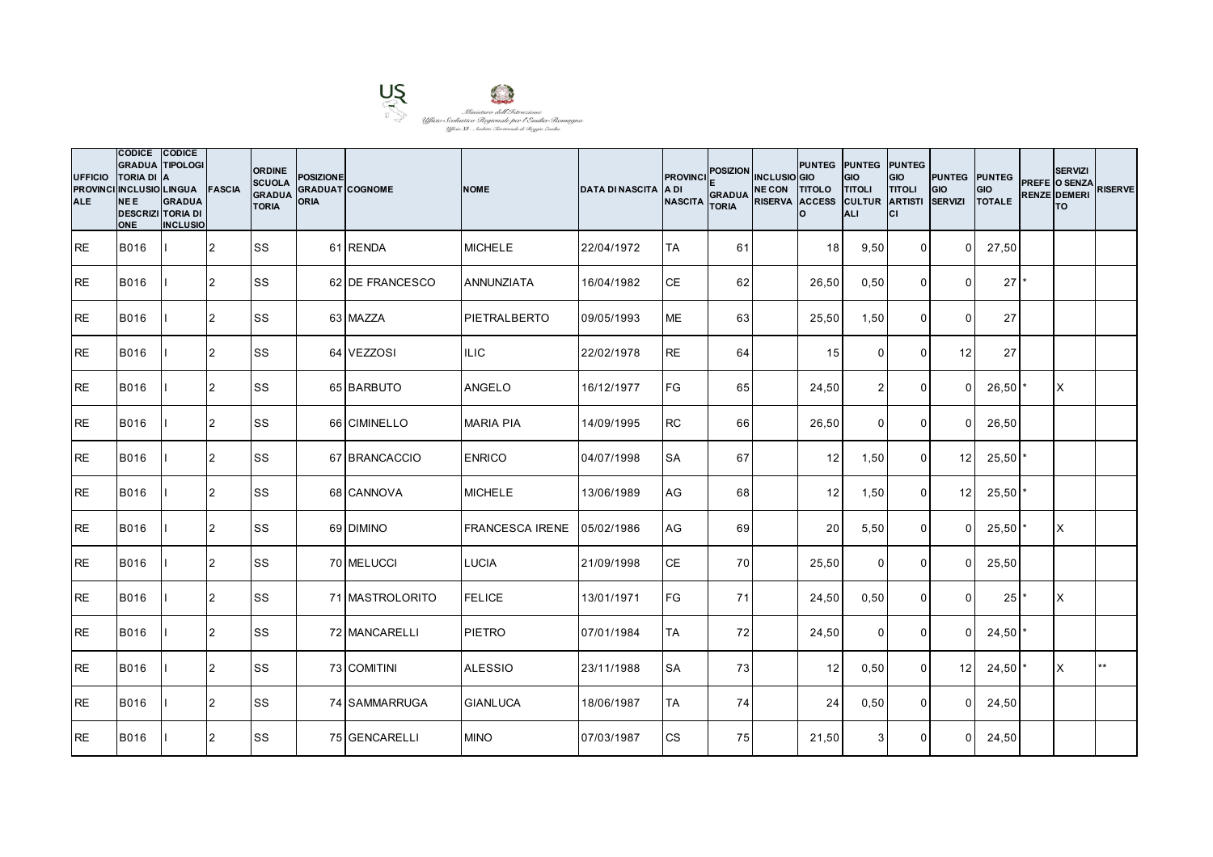Ministero dell'Istruzione
Ufficio Scolastico Regionale per l'Emilia-Romagna
Ufficio XI - Ambito Territoriale di Reggio Emilia

| UFFICIO PROVINCIALE | CODICE GRADUATORIA DI INCLUSIONE E DESCRIZIONE | CODICE TIPOLOGIA LINGUA GRADUATORIA DI INCLUSIO | FASCIA | ORDINE SCUOLA GRADUATORIA | POSIZIONE GRADUATORIA | COGNOME | NOME | DATA DI NASCITA | PROVINCIA DI NASCITA | POSIZIONE GRADUATORIA | INCLUSIONE CON RISERVA | PUNTEGGIO TITOLO ACCESSO | PUNTEGGIO TITOLI CULTURALI | PUNTEGGIO TITOLI ARTISTICI | PUNTEGGIO SERVIZI | PUNTEGGIO TOTALE | PREFERENZE | SERVIZI O SENZA DEMERITO | RISERVE |
|---|---|---|---|---|---|---|---|---|---|---|---|---|---|---|---|---|---|---|---|
| RE | B016 | I | 2 | SS | 61 | RENDA | MICHELE | 22/04/1972 | TA | 61 | | 18 | 9,50 | 0 | 0 | 27,50 | | | |
| RE | B016 | I | 2 | SS | 62 | DE FRANCESCO | ANNUNZIATA | 16/04/1982 | CE | 62 | | 26,50 | 0,50 | 0 | 0 | 27 | * | | |
| RE | B016 | I | 2 | SS | 63 | MAZZA | PIETRALBERTO | 09/05/1993 | ME | 63 | | 25,50 | 1,50 | 0 | 0 | 27 | | | |
| RE | B016 | I | 2 | SS | 64 | VEZZOSI | ILIC | 22/02/1978 | RE | 64 | | 15 | 0 | 0 | 12 | 27 | | | |
| RE | B016 | I | 2 | SS | 65 | BARBUTO | ANGELO | 16/12/1977 | FG | 65 | | 24,50 | 2 | 0 | 0 | 26,50 | * | X | |
| RE | B016 | I | 2 | SS | 66 | CIMINELLO | MARIA PIA | 14/09/1995 | RC | 66 | | 26,50 | 0 | 0 | 0 | 26,50 | | | |
| RE | B016 | I | 2 | SS | 67 | BRANCACCIO | ENRICO | 04/07/1998 | SA | 67 | | 12 | 1,50 | 0 | 12 | 25,50 | * | | |
| RE | B016 | I | 2 | SS | 68 | CANNOVA | MICHELE | 13/06/1989 | AG | 68 | | 12 | 1,50 | 0 | 12 | 25,50 | * | | |
| RE | B016 | I | 2 | SS | 69 | DIMINO | FRANCESCA IRENE | 05/02/1986 | AG | 69 | | 20 | 5,50 | 0 | 0 | 25,50 | * | X | |
| RE | B016 | I | 2 | SS | 70 | MELUCCI | LUCIA | 21/09/1998 | CE | 70 | | 25,50 | 0 | 0 | 0 | 25,50 | | | |
| RE | B016 | I | 2 | SS | 71 | MASTROLORITO | FELICE | 13/01/1971 | FG | 71 | | 24,50 | 0,50 | 0 | 0 | 25 | * | X | |
| RE | B016 | I | 2 | SS | 72 | MANCARELLI | PIETRO | 07/01/1984 | TA | 72 | | 24,50 | 0 | 0 | 0 | 24,50 | * | | |
| RE | B016 | I | 2 | SS | 73 | COMITINI | ALESSIO | 23/11/1988 | SA | 73 | | 12 | 0,50 | 0 | 12 | 24,50 | * | X | ** |
| RE | B016 | I | 2 | SS | 74 | SAMMARRUGA | GIANLUCA | 18/06/1987 | TA | 74 | | 24 | 0,50 | 0 | 0 | 24,50 | | | |
| RE | B016 | I | 2 | SS | 75 | GENCARELLI | MINO | 07/03/1987 | CS | 75 | | 21,50 | 3 | 0 | 0 | 24,50 | | | |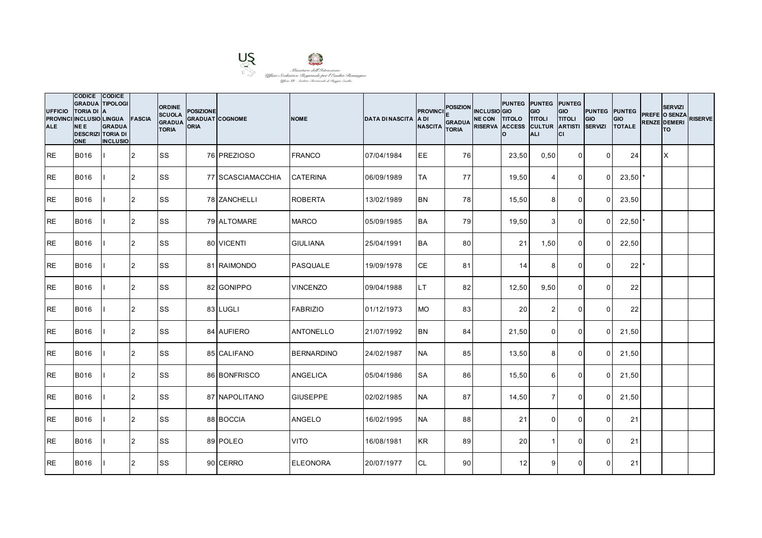Ministero dell'Istruzione
Ufficio Scolastico Regionale per l'Emilia-Romagna
Ufficio XI - Ambito Territoriale di Reggio Emilia

| UFFICIO PROVINCIALE | CODICE GRADUATORIA DI INCLUSIONE E DESCRIZIONE | CODICE TIPOLOGIA LINGUA GRADUATORIA DI INCLUSIO | FASCIA | ORDINE SCUOLA GRADUATORIA | POSIZIONE GRADUATORIA | COGNOME | NOME | DATA DI NASCITA | PROVINCIA DI NASCITA | POSIZIONE GRADUATORIA | INCLUSIONE CON RISERVA | PUNTEGGIO TITOLO ACCESSO | PUNTEGGIO TITOLI CULTURALI | PUNTEGGIO TITOLI ARTISTICI | PUNTEGGIO SERVIZI | PUNTEGGIO TOTALE | PREFERENZE | SERVIZIO SENZA DEMERITO | RISERVE |
|---|---|---|---|---|---|---|---|---|---|---|---|---|---|---|---|---|---|---|---|
| RE | B016 | I | 2 | SS | 76 | PREZIOSO | FRANCO | 07/04/1984 | EE | 76 | | 23,50 | 0,50 | 0 | 0 | 24 | | X | |
| RE | B016 | I | 2 | SS | 77 | SCASCIAMACCHIA | CATERINA | 06/09/1989 | TA | 77 | | 19,50 | 4 | 0 | 0 | 23,50 | * | | |
| RE | B016 | I | 2 | SS | 78 | ZANCHELLI | ROBERTA | 13/02/1989 | BN | 78 | | 15,50 | 8 | 0 | 0 | 23,50 | | | |
| RE | B016 | I | 2 | SS | 79 | ALTOMARE | MARCO | 05/09/1985 | BA | 79 | | 19,50 | 3 | 0 | 0 | 22,50 | * | | |
| RE | B016 | I | 2 | SS | 80 | VICENTI | GIULIANA | 25/04/1991 | BA | 80 | | 21 | 1,50 | 0 | 0 | 22,50 | | | |
| RE | B016 | I | 2 | SS | 81 | RAIMONDO | PASQUALE | 19/09/1978 | CE | 81 | | 14 | 8 | 0 | 0 | 22 | * | | |
| RE | B016 | I | 2 | SS | 82 | GONIPPO | VINCENZO | 09/04/1988 | LT | 82 | | 12,50 | 9,50 | 0 | 0 | 22 | | | |
| RE | B016 | I | 2 | SS | 83 | LUGLI | FABRIZIO | 01/12/1973 | MO | 83 | | 20 | 2 | 0 | 0 | 22 | | | |
| RE | B016 | I | 2 | SS | 84 | AUFIERO | ANTONELLO | 21/07/1992 | BN | 84 | | 21,50 | 0 | 0 | 0 | 21,50 | | | |
| RE | B016 | I | 2 | SS | 85 | CALIFANO | BERNARDINO | 24/02/1987 | NA | 85 | | 13,50 | 8 | 0 | 0 | 21,50 | | | |
| RE | B016 | I | 2 | SS | 86 | BONFRISCO | ANGELICA | 05/04/1986 | SA | 86 | | 15,50 | 6 | 0 | 0 | 21,50 | | | |
| RE | B016 | I | 2 | SS | 87 | NAPOLITANO | GIUSEPPE | 02/02/1985 | NA | 87 | | 14,50 | 7 | 0 | 0 | 21,50 | | | |
| RE | B016 | I | 2 | SS | 88 | BOCCIA | ANGELO | 16/02/1995 | NA | 88 | | 21 | 0 | 0 | 0 | 21 | | | |
| RE | B016 | I | 2 | SS | 89 | POLEO | VITO | 16/08/1981 | KR | 89 | | 20 | 1 | 0 | 0 | 21 | | | |
| RE | B016 | I | 2 | SS | 90 | CERRO | ELEONORA | 20/07/1977 | CL | 90 | | 12 | 9 | 0 | 0 | 21 | | | |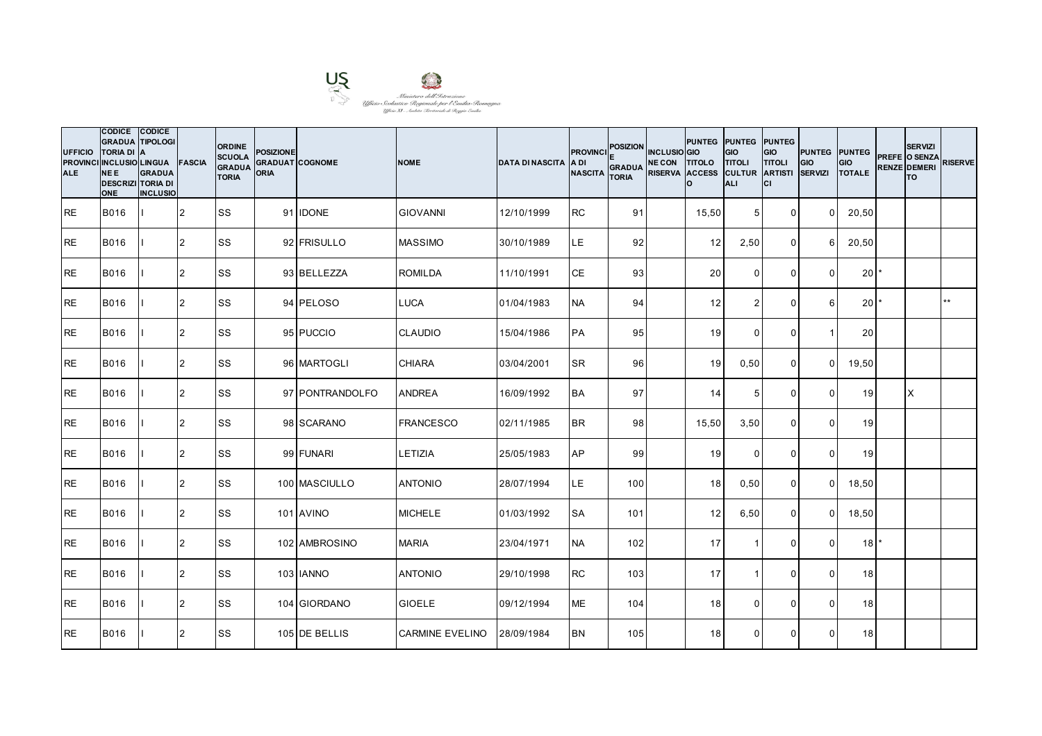Ministero dell'Istruzione
Ufficio Scolastico Regionale per l'Emilia-Romagna
Ufficio XI - Ambito Territoriale di Reggio Emilia

| UFFICIO PROVINCIALE | CODICE GRADUATORIA DI INCLUSIONE E DESCRIZIONE | CODICE TIPOLOGIA LINGUA GRADUATORIA DI INCLUSIO | FASCIA | ORDINE SCUOLA GRADUATORIA | POSIZIONE GRADUATORIA | COGNOME | NOME | DATA DI NASCITA | PROVINCIA DI NASCITA | POSIZIONE GRADUATORIA | INCLUSIONE CON RISERVA | PUNTEGGIO TITOLO ACCESSO | PUNTEGGIO TITOLI CULTURALI | PUNTEGGIO TITOLI ARTISTICI | PUNTEGGIO SERVIZI | PUNTEGGIO TOTALE | PREFERENZE | SERVIZI O SENZA DEMERITO | RISERVE |
|---|---|---|---|---|---|---|---|---|---|---|---|---|---|---|---|---|---|---|---|
| RE | B016 | I | 2 | SS | 91 | IDONE | GIOVANNI | 12/10/1999 | RC | 91 | | 15,50 | 5 | 0 | 0 | 20,50 | | | |
| RE | B016 | I | 2 | SS | 92 | FRISULLO | MASSIMO | 30/10/1989 | LE | 92 | | 12 | 2,50 | 0 | 6 | 20,50 | | | |
| RE | B016 | I | 2 | SS | 93 | BELLEZZA | ROMILDA | 11/10/1991 | CE | 93 | | 20 | 0 | 0 | 0 | 20 | * | | |
| RE | B016 | I | 2 | SS | 94 | PELOSO | LUCA | 01/04/1983 | NA | 94 | | 12 | 2 | 0 | 6 | 20 | * | | ** |
| RE | B016 | I | 2 | SS | 95 | PUCCIO | CLAUDIO | 15/04/1986 | PA | 95 | | 19 | 0 | 0 | 1 | 20 | | | |
| RE | B016 | I | 2 | SS | 96 | MARTOGLI | CHIARA | 03/04/2001 | SR | 96 | | 19 | 0,50 | 0 | 0 | 19,50 | | | |
| RE | B016 | I | 2 | SS | 97 | PONTRANDOLFO | ANDREA | 16/09/1992 | BA | 97 | | 14 | 5 | 0 | 0 | 19 | | X | |
| RE | B016 | I | 2 | SS | 98 | SCARANO | FRANCESCO | 02/11/1985 | BR | 98 | | 15,50 | 3,50 | 0 | 0 | 19 | | | |
| RE | B016 | I | 2 | SS | 99 | FUNARI | LETIZIA | 25/05/1983 | AP | 99 | | 19 | 0 | 0 | 0 | 19 | | | |
| RE | B016 | I | 2 | SS | 100 | MASCIULLO | ANTONIO | 28/07/1994 | LE | 100 | | 18 | 0,50 | 0 | 0 | 18,50 | | | |
| RE | B016 | I | 2 | SS | 101 | AVINO | MICHELE | 01/03/1992 | SA | 101 | | 12 | 6,50 | 0 | 0 | 18,50 | | | |
| RE | B016 | I | 2 | SS | 102 | AMBROSINO | MARIA | 23/04/1971 | NA | 102 | | 17 | 1 | 0 | 0 | 18 | * | | |
| RE | B016 | I | 2 | SS | 103 | IANNO | ANTONIO | 29/10/1998 | RC | 103 | | 17 | 1 | 0 | 0 | 18 | | | |
| RE | B016 | I | 2 | SS | 104 | GIORDANO | GIOELE | 09/12/1994 | ME | 104 | | 18 | 0 | 0 | 0 | 18 | | | |
| RE | B016 | I | 2 | SS | 105 | DE BELLIS | CARMINE EVELINO | 28/09/1984 | BN | 105 | | 18 | 0 | 0 | 0 | 18 | | | |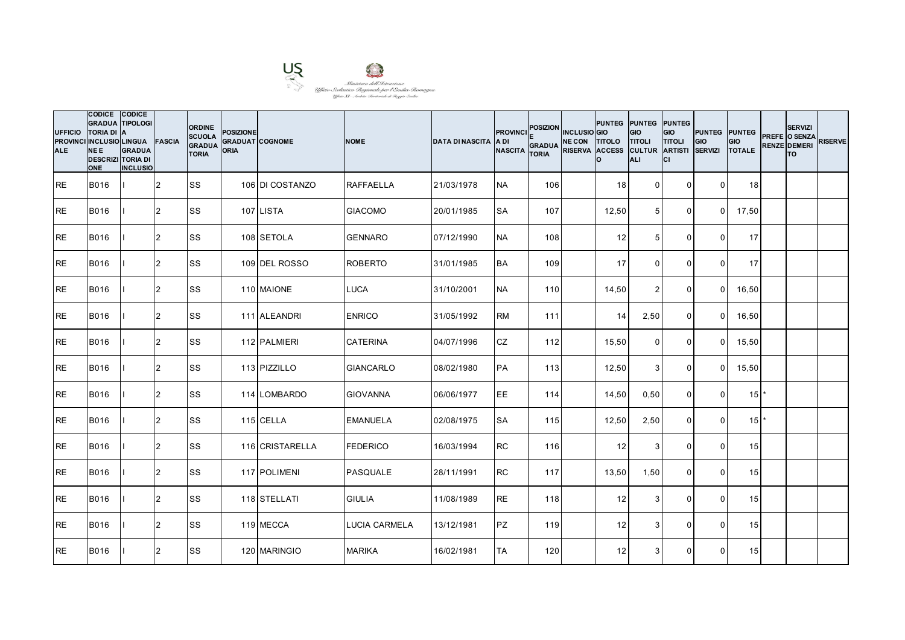Ministero dell'Istruzione
Ufficio Scolastico Regionale per l'Emilia-Romagna
Ufficio XI - Ambito Territoriale di Reggio Emilia

| UFFICIO PROVINCIALE | CODICE GRADUATORIA DI INCLUSIONE E DESCRIZIONE | CODICE TIPOLOGIA LINGUA GRADUATORIA DI INCLUSIO | FASCIA | ORDINE SCUOLA GRADUATORIA | POSIZIONE GRADUATORIA | COGNOME | NOME | DATA DI NASCITA | PROVINCIA DI NASCITA | POSIZIONE GRADUATORIA | INCLUSIONE CON RISERVA | PUNTEGGIO TITOLO ACCESSO | PUNTEGGIO TITOLI CULTURALI | PUNTEGGIO TITOLI ARTISTICI | PUNTEGGIO SERVIZI | PUNTEGGIO TOTALE | PREFERENZE | SERVIZIO SENZA DEMERITO | RISERVE |
|---|---|---|---|---|---|---|---|---|---|---|---|---|---|---|---|---|---|---|---|
| RE | B016 | I | 2 | SS | 106 | DI COSTANZO | RAFFAELLA | 21/03/1978 | NA | 106 | | 18 | 0 | 0 | 0 | 18 | | | |
| RE | B016 | I | 2 | SS | 107 | LISTA | GIACOMO | 20/01/1985 | SA | 107 | | 12,50 | 5 | 0 | 0 | 17,50 | | | |
| RE | B016 | I | 2 | SS | 108 | SETOLA | GENNARO | 07/12/1990 | NA | 108 | | 12 | 5 | 0 | 0 | 17 | | | |
| RE | B016 | I | 2 | SS | 109 | DEL ROSSO | ROBERTO | 31/01/1985 | BA | 109 | | 17 | 0 | 0 | 0 | 17 | | | |
| RE | B016 | I | 2 | SS | 110 | MAIONE | LUCA | 31/10/2001 | NA | 110 | | 14,50 | 2 | 0 | 0 | 16,50 | | | |
| RE | B016 | I | 2 | SS | 111 | ALEANDRI | ENRICO | 31/05/1992 | RM | 111 | | 14 | 2,50 | 0 | 0 | 16,50 | | | |
| RE | B016 | I | 2 | SS | 112 | PALMIERI | CATERINA | 04/07/1996 | CZ | 112 | | 15,50 | 0 | 0 | 0 | 15,50 | | | |
| RE | B016 | I | 2 | SS | 113 | PIZZILLO | GIANCARLO | 08/02/1980 | PA | 113 | | 12,50 | 3 | 0 | 0 | 15,50 | | | |
| RE | B016 | I | 2 | SS | 114 | LOMBARDO | GIOVANNA | 06/06/1977 | EE | 114 | | 14,50 | 0,50 | 0 | 0 | 15 | * | | |
| RE | B016 | I | 2 | SS | 115 | CELLA | EMANUELA | 02/08/1975 | SA | 115 | | 12,50 | 2,50 | 0 | 0 | 15 | * | | |
| RE | B016 | I | 2 | SS | 116 | CRISTARELLA | FEDERICO | 16/03/1994 | RC | 116 | | 12 | 3 | 0 | 0 | 15 | | | |
| RE | B016 | I | 2 | SS | 117 | POLIMENI | PASQUALE | 28/11/1991 | RC | 117 | | 13,50 | 1,50 | 0 | 0 | 15 | | | |
| RE | B016 | I | 2 | SS | 118 | STELLATI | GIULIA | 11/08/1989 | RE | 118 | | 12 | 3 | 0 | 0 | 15 | | | |
| RE | B016 | I | 2 | SS | 119 | MECCA | LUCIA CARMELA | 13/12/1981 | PZ | 119 | | 12 | 3 | 0 | 0 | 15 | | | |
| RE | B016 | I | 2 | SS | 120 | MARINGIO | MARIKA | 16/02/1981 | TA | 120 | | 12 | 3 | 0 | 0 | 15 | | | |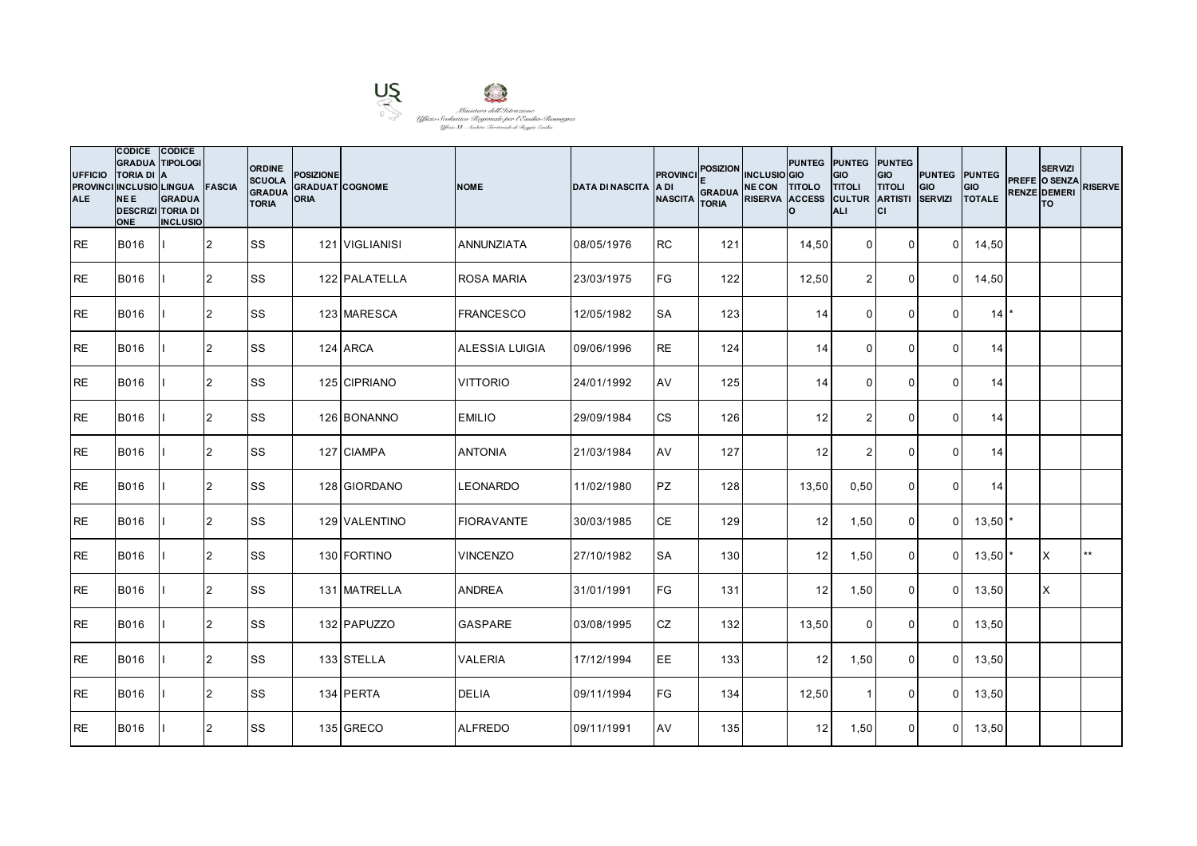Ministero dell'Istruzione
Ufficio Scolastico Regionale per l'Emilia-Romagna
Ufficio XI - Ambito Territoriale di Reggio Emilia

| UFFICIO PROVINCIALE | CODICE GRADUATORIA DI INCLUSIONE E DESCRIZIONE | CODICE TIPOLOGIA LINGUA GRADUATORIA DI INCLUSIO | FASCIA | ORDINE SCUOLA GRADUATORIA | POSIZIONE GRADUATORIA | COGNOME | NOME | DATA DI NASCITA | PROVINCIA DI NASCITA | POSIZIONE GRADUATORIA | INCLUSIONE CON RISERVA | PUNTEGGIO TITOLO ACCESSO | PUNTEGGIO TITOLI CULTURALI | PUNTEGGIO TITOLI ARTISTICI | PUNTEGGIO SERVIZI | PUNTEGGIO TOTALE | PREFERENZE | SERVIZI O SENZA DEMERITO | RISERVE |
|---|---|---|---|---|---|---|---|---|---|---|---|---|---|---|---|---|---|---|---|
| RE | B016 | I | 2 | SS | 121 | VIGLIANISI | ANNUNZIATA | 08/05/1976 | RC | 121 | | 14,50 | 0 | 0 | 0 | 14,50 | | | |
| RE | B016 | I | 2 | SS | 122 | PALATELLA | ROSA MARIA | 23/03/1975 | FG | 122 | | 12,50 | 2 | 0 | 0 | 14,50 | | | |
| RE | B016 | I | 2 | SS | 123 | MARESCA | FRANCESCO | 12/05/1982 | SA | 123 | | 14 | 0 | 0 | 0 | 14 | * | | |
| RE | B016 | I | 2 | SS | 124 | ARCA | ALESSIA LUIGIA | 09/06/1996 | RE | 124 | | 14 | 0 | 0 | 0 | 14 | | | |
| RE | B016 | I | 2 | SS | 125 | CIPRIANO | VITTORIO | 24/01/1992 | AV | 125 | | 14 | 0 | 0 | 0 | 14 | | | |
| RE | B016 | I | 2 | SS | 126 | BONANNO | EMILIO | 29/09/1984 | CS | 126 | | 12 | 2 | 0 | 0 | 14 | | | |
| RE | B016 | I | 2 | SS | 127 | CIAMPA | ANTONIA | 21/03/1984 | AV | 127 | | 12 | 2 | 0 | 0 | 14 | | | |
| RE | B016 | I | 2 | SS | 128 | GIORDANO | LEONARDO | 11/02/1980 | PZ | 128 | | 13,50 | 0,50 | 0 | 0 | 14 | | | |
| RE | B016 | I | 2 | SS | 129 | VALENTINO | FIORAVANTE | 30/03/1985 | CE | 129 | | 12 | 1,50 | 0 | 0 | 13,50 | * | | |
| RE | B016 | I | 2 | SS | 130 | FORTINO | VINCENZO | 27/10/1982 | SA | 130 | | 12 | 1,50 | 0 | 0 | 13,50 | * | X | ** |
| RE | B016 | I | 2 | SS | 131 | MATRELLA | ANDREA | 31/01/1991 | FG | 131 | | 12 | 1,50 | 0 | 0 | 13,50 | | X | |
| RE | B016 | I | 2 | SS | 132 | PAPUZZO | GASPARE | 03/08/1995 | CZ | 132 | | 13,50 | 0 | 0 | 0 | 13,50 | | | |
| RE | B016 | I | 2 | SS | 133 | STELLA | VALERIA | 17/12/1994 | EE | 133 | | 12 | 1,50 | 0 | 0 | 13,50 | | | |
| RE | B016 | I | 2 | SS | 134 | PERTA | DELIA | 09/11/1994 | FG | 134 | | 12,50 | 1 | 0 | 0 | 13,50 | | | |
| RE | B016 | I | 2 | SS | 135 | GRECO | ALFREDO | 09/11/1991 | AV | 135 | | 12 | 1,50 | 0 | 0 | 13,50 | | | |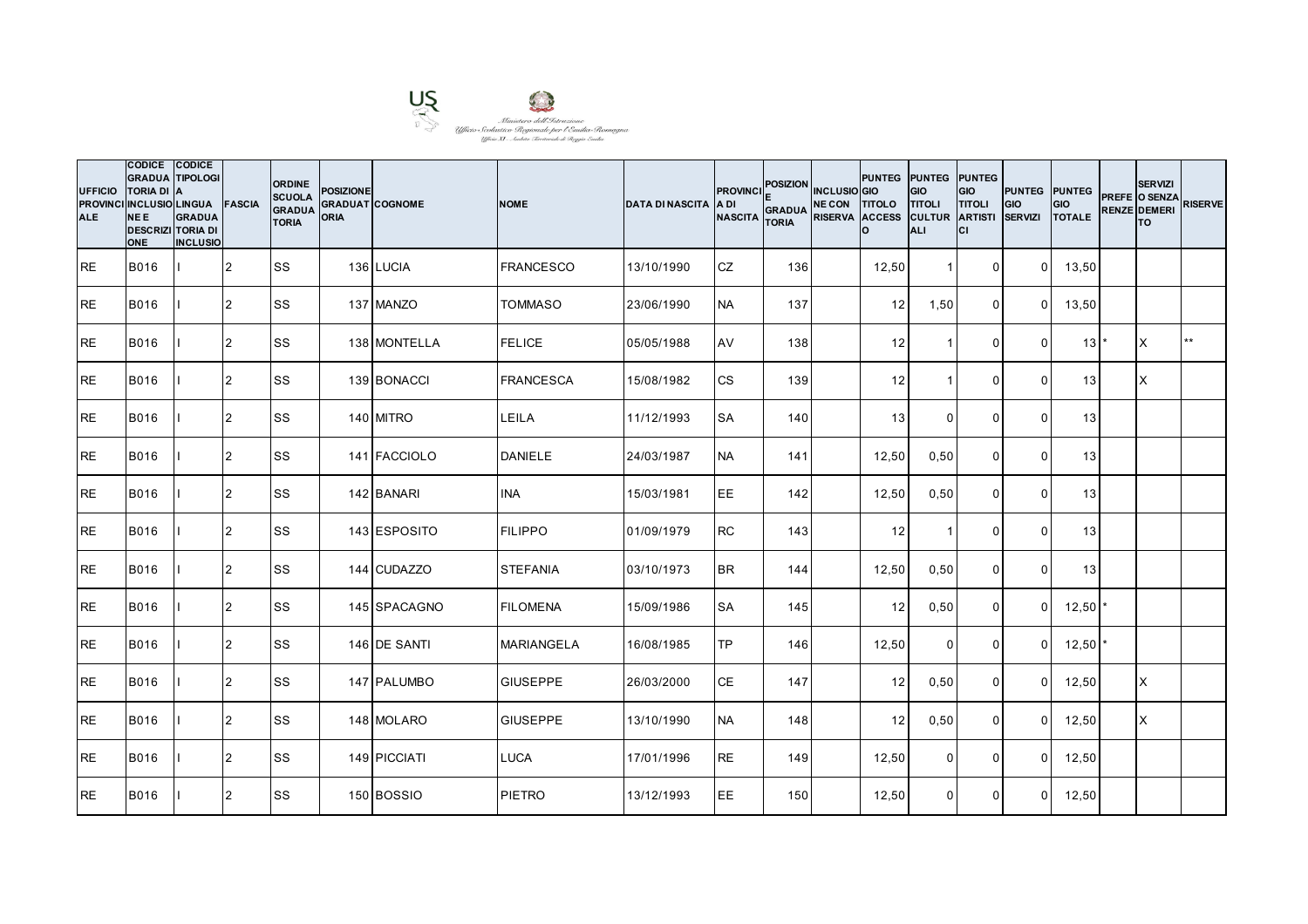Ministero dell'Istruzione
Ufficio Scolastico Regionale per l'Emilia-Romagna
Ufficio XI - Ambito Territoriale di Reggio Emilia

| UFFICIO PROVINCIALE | CODICE GRADUATORIA DI INCLUSIONE E DESCRIZIONE | CODICE TIPOLOGIA LINGUA GRADUATORIA DI INCLUSIONE | FASCIA | ORDINE SCUOLA GRADUATORIA | POSIZIONE GRADUATORIA | COGNOME | NOME | DATA DI NASCITA | PROVINCIA DI NASCITA | POSIZIONE GRADUATORIA | INCLUSIONE CON RISERVA | PUNTEGGIO TITOLO ACCESSO | PUNTEGGIO TITOLI CULTURALI | PUNTEGGIO TITOLI ARTISTICI | PUNTEGGIO SERVIZI | PUNTEGGIO TOTALE | PREFERENZE | SERVIZI O SENZA DEMERITO | RISERVE |
|---|---|---|---|---|---|---|---|---|---|---|---|---|---|---|---|---|---|---|---|
| RE | B016 | I | 2 | SS | 136 | LUCIA | FRANCESCO | 13/10/1990 | CZ | 136 | | 12,50 | 1 | 0 | 0 | 13,50 | | | |
| RE | B016 | I | 2 | SS | 137 | MANZO | TOMMASO | 23/06/1990 | NA | 137 | | 12 | 1,50 | 0 | 0 | 13,50 | | | |
| RE | B016 | I | 2 | SS | 138 | MONTELLA | FELICE | 05/05/1988 | AV | 138 | | 12 | 1 | 0 | 0 | 13 | * | X | ** |
| RE | B016 | I | 2 | SS | 139 | BONACCI | FRANCESCA | 15/08/1982 | CS | 139 | | 12 | 1 | 0 | 0 | 13 | | X | |
| RE | B016 | I | 2 | SS | 140 | MITRO | LEILA | 11/12/1993 | SA | 140 | | 13 | 0 | 0 | 0 | 13 | | | |
| RE | B016 | I | 2 | SS | 141 | FACCIOLO | DANIELE | 24/03/1987 | NA | 141 | | 12,50 | 0,50 | 0 | 0 | 13 | | | |
| RE | B016 | I | 2 | SS | 142 | BANARI | INA | 15/03/1981 | EE | 142 | | 12,50 | 0,50 | 0 | 0 | 13 | | | |
| RE | B016 | I | 2 | SS | 143 | ESPOSITO | FILIPPO | 01/09/1979 | RC | 143 | | 12 | 1 | 0 | 0 | 13 | | | |
| RE | B016 | I | 2 | SS | 144 | CUDAZZO | STEFANIA | 03/10/1973 | BR | 144 | | 12,50 | 0,50 | 0 | 0 | 13 | | | |
| RE | B016 | I | 2 | SS | 145 | SPACAGNO | FILOMENA | 15/09/1986 | SA | 145 | | 12 | 0,50 | 0 | 0 | 12,50 | * | | |
| RE | B016 | I | 2 | SS | 146 | DE SANTI | MARIANGELA | 16/08/1985 | TP | 146 | | 12,50 | 0 | 0 | 0 | 12,50 | * | | |
| RE | B016 | I | 2 | SS | 147 | PALUMBO | GIUSEPPE | 26/03/2000 | CE | 147 | | 12 | 0,50 | 0 | 0 | 12,50 | | X | |
| RE | B016 | I | 2 | SS | 148 | MOLARO | GIUSEPPE | 13/10/1990 | NA | 148 | | 12 | 0,50 | 0 | 0 | 12,50 | | X | |
| RE | B016 | I | 2 | SS | 149 | PICCIATI | LUCA | 17/01/1996 | RE | 149 | | 12,50 | 0 | 0 | 0 | 12,50 | | | |
| RE | B016 | I | 2 | SS | 150 | BOSSIO | PIETRO | 13/12/1993 | EE | 150 | | 12,50 | 0 | 0 | 0 | 12,50 | | | |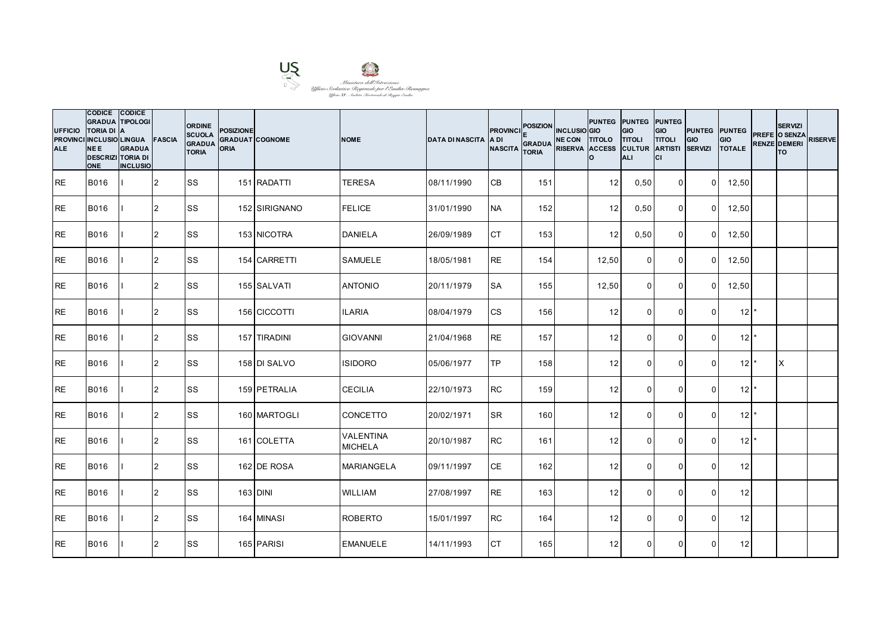Ministero dell'Istruzione
Ufficio Scolastico Regionale per l'Emilia-Romagna
Ufficio XI - Ambito Territoriale di Reggio Emilia

| UFFICIO PROVINCIALE | CODICE GRADUATORIA DI INCLUSIONE E DESCRIZIONE | CODICE TIPOLOGIA LINGUA GRADUATORIA DI INCLUSIO | FASCIA | ORDINE SCUOLA GRADUATORIA | POSIZIONE GRADUATORIA | COGNOME | NOME | DATA DI NASCITA | PROVINCIA DI NASCITA | POSIZIONE GRADUATORIA | INCLUSIONE CON RISERVA | PUNTEGGIO TITOLO ACCESSO | PUNTEGGIO TITOLI CULTURALI | PUNTEGGIO TITOLI ARTISTICI | PUNTEGGIO SERVIZI | PUNTEGGIO TOTALE | PREFERENZE | SERVIZI O SENZA DEMERITO | RISERVE |
|---|---|---|---|---|---|---|---|---|---|---|---|---|---|---|---|---|---|---|---|
| RE | B016 | I | 2 | SS | 151 | RADATTI | TERESA | 08/11/1990 | CB | 151 | | 12 | 0,50 | 0 | 0 | 12,50 | | | |
| RE | B016 | I | 2 | SS | 152 | SIRIGNANO | FELICE | 31/01/1990 | NA | 152 | | 12 | 0,50 | 0 | 0 | 12,50 | | | |
| RE | B016 | I | 2 | SS | 153 | NICOTRA | DANIELA | 26/09/1989 | CT | 153 | | 12 | 0,50 | 0 | 0 | 12,50 | | | |
| RE | B016 | I | 2 | SS | 154 | CARRETTI | SAMUELE | 18/05/1981 | RE | 154 | | 12,50 | 0 | 0 | 0 | 12,50 | | | |
| RE | B016 | I | 2 | SS | 155 | SALVATI | ANTONIO | 20/11/1979 | SA | 155 | | 12,50 | 0 | 0 | 0 | 12,50 | | | |
| RE | B016 | I | 2 | SS | 156 | CICCOTTI | ILARIA | 08/04/1979 | CS | 156 | | 12 | 0 | 0 | 0 | 12 | * | | |
| RE | B016 | I | 2 | SS | 157 | TIRADINI | GIOVANNI | 21/04/1968 | RE | 157 | | 12 | 0 | 0 | 0 | 12 | * | | |
| RE | B016 | I | 2 | SS | 158 | DI SALVO | ISIDORO | 05/06/1977 | TP | 158 | | 12 | 0 | 0 | 0 | 12 | * | X | |
| RE | B016 | I | 2 | SS | 159 | PETRALIA | CECILIA | 22/10/1973 | RC | 159 | | 12 | 0 | 0 | 0 | 12 | * | | |
| RE | B016 | I | 2 | SS | 160 | MARTOGLI | CONCETTO | 20/02/1971 | SR | 160 | | 12 | 0 | 0 | 0 | 12 | * | | |
| RE | B016 | I | 2 | SS | 161 | COLETTA | VALENTINA MICHELA | 20/10/1987 | RC | 161 | | 12 | 0 | 0 | 0 | 12 | * | | |
| RE | B016 | I | 2 | SS | 162 | DE ROSA | MARIANGELA | 09/11/1997 | CE | 162 | | 12 | 0 | 0 | 0 | 12 | | | |
| RE | B016 | I | 2 | SS | 163 | DINI | WILLIAM | 27/08/1997 | RE | 163 | | 12 | 0 | 0 | 0 | 12 | | | |
| RE | B016 | I | 2 | SS | 164 | MINASI | ROBERTO | 15/01/1997 | RC | 164 | | 12 | 0 | 0 | 0 | 12 | | | |
| RE | B016 | I | 2 | SS | 165 | PARISI | EMANUELE | 14/11/1993 | CT | 165 | | 12 | 0 | 0 | 0 | 12 | | | |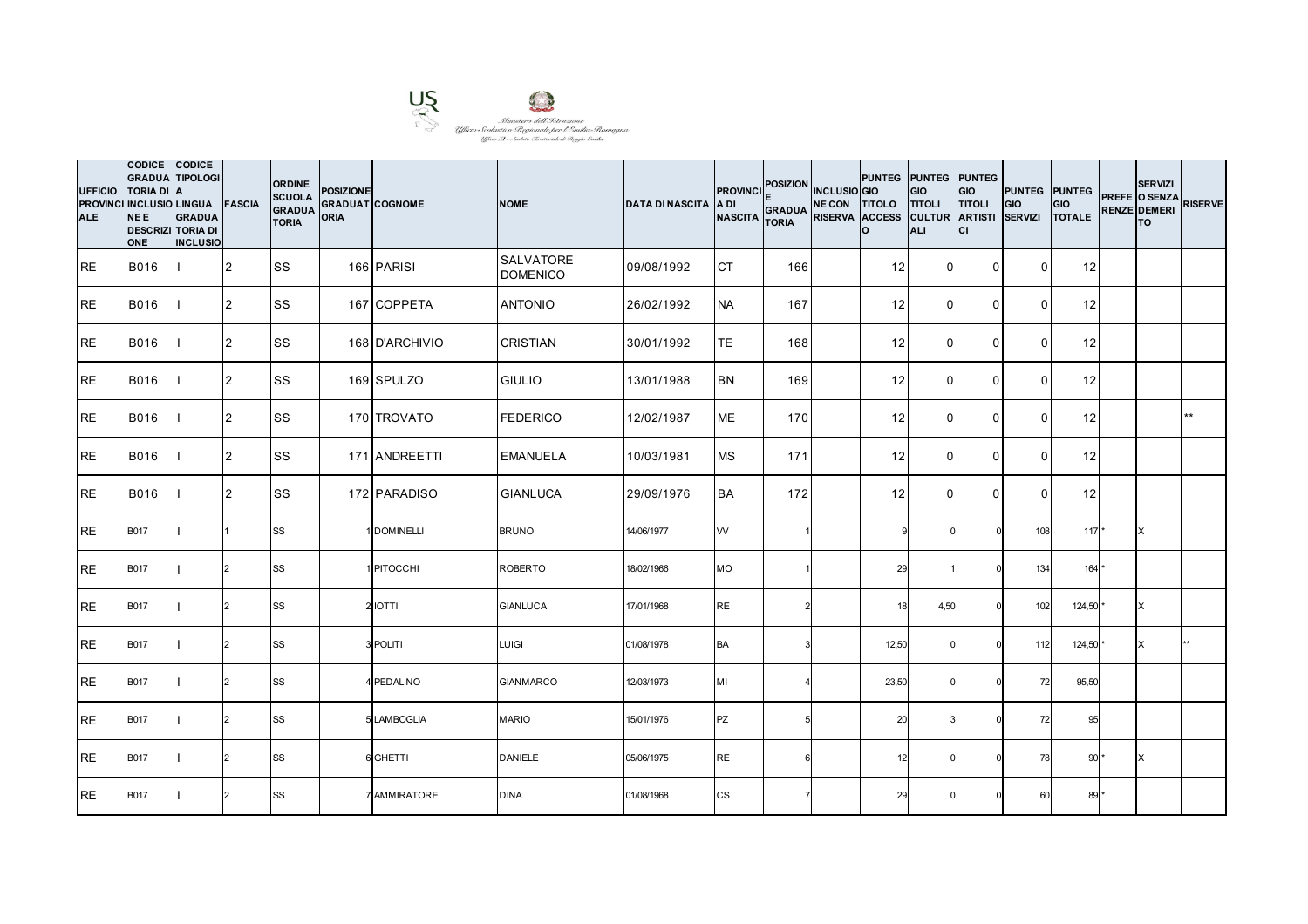Ministero dell'Istruzione
Ufficio Scolastico Regionale per l'Emilia-Romagna
Ufficio XI - Ambito Territoriale di Reggio Emilia

| UFFICIO PROVINCIALE | CODICE GRADUATORIA DI INCLUSIONE E DESCRIZIONE | CODICE TIPOLOGIA LINGUA GRADUATORIA DI INCLUSIO | FASCIA | ORDINE SCUOLA GRADUATORIA | POSIZIONE GRADUATORIA | COGNOME | NOME | DATA DI NASCITA | PROVINCIA DI NASCITA | POSIZIONE GRADUATORIA | INCLUSIONE CON RISERVA | PUNTEGGIO TITOLO ACCESSO | PUNTEGGIO TITOLI CULTURALI | PUNTEGGIO TITOLI ARTISTICI | PUNTEGGIO SERVIZI | PUNTEGGIO TOTALE | PREFERENZE | SERVIZI O SENZA DEMERITO | RISERVE |
|---|---|---|---|---|---|---|---|---|---|---|---|---|---|---|---|---|---|---|---|
| RE | B016 | I | 2 | SS | 166 | PARISI | SALVATORE DOMENICO | 09/08/1992 | CT | 166 | | 12 | 0 | 0 | 0 | 12 | | | |
| RE | B016 | I | 2 | SS | 167 | COPPETA | ANTONIO | 26/02/1992 | NA | 167 | | 12 | 0 | 0 | 0 | 12 | | | |
| RE | B016 | I | 2 | SS | 168 | D'ARCHIVIO | CRISTIAN | 30/01/1992 | TE | 168 | | 12 | 0 | 0 | 0 | 12 | | | |
| RE | B016 | I | 2 | SS | 169 | SPULZO | GIULIO | 13/01/1988 | BN | 169 | | 12 | 0 | 0 | 0 | 12 | | | |
| RE | B016 | I | 2 | SS | 170 | TROVATO | FEDERICO | 12/02/1987 | ME | 170 | | 12 | 0 | 0 | 0 | 12 | | | ** |
| RE | B016 | I | 2 | SS | 171 | ANDREETTI | EMANUELA | 10/03/1981 | MS | 171 | | 12 | 0 | 0 | 0 | 12 | | | |
| RE | B016 | I | 2 | SS | 172 | PARADISO | GIANLUCA | 29/09/1976 | BA | 172 | | 12 | 0 | 0 | 0 | 12 | | | |
| RE | B017 | I | 1 | SS | 1 | DOMINELLI | BRUNO | 14/06/1977 | VV | 1 | | 9 | 0 | 0 | 108 | 117 | * | X | |
| RE | B017 | I | 2 | SS | 1 | PITOCCHI | ROBERTO | 18/02/1966 | MO | 1 | | 29 | 1 | 0 | 134 | 164 | * | | |
| RE | B017 | I | 2 | SS | 2 | IOTTI | GIANLUCA | 17/01/1968 | RE | 2 | | 18 | 4,50 | 0 | 102 | 124,50 | * | X | |
| RE | B017 | I | 2 | SS | 3 | POLITI | LUIGI | 01/08/1978 | BA | 3 | | 12,50 | 0 | 0 | 112 | 124,50 | * | X | ** |
| RE | B017 | I | 2 | SS | 4 | PEDALINO | GIANMARCO | 12/03/1973 | MI | 4 | | 23,50 | 0 | 0 | 72 | 95,50 | | | |
| RE | B017 | I | 2 | SS | 5 | LAMBOGLIA | MARIO | 15/01/1976 | PZ | 5 | | 20 | 3 | 0 | 72 | 95 | | | |
| RE | B017 | I | 2 | SS | 6 | GHETTI | DANIELE | 05/06/1975 | RE | 6 | | 12 | 0 | 0 | 78 | 90 | * | X | |
| RE | B017 | I | 2 | SS | 7 | AMMIRATORE | DINA | 01/08/1968 | CS | 7 | | 29 | 0 | 0 | 60 | 89 | * | | |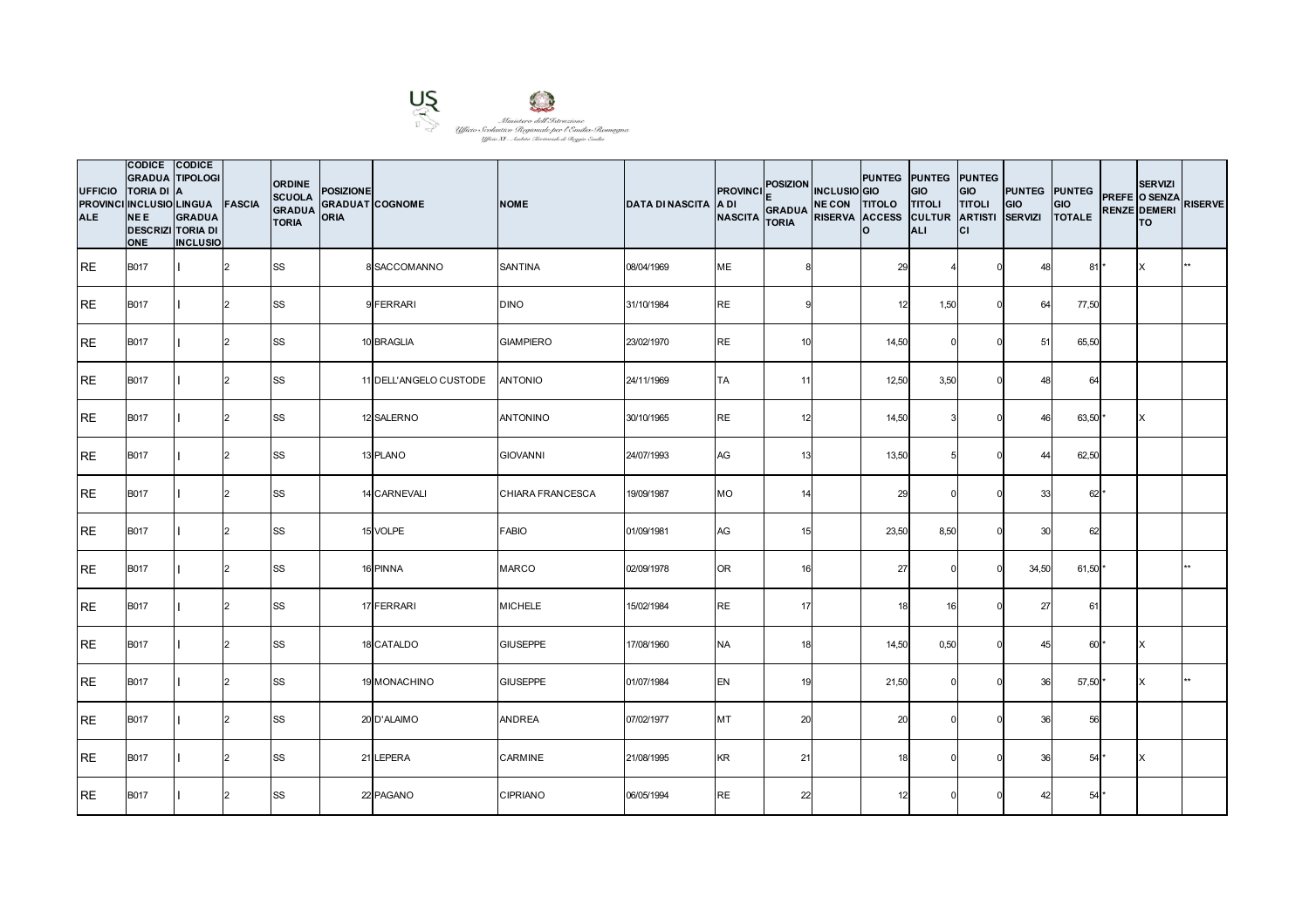Ministero dell'Istruzione
Ufficio Scolastico Regionale per l'Emilia-Romagna
Ufficio XI - Ambito Territoriale di Reggio Emilia

| UFFICIO PROVINCIALE | CODICE GRADUATORIA DI INCLUSIONE E DESCRIZIONE | CODICE TIPOLOGIA LINGUA GRADUATORIA DI INCLUSIO | FASCIA | ORDINE SCUOLA GRADUATORIA | POSIZIONE GRADUATORIA | COGNOME | NOME | DATA DI NASCITA | PROVINCIA DI NASCITA | POSIZIONE GRADUATORIA | INCLUSIONE CON RISERVA | PUNTEGGIO TITOLO ACCESSO | PUNTEGGIO TITOLI CULTURALI | PUNTEGGIO TITOLI ARTISTICI | PUNTEGGIO SERVIZI | PUNTEGGIO TOTALE | PREFERENZE | SERVIZI O SENZA DEMERITO | RISERVE |
|---|---|---|---|---|---|---|---|---|---|---|---|---|---|---|---|---|---|---|---|
| RE | B017 | I | 2 | SS | 8 | SACCOMANNO | SANTINA | 08/04/1969 | ME | 8 | | 29 | 4 | 0 | 48 | 81 | * | X | ** |
| RE | B017 | I | 2 | SS | 9 | FERRARI | DINO | 31/10/1984 | RE | 9 | | 12 | 1,50 | 0 | 64 | 77,50 | | | |
| RE | B017 | I | 2 | SS | 10 | BRAGLIA | GIAMPIERO | 23/02/1970 | RE | 10 | | 14,50 | 0 | 0 | 51 | 65,50 | | | |
| RE | B017 | I | 2 | SS | 11 | DELL'ANGELO CUSTODE | ANTONIO | 24/11/1969 | TA | 11 | | 12,50 | 3,50 | 0 | 48 | 64 | | | |
| RE | B017 | I | 2 | SS | 12 | SALERNO | ANTONINO | 30/10/1965 | RE | 12 | | 14,50 | 3 | 0 | 46 | 63,50 | * | X | |
| RE | B017 | I | 2 | SS | 13 | PLANO | GIOVANNI | 24/07/1993 | AG | 13 | | 13,50 | 5 | 0 | 44 | 62,50 | | | |
| RE | B017 | I | 2 | SS | 14 | CARNEVALI | CHIARA FRANCESCA | 19/09/1987 | MO | 14 | | 29 | 0 | 0 | 33 | 62 | * | | |
| RE | B017 | I | 2 | SS | 15 | VOLPE | FABIO | 01/09/1981 | AG | 15 | | 23,50 | 8,50 | 0 | 30 | 62 | | | |
| RE | B017 | I | 2 | SS | 16 | PINNA | MARCO | 02/09/1978 | OR | 16 | | 27 | 0 | 0 | 34,50 | 61,50 | * | | ** |
| RE | B017 | I | 2 | SS | 17 | FERRARI | MICHELE | 15/02/1984 | RE | 17 | | 18 | 16 | 0 | 27 | 61 | | | |
| RE | B017 | I | 2 | SS | 18 | CATALDO | GIUSEPPE | 17/08/1960 | NA | 18 | | 14,50 | 0,50 | 0 | 45 | 60 | * | X | |
| RE | B017 | I | 2 | SS | 19 | MONACHINO | GIUSEPPE | 01/07/1984 | EN | 19 | | 21,50 | 0 | 0 | 36 | 57,50 | * | X | ** |
| RE | B017 | I | 2 | SS | 20 | D'ALAIMO | ANDREA | 07/02/1977 | MT | 20 | | 20 | 0 | 0 | 36 | 56 | | | |
| RE | B017 | I | 2 | SS | 21 | LEPERA | CARMINE | 21/08/1995 | KR | 21 | | 18 | 0 | 0 | 36 | 54 | * | X | |
| RE | B017 | I | 2 | SS | 22 | PAGANO | CIPRIANO | 06/05/1994 | RE | 22 | | 12 | 0 | 0 | 42 | 54 | * | | |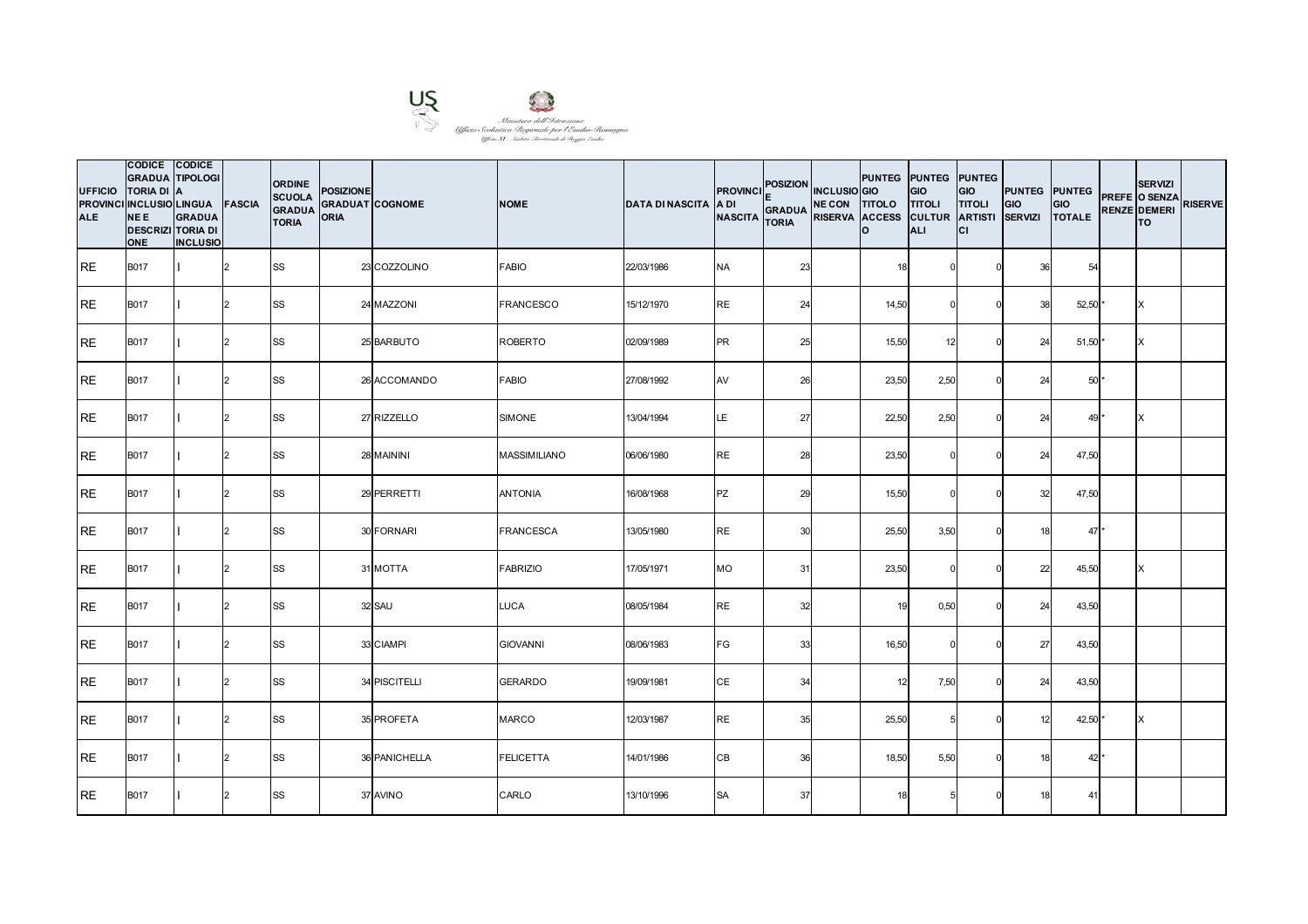Ministero dell'Istruzione
Ufficio Scolastico Regionale per l'Emilia-Romagna
Ufficio XI - Ambito Territoriale di Reggio Emilia

| UFFICIO PROVINCIALE | CODICE GRADUATORIA DI INCLUSIONE E DESCRIZIONE | CODICE TIPOLOGIA LINGUA GRADUATORIA DI INCLUSIO | FASCIA | ORDINE SCUOLA GRADUATORIA | POSIZIONE GRADUATORIA | COGNOME | NOME | DATA DI NASCITA | PROVINCIA DI NASCITA | POSIZIONE GRADUATORIA | INCLUSIONE CON RISERVA | PUNTEGGIO TITOLO ACCESSO | PUNTEGGIO TITOLI CULTURALI | PUNTEGGIO TITOLI ARTISTICI | PUNTEGGIO SERVIZI | PUNTEGGIO TOTALE | PREFERENZE | SERVIZI O SENZA DEMERITO | RISERVE |
|---|---|---|---|---|---|---|---|---|---|---|---|---|---|---|---|---|---|---|---|
| RE | B017 | I | 2 | SS | 23 | COZZOLINO | FABIO | 22/03/1986 | NA | 23 | | 18 | 0 | 0 | 36 | 54 | | | |
| RE | B017 | I | 2 | SS | 24 | MAZZONI | FRANCESCO | 15/12/1970 | RE | 24 | | 14,50 | 0 | 0 | 38 | 52,50 | * | X | |
| RE | B017 | I | 2 | SS | 25 | BARBUTO | ROBERTO | 02/09/1989 | PR | 25 | | 15,50 | 12 | 0 | 24 | 51,50 | * | X | |
| RE | B017 | I | 2 | SS | 26 | ACCOMANDO | FABIO | 27/08/1992 | AV | 26 | | 23,50 | 2,50 | 0 | 24 | 50 | * | | |
| RE | B017 | I | 2 | SS | 27 | RIZZELLO | SIMONE | 13/04/1994 | LE | 27 | | 22,50 | 2,50 | 0 | 24 | 49 | * | X | |
| RE | B017 | I | 2 | SS | 28 | MAININI | MASSIMILIANO | 06/06/1980 | RE | 28 | | 23,50 | 0 | 0 | 24 | 47,50 | | | |
| RE | B017 | I | 2 | SS | 29 | PERRETTI | ANTONIA | 16/08/1968 | PZ | 29 | | 15,50 | 0 | 0 | 32 | 47,50 | | | |
| RE | B017 | I | 2 | SS | 30 | FORNARI | FRANCESCA | 13/05/1980 | RE | 30 | | 25,50 | 3,50 | 0 | 18 | 47 | * | | |
| RE | B017 | I | 2 | SS | 31 | MOTTA | FABRIZIO | 17/05/1971 | MO | 31 | | 23,50 | 0 | 0 | 22 | 45,50 | | X | |
| RE | B017 | I | 2 | SS | 32 | SAU | LUCA | 08/05/1984 | RE | 32 | | 19 | 0,50 | 0 | 24 | 43,50 | | | |
| RE | B017 | I | 2 | SS | 33 | CIAMPI | GIOVANNI | 08/06/1983 | FG | 33 | | 16,50 | 0 | 0 | 27 | 43,50 | | | |
| RE | B017 | I | 2 | SS | 34 | PISCITELLI | GERARDO | 19/09/1981 | CE | 34 | | 12 | 7,50 | 0 | 24 | 43,50 | | | |
| RE | B017 | I | 2 | SS | 35 | PROFETA | MARCO | 12/03/1987 | RE | 35 | | 25,50 | 5 | 0 | 12 | 42,50 | * | X | |
| RE | B017 | I | 2 | SS | 36 | PANICHELLA | FELICETTA | 14/01/1986 | CB | 36 | | 18,50 | 5,50 | 0 | 18 | 42 | * | | |
| RE | B017 | I | 2 | SS | 37 | AVINO | CARLO | 13/10/1996 | SA | 37 | | 18 | 5 | 0 | 18 | 41 | | | |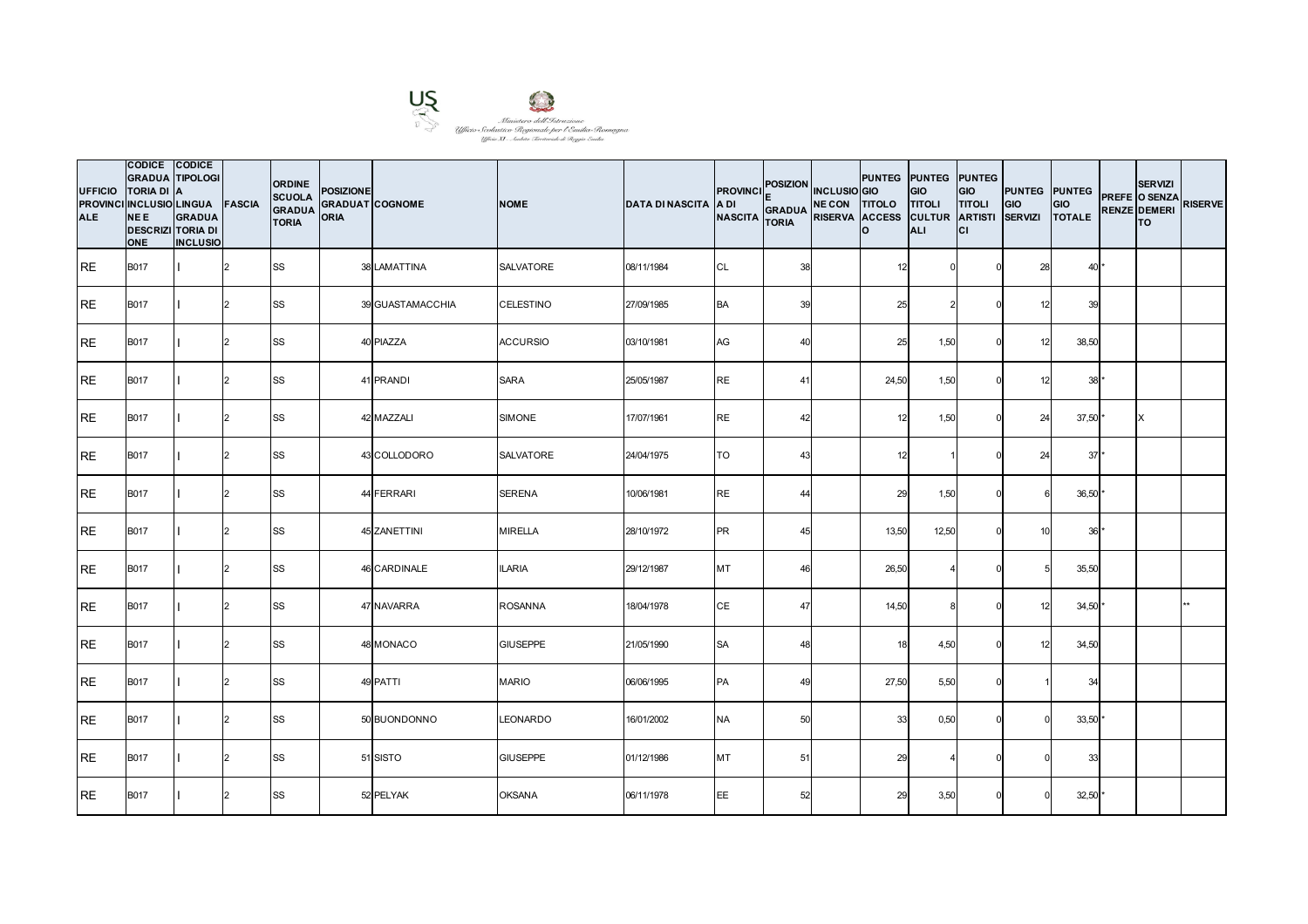Ministero dell'Istruzione
Ufficio Scolastico Regionale per l'Emilia-Romagna
Ufficio XI - Ambito Territoriale di Reggio Emilia

| UFFICIO PROVINCIALE | CODICE GRADUATORIA DI INCLUSIONE E DESCRIZIONE | CODICE TIPOLOGIA LINGUA GRADUATORIA DI INCLUSIO | FASCIA | ORDINE SCUOLA GRADUATORIA | POSIZIONE GRADUATORIA | COGNOME | NOME | DATA DI NASCITA | PROVINCIA DI NASCITA | POSIZIONE GRADUATORIA | INCLUSIONE CON RISERVA | PUNTEGGIO TITOLO ACCESSO | PUNTEGGIO TITOLI CULTURALI | PUNTEGGIO TITOLI ARTISTICI | PUNTEGGIO SERVIZI | PUNTEGGIO TOTALE | PREFERENZE | SERVIZI O SENZA DEMERITO | RISERVE |
|---|---|---|---|---|---|---|---|---|---|---|---|---|---|---|---|---|---|---|---|
| RE | B017 | I | 2 | SS | 38 | LAMATTINA | SALVATORE | 08/11/1984 | CL | 38 | | 12 | 0 | 0 | 28 | 40 | * | | |
| RE | B017 | I | 2 | SS | 39 | GUASTAMACCHIA | CELESTINO | 27/09/1985 | BA | 39 | | 25 | 2 | 0 | 12 | 39 | | | |
| RE | B017 | I | 2 | SS | 40 | PIAZZA | ACCURSIO | 03/10/1981 | AG | 40 | | 25 | 1,50 | 0 | 12 | 38,50 | | | |
| RE | B017 | I | 2 | SS | 41 | PRANDI | SARA | 25/05/1987 | RE | 41 | | 24,50 | 1,50 | 0 | 12 | 38 | * | | |
| RE | B017 | I | 2 | SS | 42 | MAZZALI | SIMONE | 17/07/1961 | RE | 42 | | 12 | 1,50 | 0 | 24 | 37,50 | * | X | |
| RE | B017 | I | 2 | SS | 43 | COLLODORO | SALVATORE | 24/04/1975 | TO | 43 | | 12 | 1 | 0 | 24 | 37 | * | | |
| RE | B017 | I | 2 | SS | 44 | FERRARI | SERENA | 10/06/1981 | RE | 44 | | 29 | 1,50 | 0 | 6 | 36,50 | * | | |
| RE | B017 | I | 2 | SS | 45 | ZANETTINI | MIRELLA | 28/10/1972 | PR | 45 | | 13,50 | 12,50 | 0 | 10 | 36 | * | | |
| RE | B017 | I | 2 | SS | 46 | CARDINALE | ILARIA | 29/12/1987 | MT | 46 | | 26,50 | 4 | 0 | 5 | 35,50 | | | |
| RE | B017 | I | 2 | SS | 47 | NAVARRA | ROSANNA | 18/04/1978 | CE | 47 | | 14,50 | 8 | 0 | 12 | 34,50 | * | | ** |
| RE | B017 | I | 2 | SS | 48 | MONACO | GIUSEPPE | 21/05/1990 | SA | 48 | | 18 | 4,50 | 0 | 12 | 34,50 | | | |
| RE | B017 | I | 2 | SS | 49 | PATTI | MARIO | 06/06/1995 | PA | 49 | | 27,50 | 5,50 | 0 | 1 | 34 | | | |
| RE | B017 | I | 2 | SS | 50 | BUONDONNO | LEONARDO | 16/01/2002 | NA | 50 | | 33 | 0,50 | 0 | 0 | 33,50 | * | | |
| RE | B017 | I | 2 | SS | 51 | SISTO | GIUSEPPE | 01/12/1986 | MT | 51 | | 29 | 4 | 0 | 0 | 33 | | | |
| RE | B017 | I | 2 | SS | 52 | PELYAK | OKSANA | 06/11/1978 | EE | 52 | | 29 | 3,50 | 0 | 0 | 32,50 | * | | |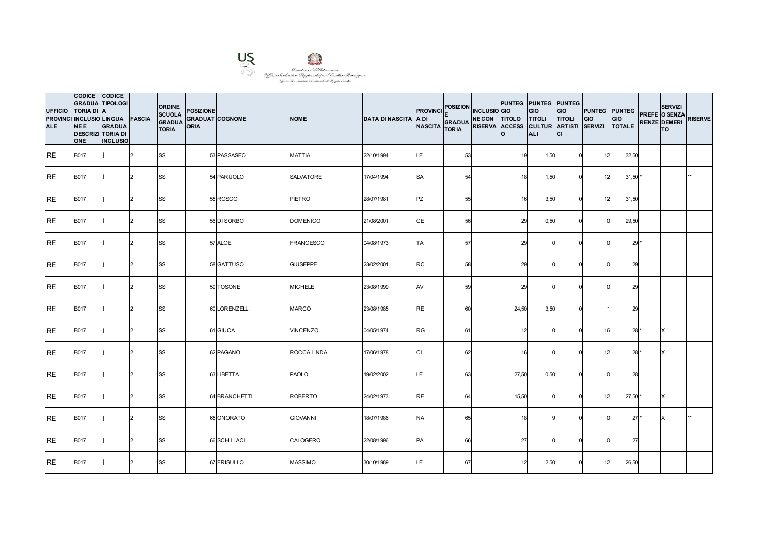Ministero dell'Istruzione
Ufficio Scolastico Regionale per l'Emilia-Romagna
Ufficio XI - Ambito Territoriale di Reggio Emilia

| UFFICIO PROVINCIALE | CODICE GRADUATORIA DI INCLUSIONE E DESCRIZIONE | CODICE TIPOLOGIA LINGUA GRADUATORIA DI INCLUSIO | FASCIA | ORDINE SCUOLA GRADUATORIA | POSIZIONE GRADUATORIA | COGNOME | NOME | DATA DI NASCITA | PROVINCIA DI NASCITA | POSIZIONE GRADUATORIA | INCLUSIONE CON RISERVA | PUNTEGGIO TITOLO ACCESSO | PUNTEGGIO TITOLI CULTURALI | PUNTEGGIO TITOLI ARTISTICI | PUNTEGGIO SERVIZI | PUNTEGGIO TOTALE | PREFERENZE | SERVIZIO SENZA DEMERITO | RISERVE |
|---|---|---|---|---|---|---|---|---|---|---|---|---|---|---|---|---|---|---|---|
| RE | B017 | I | 2 | SS | 53 | PASSASEO | MATTIA | 22/10/1994 | LE | 53 | | 19 | 1,50 | 0 | 12 | 32,50 | | | |
| RE | B017 | I | 2 | SS | 54 | PARUOLO | SALVATORE | 17/04/1994 | SA | 54 | | 18 | 1,50 | 0 | 12 | 31,50 | * | | ** |
| RE | B017 | I | 2 | SS | 55 | ROSCO | PIETRO | 28/07/1981 | PZ | 55 | | 16 | 3,50 | 0 | 12 | 31,50 | | | |
| RE | B017 | I | 2 | SS | 56 | DI SORBO | DOMENICO | 21/08/2001 | CE | 56 | | 29 | 0,50 | 0 | 0 | 29,50 | | | |
| RE | B017 | I | 2 | SS | 57 | ALOE | FRANCESCO | 04/08/1973 | TA | 57 | | 29 | 0 | 0 | 0 | 29 | * | | |
| RE | B017 | I | 2 | SS | 58 | GATTUSO | GIUSEPPE | 23/02/2001 | RC | 58 | | 29 | 0 | 0 | 0 | 29 | | | |
| RE | B017 | I | 2 | SS | 59 | TOSONE | MICHELE | 23/08/1999 | AV | 59 | | 29 | 0 | 0 | 0 | 29 | | | |
| RE | B017 | I | 2 | SS | 60 | LORENZELLI | MARCO | 23/08/1985 | RE | 60 | | 24,50 | 3,50 | 0 | 1 | 29 | | | |
| RE | B017 | I | 2 | SS | 61 | GIUCA | VINCENZO | 04/05/1974 | RG | 61 | | 12 | 0 | 0 | 16 | 28 | * | X | |
| RE | B017 | I | 2 | SS | 62 | PAGANO | ROCCA LINDA | 17/06/1978 | CL | 62 | | 16 | 0 | 0 | 12 | 28 | * | X | |
| RE | B017 | I | 2 | SS | 63 | LIBETTA | PAOLO | 19/02/2002 | LE | 63 | | 27,50 | 0,50 | 0 | 0 | 28 | | | |
| RE | B017 | I | 2 | SS | 64 | BRANCHETTI | ROBERTO | 24/02/1973 | RE | 64 | | 15,50 | 0 | 0 | 12 | 27,50 | * | X | |
| RE | B017 | I | 2 | SS | 65 | ONORATO | GIOVANNI | 18/07/1986 | NA | 65 | | 18 | 9 | 0 | 0 | 27 | * | X | ** |
| RE | B017 | I | 2 | SS | 66 | SCHILLACI | CALOGERO | 22/08/1996 | PA | 66 | | 27 | 0 | 0 | 0 | 27 | | | |
| RE | B017 | I | 2 | SS | 67 | FRISULLO | MASSIMO | 30/10/1989 | LE | 67 | | 12 | 2,50 | 0 | 12 | 26,50 | | | |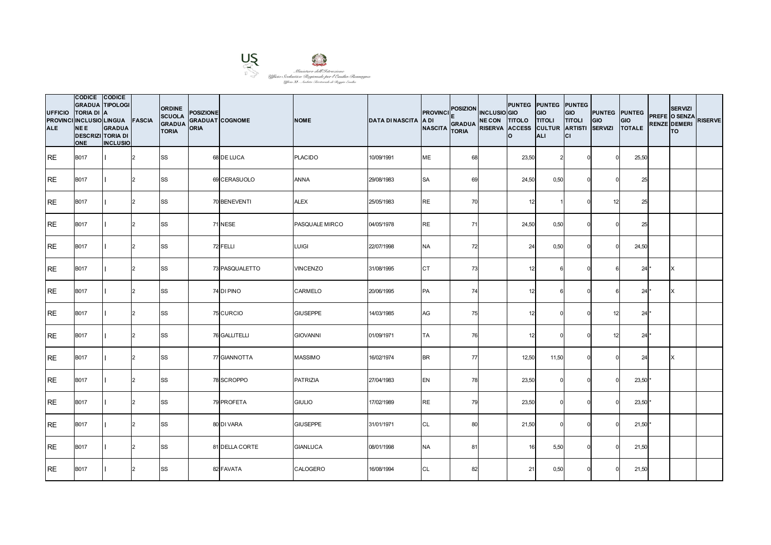Ministero dell'Istruzione
Ufficio Scolastico Regionale per l'Emilia-Romagna
Ufficio XI - Ambito Territoriale di Reggio Emilia

| UFFICIO PROVINCIALE | CODICE GRADUATORIA DI INCLUSIONE E DESCRIZIONE | CODICE TIPOLOGIA LINGUA GRADUATORIA DI INCLUSIO | FASCIA | ORDINE SCUOLA GRADUATORIA | POSIZIONE GRADUATORIA | COGNOME | NOME | DATA DI NASCITA | PROVINCIA DI NASCITA | POSIZIONE GRADUATORIA | INCLUSIONE CON RISERVA | PUNTEGGIO TITOLO ACCESSO | PUNTEGGIO TITOLI CULTURALI | PUNTEGGIO TITOLI ARTISTICI | PUNTEGGIO SERVIZI | PUNTEGGIO TOTALE | PREFERENZE | SERVIZIO SENZA DEMERITO | RISERVE |
|---|---|---|---|---|---|---|---|---|---|---|---|---|---|---|---|---|---|---|---|
| RE | B017 | I | 2 | SS | 68 | DE LUCA | PLACIDO | 10/09/1991 | ME | 68 | | 23,50 | 2 | 0 | 0 | 25,50 | | | |
| RE | B017 | I | 2 | SS | 69 | CERASUOLO | ANNA | 29/08/1983 | SA | 69 | | 24,50 | 0,50 | 0 | 0 | 25 | | | |
| RE | B017 | I | 2 | SS | 70 | BENEVENTI | ALEX | 25/05/1983 | RE | 70 | | 12 | 1 | 0 | 12 | 25 | | | |
| RE | B017 | I | 2 | SS | 71 | NESE | PASQUALE MIRCO | 04/05/1978 | RE | 71 | | 24,50 | 0,50 | 0 | 0 | 25 | | | |
| RE | B017 | I | 2 | SS | 72 | FELLI | LUIGI | 22/07/1998 | NA | 72 | | 24 | 0,50 | 0 | 0 | 24,50 | | | |
| RE | B017 | I | 2 | SS | 73 | PASQUALETTO | VINCENZO | 31/08/1995 | CT | 73 | | 12 | 6 | 0 | 6 | 24 | * | X | |
| RE | B017 | I | 2 | SS | 74 | DI PINO | CARMELO | 20/06/1995 | PA | 74 | | 12 | 6 | 0 | 6 | 24 | * | X | |
| RE | B017 | I | 2 | SS | 75 | CURCIO | GIUSEPPE | 14/03/1985 | AG | 75 | | 12 | 0 | 0 | 12 | 24 | * | | |
| RE | B017 | I | 2 | SS | 76 | GALLITELLI | GIOVANNI | 01/09/1971 | TA | 76 | | 12 | 0 | 0 | 12 | 24 | * | | |
| RE | B017 | I | 2 | SS | 77 | GIANNOTTA | MASSIMO | 16/02/1974 | BR | 77 | | 12,50 | 11,50 | 0 | 0 | 24 | | X | |
| RE | B017 | I | 2 | SS | 78 | SCROPPO | PATRIZIA | 27/04/1983 | EN | 78 | | 23,50 | 0 | 0 | 0 | 23,50 | * | | |
| RE | B017 | I | 2 | SS | 79 | PROFETA | GIULIO | 17/02/1989 | RE | 79 | | 23,50 | 0 | 0 | 0 | 23,50 | * | | |
| RE | B017 | I | 2 | SS | 80 | DI VARA | GIUSEPPE | 31/01/1971 | CL | 80 | | 21,50 | 0 | 0 | 0 | 21,50 | * | | |
| RE | B017 | I | 2 | SS | 81 | DELLA CORTE | GIANLUCA | 08/01/1998 | NA | 81 | | 16 | 5,50 | 0 | 0 | 21,50 | | | |
| RE | B017 | I | 2 | SS | 82 | FAVATA | CALOGERO | 16/08/1994 | CL | 82 | | 21 | 0,50 | 0 | 0 | 21,50 | | | |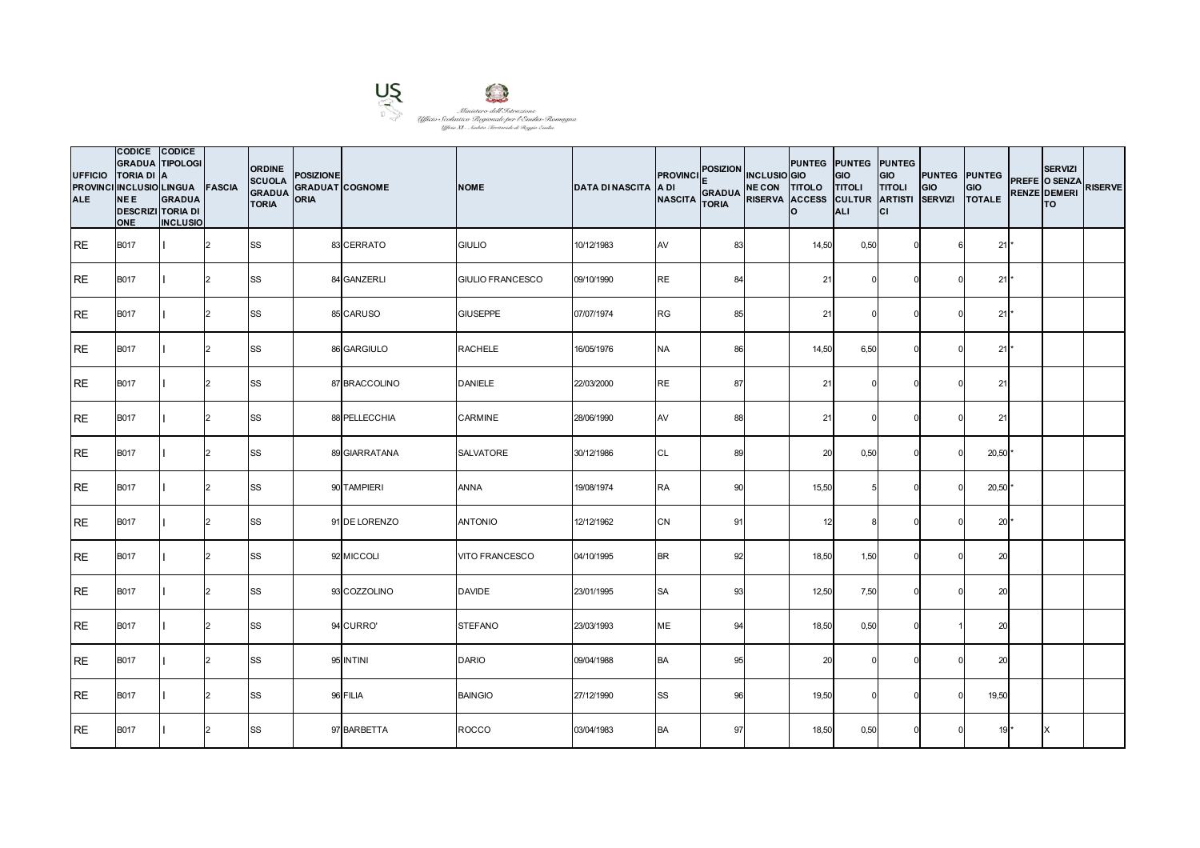Ministero dell'Istruzione
Ufficio Scolastico Regionale per l'Emilia-Romagna
Ufficio XI - Ambito Territoriale di Reggio Emilia

| UFFICIO PROVINCIALE | CODICE GRADUATORIA DI INCLUSIONE E DESCRIZIONE | CODICE TIPOLOGIA LINGUA GRADUATORIA DI INCLUSIO | FASCIA | ORDINE SCUOLA GRADUATORIA | POSIZIONE GRADUATORIA | COGNOME | NOME | DATA DI NASCITA | PROVINCIA DI NASCITA | POSIZIONE GRADUATORIA | INCLUSIONE CON RISERVA | PUNTEGGIO TITOLO ACCESSO | PUNTEGGIO TITOLI CULTURALI | PUNTEGGIO TITOLI ARTISTICI | PUNTEGGIO SERVIZI | PUNTEGGIO TOTALE | PREFERENZE | SERVIZI O SENZA DEMERITO | RISERVE |
|---|---|---|---|---|---|---|---|---|---|---|---|---|---|---|---|---|---|---|---|
| RE | B017 | I | 2 | SS | 83 | CERRATO | GIULIO | 10/12/1983 | AV | 83 | | 14,50 | 0,50 | 0 | 6 | 21 | * | | |
| RE | B017 | I | 2 | SS | 84 | GANZERLI | GIULIO FRANCESCO | 09/10/1990 | RE | 84 | | 21 | 0 | 0 | 0 | 21 | * | | |
| RE | B017 | I | 2 | SS | 85 | CARUSO | GIUSEPPE | 07/07/1974 | RG | 85 | | 21 | 0 | 0 | 0 | 21 | * | | |
| RE | B017 | I | 2 | SS | 86 | GARGIULO | RACHELE | 16/05/1976 | NA | 86 | | 14,50 | 6,50 | 0 | 0 | 21 | * | | |
| RE | B017 | I | 2 | SS | 87 | BRACCOLINO | DANIELE | 22/03/2000 | RE | 87 | | 21 | 0 | 0 | 0 | 21 | | | |
| RE | B017 | I | 2 | SS | 88 | PELLECCHIA | CARMINE | 28/06/1990 | AV | 88 | | 21 | 0 | 0 | 0 | 21 | | | |
| RE | B017 | I | 2 | SS | 89 | GIARRATANA | SALVATORE | 30/12/1986 | CL | 89 | | 20 | 0,50 | 0 | 0 | 20,50 | * | | |
| RE | B017 | I | 2 | SS | 90 | TAMPIERI | ANNA | 19/08/1974 | RA | 90 | | 15,50 | 5 | 0 | 0 | 20,50 | * | | |
| RE | B017 | I | 2 | SS | 91 | DE LORENZO | ANTONIO | 12/12/1962 | CN | 91 | | 12 | 8 | 0 | 0 | 20 | * | | |
| RE | B017 | I | 2 | SS | 92 | MICCOLI | VITO FRANCESCO | 04/10/1995 | BR | 92 | | 18,50 | 1,50 | 0 | 0 | 20 | | | |
| RE | B017 | I | 2 | SS | 93 | COZZOLINO | DAVIDE | 23/01/1995 | SA | 93 | | 12,50 | 7,50 | 0 | 0 | 20 | | | |
| RE | B017 | I | 2 | SS | 94 | CURRO' | STEFANO | 23/03/1993 | ME | 94 | | 18,50 | 0,50 | 0 | 1 | 20 | | | |
| RE | B017 | I | 2 | SS | 95 | INTINI | DARIO | 09/04/1988 | BA | 95 | | 20 | 0 | 0 | 0 | 20 | | | |
| RE | B017 | I | 2 | SS | 96 | FILIA | BAINGIO | 27/12/1990 | SS | 96 | | 19,50 | 0 | 0 | 0 | 19,50 | | | |
| RE | B017 | I | 2 | SS | 97 | BARBETTA | ROCCO | 03/04/1983 | BA | 97 | | 18,50 | 0,50 | 0 | 0 | 19 | * | X | |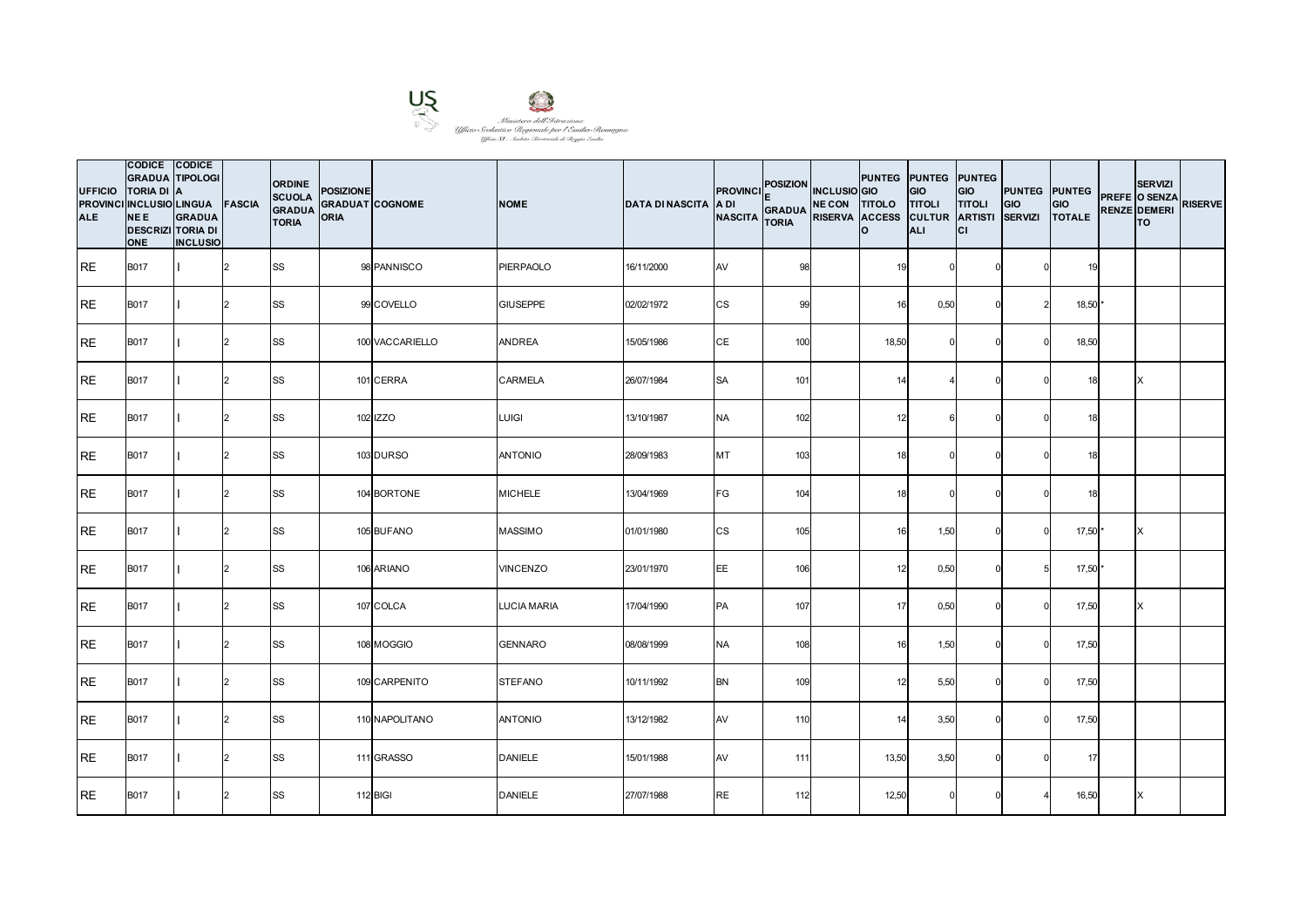Ministero dell'Istruzione
Ufficio Scolastico Regionale per l'Emilia-Romagna
Ufficio XI - Ambito Territoriale di Reggio Emilia

| UFFICIO PROVINCIALE | CODICE GRADUATORIA DI INCLUSIONE E DESCRIZIONE | CODICE TIPOLOGIA LINGUA GRADUATORIA DI INCLUSIO | FASCIA | ORDINE SCUOLA GRADUATORIA | POSIZIONE GRADUATORIA | COGNOME | NOME | DATA DI NASCITA | PROVINCIA DI NASCITA | POSIZIONE GRADUATORIA | INCLUSIONE CON RISERVA | PUNTEGGIO TITOLO ACCESSO | PUNTEGGIO TITOLI CULTURALI | PUNTEGGIO TITOLI ARTISTICI | PUNTEGGIO SERVIZI | PUNTEGGIO TOTALE | PREFERENZE | SERVIZIO SENZA DEMERITO | RISERVE |
|---|---|---|---|---|---|---|---|---|---|---|---|---|---|---|---|---|---|---|---|
| RE | B017 | I | 2 | SS | 98 | PANNISCO | PIERPAOLO | 16/11/2000 | AV | 98 | | 19 | 0 | 0 | 0 | 19 | | | |
| RE | B017 | I | 2 | SS | 99 | COVELLO | GIUSEPPE | 02/02/1972 | CS | 99 | | 16 | 0,50 | 0 | 2 | 18,50 | * | | |
| RE | B017 | I | 2 | SS | 100 | VACCARIELLO | ANDREA | 15/05/1986 | CE | 100 | | 18,50 | 0 | 0 | 0 | 18,50 | | | |
| RE | B017 | I | 2 | SS | 101 | CERRA | CARMELA | 26/07/1984 | SA | 101 | | 14 | 4 | 0 | 0 | 18 | | X | |
| RE | B017 | I | 2 | SS | 102 | IZZO | LUIGI | 13/10/1987 | NA | 102 | | 12 | 6 | 0 | 0 | 18 | | | |
| RE | B017 | I | 2 | SS | 103 | DURSO | ANTONIO | 28/09/1983 | MT | 103 | | 18 | 0 | 0 | 0 | 18 | | | |
| RE | B017 | I | 2 | SS | 104 | BORTONE | MICHELE | 13/04/1969 | FG | 104 | | 18 | 0 | 0 | 0 | 18 | | | |
| RE | B017 | I | 2 | SS | 105 | BUFANO | MASSIMO | 01/01/1980 | CS | 105 | | 16 | 1,50 | 0 | 0 | 17,50 | * | X | |
| RE | B017 | I | 2 | SS | 106 | ARIANO | VINCENZO | 23/01/1970 | EE | 106 | | 12 | 0,50 | 0 | 5 | 17,50 | * | | |
| RE | B017 | I | 2 | SS | 107 | COLCA | LUCIA MARIA | 17/04/1990 | PA | 107 | | 17 | 0,50 | 0 | 0 | 17,50 | | X | |
| RE | B017 | I | 2 | SS | 108 | MOGGIO | GENNARO | 08/08/1999 | NA | 108 | | 16 | 1,50 | 0 | 0 | 17,50 | | | |
| RE | B017 | I | 2 | SS | 109 | CARPENITO | STEFANO | 10/11/1992 | BN | 109 | | 12 | 5,50 | 0 | 0 | 17,50 | | | |
| RE | B017 | I | 2 | SS | 110 | NAPOLITANO | ANTONIO | 13/12/1982 | AV | 110 | | 14 | 3,50 | 0 | 0 | 17,50 | | | |
| RE | B017 | I | 2 | SS | 111 | GRASSO | DANIELE | 15/01/1988 | AV | 111 | | 13,50 | 3,50 | 0 | 0 | 17 | | | |
| RE | B017 | I | 2 | SS | 112 | BIGI | DANIELE | 27/07/1988 | RE | 112 | | 12,50 | 0 | 0 | 4 | 16,50 | | X | |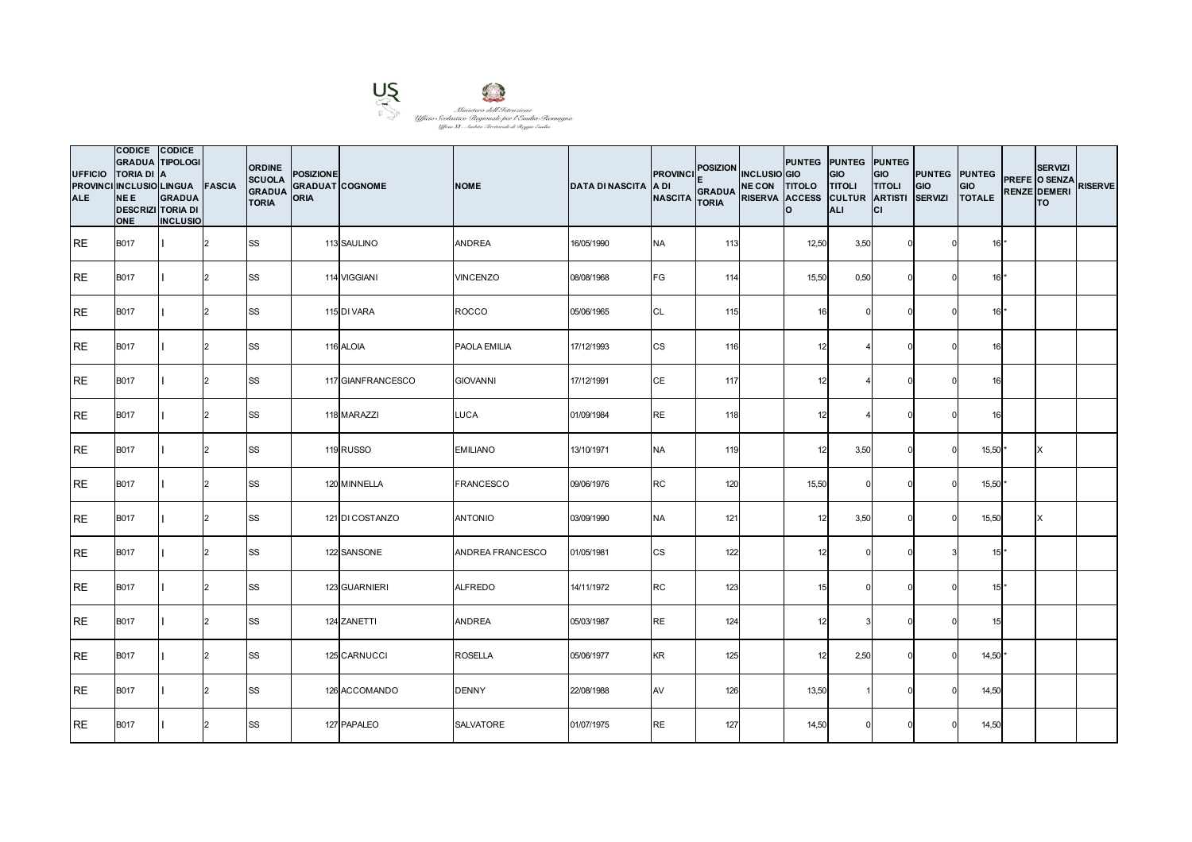Ministero dell'Istruzione
Ufficio Scolastico Regionale per l'Emilia-Romagna
Ufficio XI - Ambito Territoriale di Reggio Emilia

| UFFICIO PROVINCIALE | CODICE GRADUATORIA DI INCLUSIONE E DESCRIZIONE | CODICE TIPOLOGIA LINGUA GRADUATORIA DI INCLUSIO | FASCIA | ORDINE SCUOLA GRADUATORIA | POSIZIONE GRADUATORIA | COGNOME | NOME | DATA DI NASCITA | PROVINCIA DI NASCITA | POSIZIONE GRADUATORIA | INCLUSIONE CON RISERVA | PUNTEGGIO TITOLO ACCESSO | PUNTEGGIO TITOLI CULTURALI | PUNTEGGIO TITOLI ARTISTICI | PUNTEGGIO SERVIZI | PUNTEGGIO TOTALE | PREFERENZE | SERVIZI O SENZA DEMERITO | RISERVE |
|---|---|---|---|---|---|---|---|---|---|---|---|---|---|---|---|---|---|---|---|
| RE | B017 | I | 2 | SS | 113 | SAULINO | ANDREA | 16/05/1990 | NA | 113 | | 12,50 | 3,50 | 0 | 0 | 16 | * | | |
| RE | B017 | I | 2 | SS | 114 | VIGGIANI | VINCENZO | 08/08/1968 | FG | 114 | | 15,50 | 0,50 | 0 | 0 | 16 | * | | |
| RE | B017 | I | 2 | SS | 115 | DI VARA | ROCCO | 05/06/1965 | CL | 115 | | 16 | 0 | 0 | 0 | 16 | * | | |
| RE | B017 | I | 2 | SS | 116 | ALOIA | PAOLA EMILIA | 17/12/1993 | CS | 116 | | 12 | 4 | 0 | 0 | 16 | | | |
| RE | B017 | I | 2 | SS | 117 | GIANFRANCESCO | GIOVANNI | 17/12/1991 | CE | 117 | | 12 | 4 | 0 | 0 | 16 | | | |
| RE | B017 | I | 2 | SS | 118 | MARAZZI | LUCA | 01/09/1984 | RE | 118 | | 12 | 4 | 0 | 0 | 16 | | | |
| RE | B017 | I | 2 | SS | 119 | RUSSO | EMILIANO | 13/10/1971 | NA | 119 | | 12 | 3,50 | 0 | 0 | 15,50 | * | X | |
| RE | B017 | I | 2 | SS | 120 | MINNELLA | FRANCESCO | 09/06/1976 | RC | 120 | | 15,50 | 0 | 0 | 0 | 15,50 | * | | |
| RE | B017 | I | 2 | SS | 121 | DI COSTANZO | ANTONIO | 03/09/1990 | NA | 121 | | 12 | 3,50 | 0 | 0 | 15,50 | | X | |
| RE | B017 | I | 2 | SS | 122 | SANSONE | ANDREA FRANCESCO | 01/05/1981 | CS | 122 | | 12 | 0 | 0 | 3 | 15 | * | | |
| RE | B017 | I | 2 | SS | 123 | GUARNIERI | ALFREDO | 14/11/1972 | RC | 123 | | 15 | 0 | 0 | 0 | 15 | * | | |
| RE | B017 | I | 2 | SS | 124 | ZANETTI | ANDREA | 05/03/1987 | RE | 124 | | 12 | 3 | 0 | 0 | 15 | | | |
| RE | B017 | I | 2 | SS | 125 | CARNUCCI | ROSELLA | 05/06/1977 | KR | 125 | | 12 | 2,50 | 0 | 0 | 14,50 | * | | |
| RE | B017 | I | 2 | SS | 126 | ACCOMANDO | DENNY | 22/08/1988 | AV | 126 | | 13,50 | 1 | 0 | 0 | 14,50 | | | |
| RE | B017 | I | 2 | SS | 127 | PAPALEO | SALVATORE | 01/07/1975 | RE | 127 | | 14,50 | 0 | 0 | 0 | 14,50 | | | |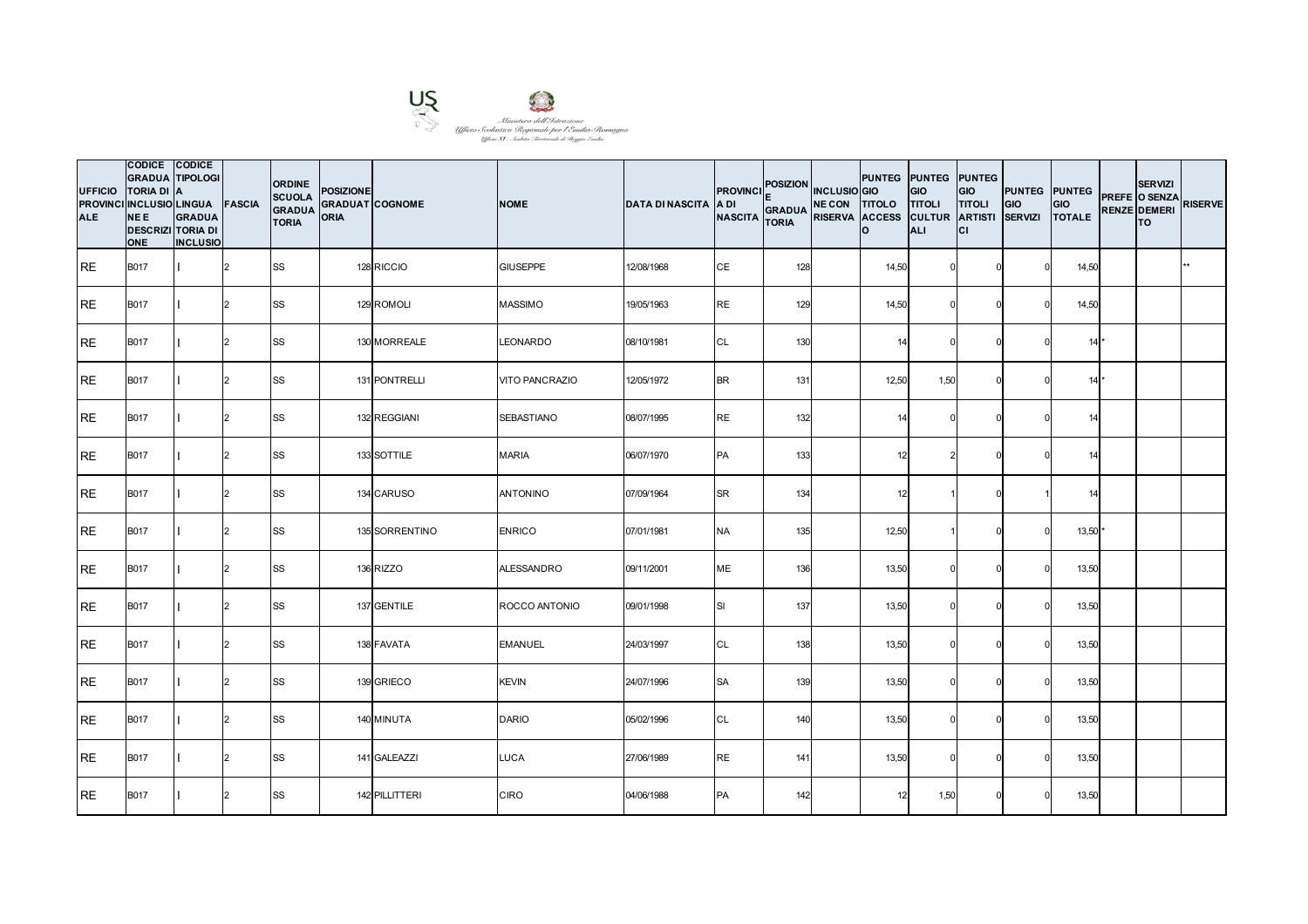Ministero dell'Istruzione
Ufficio Scolastico Regionale per l'Emilia-Romagna
Ufficio XI - Ambito Territoriale di Reggio Emilia

| UFFICIO PROVINCIALE | CODICE GRADUATORIA DI INCLUSIONE E DESCRIZIONE | CODICE TIPOLOGIA LINGUA GRADUATORIA DI INCLUSIO | FASCIA | ORDINE SCUOLA GRADUATORIA | POSIZIONE GRADUATORIA | COGNOME | NOME | DATA DI NASCITA | PROVINCIA DI NASCITA | POSIZIONE GRADUATORIA | INCLUSIONE CON RISERVA | PUNTEGGIO TITOLO ACCESSO | PUNTEGGIO TITOLI CULTURALI | PUNTEGGIO TITOLI ARTISTICI | PUNTEGGIO SERVIZI | PUNTEGGIO TOTALE | PREFERENZE | SERVIZI O SENZA DEMERITO | RISERVE |
|---|---|---|---|---|---|---|---|---|---|---|---|---|---|---|---|---|---|---|---|
| RE | B017 | I | 2 | SS | 128 | RICCIO | GIUSEPPE | 12/08/1968 | CE | 128 | | 14,50 | 0 | 0 | 0 | 14,50 | | | ** |
| RE | B017 | I | 2 | SS | 129 | ROMOLI | MASSIMO | 19/05/1963 | RE | 129 | | 14,50 | 0 | 0 | 0 | 14,50 | | | |
| RE | B017 | I | 2 | SS | 130 | MORREALE | LEONARDO | 08/10/1981 | CL | 130 | | 14 | 0 | 0 | 0 | 14 | * | | |
| RE | B017 | I | 2 | SS | 131 | PONTRELLI | VITO PANCRAZIO | 12/05/1972 | BR | 131 | | 12,50 | 1,50 | 0 | 0 | 14 | * | | |
| RE | B017 | I | 2 | SS | 132 | REGGIANI | SEBASTIANO | 08/07/1995 | RE | 132 | | 14 | 0 | 0 | 0 | 14 | | | |
| RE | B017 | I | 2 | SS | 133 | SOTTILE | MARIA | 06/07/1970 | PA | 133 | | 12 | 2 | 0 | 0 | 14 | | | |
| RE | B017 | I | 2 | SS | 134 | CARUSO | ANTONINO | 07/09/1964 | SR | 134 | | 12 | 1 | 0 | 1 | 14 | | | |
| RE | B017 | I | 2 | SS | 135 | SORRENTINO | ENRICO | 07/01/1981 | NA | 135 | | 12,50 | 1 | 0 | 0 | 13,50 | * | | |
| RE | B017 | I | 2 | SS | 136 | RIZZO | ALESSANDRO | 09/11/2001 | ME | 136 | | 13,50 | 0 | 0 | 0 | 13,50 | | | |
| RE | B017 | I | 2 | SS | 137 | GENTILE | ROCCO ANTONIO | 09/01/1998 | SI | 137 | | 13,50 | 0 | 0 | 0 | 13,50 | | | |
| RE | B017 | I | 2 | SS | 138 | FAVATA | EMANUEL | 24/03/1997 | CL | 138 | | 13,50 | 0 | 0 | 0 | 13,50 | | | |
| RE | B017 | I | 2 | SS | 139 | GRIECO | KEVIN | 24/07/1996 | SA | 139 | | 13,50 | 0 | 0 | 0 | 13,50 | | | |
| RE | B017 | I | 2 | SS | 140 | MINUTA | DARIO | 05/02/1996 | CL | 140 | | 13,50 | 0 | 0 | 0 | 13,50 | | | |
| RE | B017 | I | 2 | SS | 141 | GALEAZZI | LUCA | 27/06/1989 | RE | 141 | | 13,50 | 0 | 0 | 0 | 13,50 | | | |
| RE | B017 | I | 2 | SS | 142 | PILLITTERI | CIRO | 04/06/1988 | PA | 142 | | 12 | 1,50 | 0 | 0 | 13,50 | | | |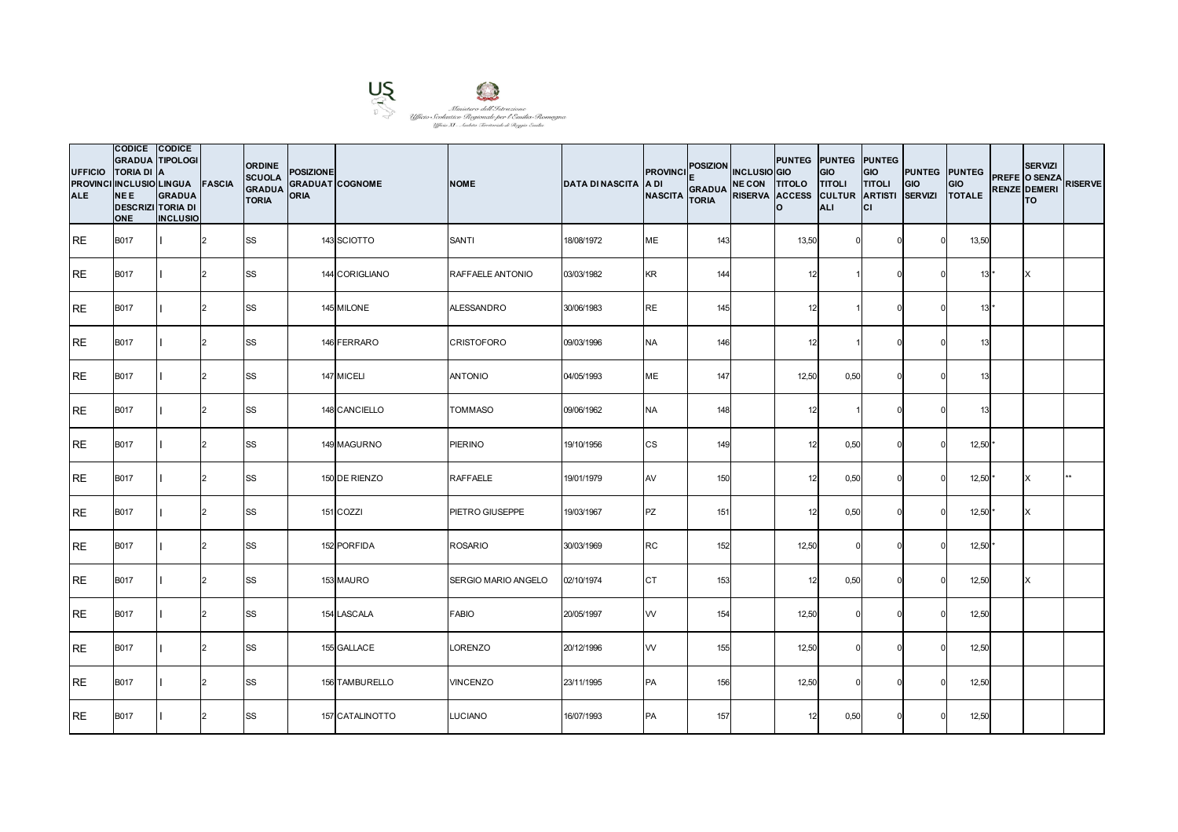Ministero dell'Istruzione
Ufficio Scolastico Regionale per l'Emilia-Romagna
Ufficio XI - Ambito Territoriale di Reggio Emilia

| UFFICIO PROVINCIALE | CODICE GRADUATORIA DI INCLUSIONE E DESCRIZIONE | CODICE TIPOLOGIA LINGUA GRADUATORIA DI INCLUSIO | FASCIA | ORDINE SCUOLA GRADUATORIA | POSIZIONE GRADUATORIA | COGNOME | NOME | DATA DI NASCITA | PROVINCIA DI NASCITA | POSIZIONE GRADUATORIA | INCLUSIONE CON RISERVA | PUNTEGGIO TITOLO ACCESSO | PUNTEGGIO TITOLI CULTURALI | PUNTEGGIO TITOLI ARTISTICI | PUNTEGGIO SERVIZI | PUNTEGGIO TOTALE | PREFERENZE | SERVIZI O SENZA DEMERITO | RISERVE |
|---|---|---|---|---|---|---|---|---|---|---|---|---|---|---|---|---|---|---|---|
| RE | B017 | I | 2 | SS | 143 | SCIOTTO | SANTI | 18/08/1972 | ME | 143 | | 13,50 | 0 | 0 | 0 | 13,50 | | | |
| RE | B017 | I | 2 | SS | 144 | CORIGLIANO | RAFFAELE ANTONIO | 03/03/1982 | KR | 144 | | 12 | 1 | 0 | 0 | 13 | * | X | |
| RE | B017 | I | 2 | SS | 145 | MILONE | ALESSANDRO | 30/06/1983 | RE | 145 | | 12 | 1 | 0 | 0 | 13 | * | | |
| RE | B017 | I | 2 | SS | 146 | FERRARO | CRISTOFORO | 09/03/1996 | NA | 146 | | 12 | 1 | 0 | 0 | 13 | | | |
| RE | B017 | I | 2 | SS | 147 | MICELI | ANTONIO | 04/05/1993 | ME | 147 | | 12,50 | 0,50 | 0 | 0 | 13 | | | |
| RE | B017 | I | 2 | SS | 148 | CANCIELLO | TOMMASO | 09/06/1962 | NA | 148 | | 12 | 1 | 0 | 0 | 13 | | | |
| RE | B017 | I | 2 | SS | 149 | MAGURNO | PIERINO | 19/10/1956 | CS | 149 | | 12 | 0,50 | 0 | 0 | 12,50 | * | | |
| RE | B017 | I | 2 | SS | 150 | DE RIENZO | RAFFAELE | 19/01/1979 | AV | 150 | | 12 | 0,50 | 0 | 0 | 12,50 | * | X | ** |
| RE | B017 | I | 2 | SS | 151 | COZZI | PIETRO GIUSEPPE | 19/03/1967 | PZ | 151 | | 12 | 0,50 | 0 | 0 | 12,50 | * | X | |
| RE | B017 | I | 2 | SS | 152 | PORFIDA | ROSARIO | 30/03/1969 | RC | 152 | | 12,50 | 0 | 0 | 0 | 12,50 | * | | |
| RE | B017 | I | 2 | SS | 153 | MAURO | SERGIO MARIO ANGELO | 02/10/1974 | CT | 153 | | 12 | 0,50 | 0 | 0 | 12,50 | | X | |
| RE | B017 | I | 2 | SS | 154 | LASCALA | FABIO | 20/05/1997 | VV | 154 | | 12,50 | 0 | 0 | 0 | 12,50 | | | |
| RE | B017 | I | 2 | SS | 155 | GALLACE | LORENZO | 20/12/1996 | VV | 155 | | 12,50 | 0 | 0 | 0 | 12,50 | | | |
| RE | B017 | I | 2 | SS | 156 | TAMBURELLO | VINCENZO | 23/11/1995 | PA | 156 | | 12,50 | 0 | 0 | 0 | 12,50 | | | |
| RE | B017 | I | 2 | SS | 157 | CATALINOTTO | LUCIANO | 16/07/1993 | PA | 157 | | 12 | 0,50 | 0 | 0 | 12,50 | | | |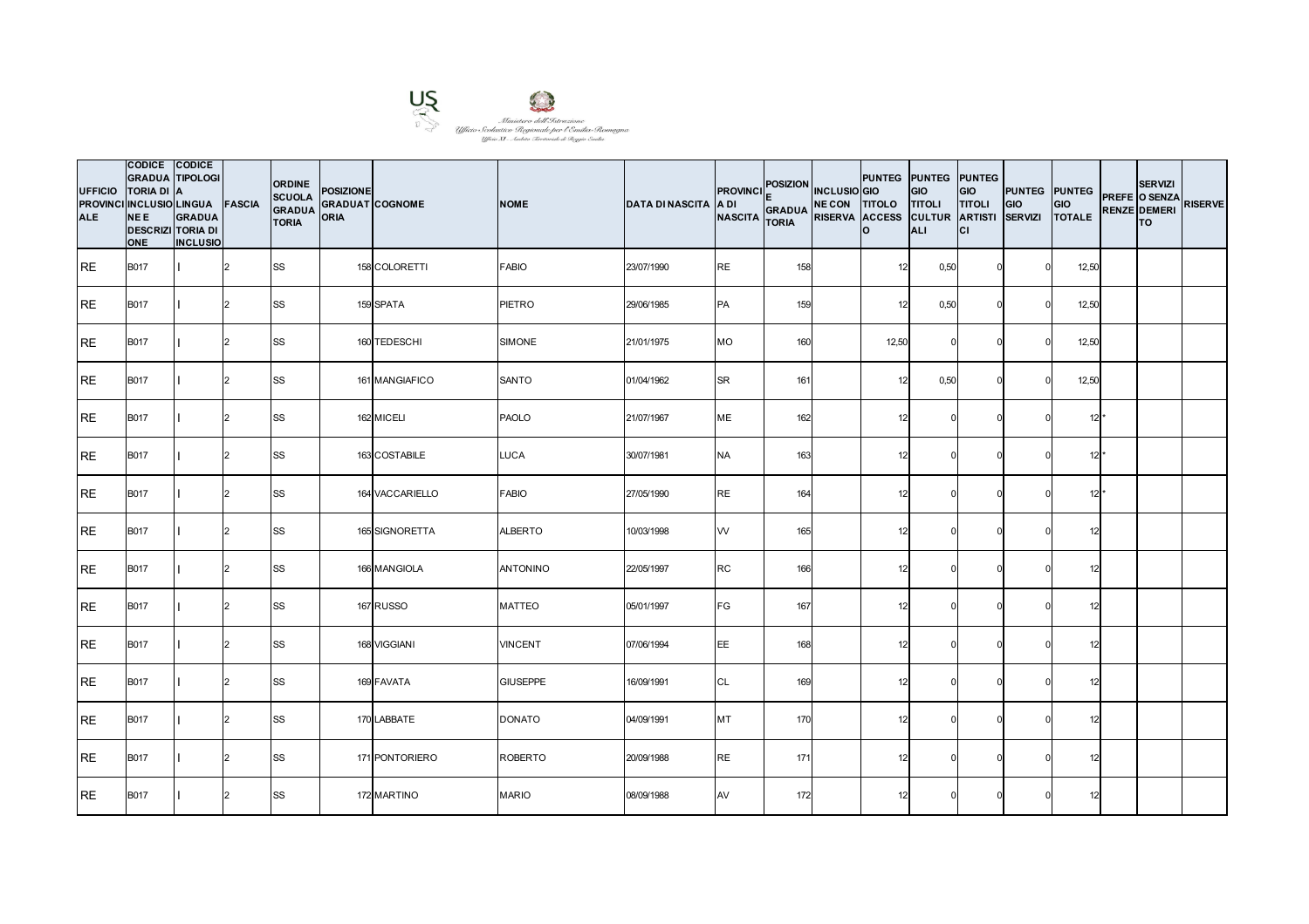Ministero dell'Istruzione
Ufficio Scolastico Regionale per l'Emilia-Romagna
Ufficio XI - Ambito Territoriale di Reggio Emilia

| UFFICIO PROVINCIALE | CODICE GRADUATORIA DI INCLUSIONE E DESCRIZIONE | CODICE TIPOLOGIA LINGUA GRADUATORIA DI INCLUSIO | FASCIA | ORDINE SCUOLA GRADUATORIA | POSIZIONE GRADUATORIA | COGNOME | NOME | DATA DI NASCITA | PROVINCIA DI NASCITA | POSIZIONE GRADUATORIA | INCLUSIONE CON RISERVA | PUNTEGGIO TITOLO ACCESSO | PUNTEGGIO TITOLI CULTURALI | PUNTEGGIO TITOLI ARTISTICI | PUNTEGGIO SERVIZI | PUNTEGGIO TOTALE | PREFERENZE | SERVIZI O SENZA DEMERITO | RISERVE |
|---|---|---|---|---|---|---|---|---|---|---|---|---|---|---|---|---|---|---|---|
| RE | B017 | I | 2 | SS | 158 | COLORETTI | FABIO | 23/07/1990 | RE | 158 | | 12 | 0,50 | 0 | 0 | 12,50 | | | |
| RE | B017 | I | 2 | SS | 159 | SPATA | PIETRO | 29/06/1985 | PA | 159 | | 12 | 0,50 | 0 | 0 | 12,50 | | | |
| RE | B017 | I | 2 | SS | 160 | TEDESCHI | SIMONE | 21/01/1975 | MO | 160 | | 12,50 | 0 | 0 | 0 | 12,50 | | | |
| RE | B017 | I | 2 | SS | 161 | MANGIAFICO | SANTO | 01/04/1962 | SR | 161 | | 12 | 0,50 | 0 | 0 | 12,50 | | | |
| RE | B017 | I | 2 | SS | 162 | MICELI | PAOLO | 21/07/1967 | ME | 162 | | 12 | 0 | 0 | 0 | 12 | * | | |
| RE | B017 | I | 2 | SS | 163 | COSTABILE | LUCA | 30/07/1981 | NA | 163 | | 12 | 0 | 0 | 0 | 12 | * | | |
| RE | B017 | I | 2 | SS | 164 | VACCARIELLO | FABIO | 27/05/1990 | RE | 164 | | 12 | 0 | 0 | 0 | 12 | * | | |
| RE | B017 | I | 2 | SS | 165 | SIGNORETTA | ALBERTO | 10/03/1998 | VV | 165 | | 12 | 0 | 0 | 0 | 12 | | | |
| RE | B017 | I | 2 | SS | 166 | MANGIOLA | ANTONINO | 22/05/1997 | RC | 166 | | 12 | 0 | 0 | 0 | 12 | | | |
| RE | B017 | I | 2 | SS | 167 | RUSSO | MATTEO | 05/01/1997 | FG | 167 | | 12 | 0 | 0 | 0 | 12 | | | |
| RE | B017 | I | 2 | SS | 168 | VIGGIANI | VINCENT | 07/06/1994 | EE | 168 | | 12 | 0 | 0 | 0 | 12 | | | |
| RE | B017 | I | 2 | SS | 169 | FAVATA | GIUSEPPE | 16/09/1991 | CL | 169 | | 12 | 0 | 0 | 0 | 12 | | | |
| RE | B017 | I | 2 | SS | 170 | LABBATE | DONATO | 04/09/1991 | MT | 170 | | 12 | 0 | 0 | 0 | 12 | | | |
| RE | B017 | I | 2 | SS | 171 | PONTORIERO | ROBERTO | 20/09/1988 | RE | 171 | | 12 | 0 | 0 | 0 | 12 | | | |
| RE | B017 | I | 2 | SS | 172 | MARTINO | MARIO | 08/09/1988 | AV | 172 | | 12 | 0 | 0 | 0 | 12 | | | |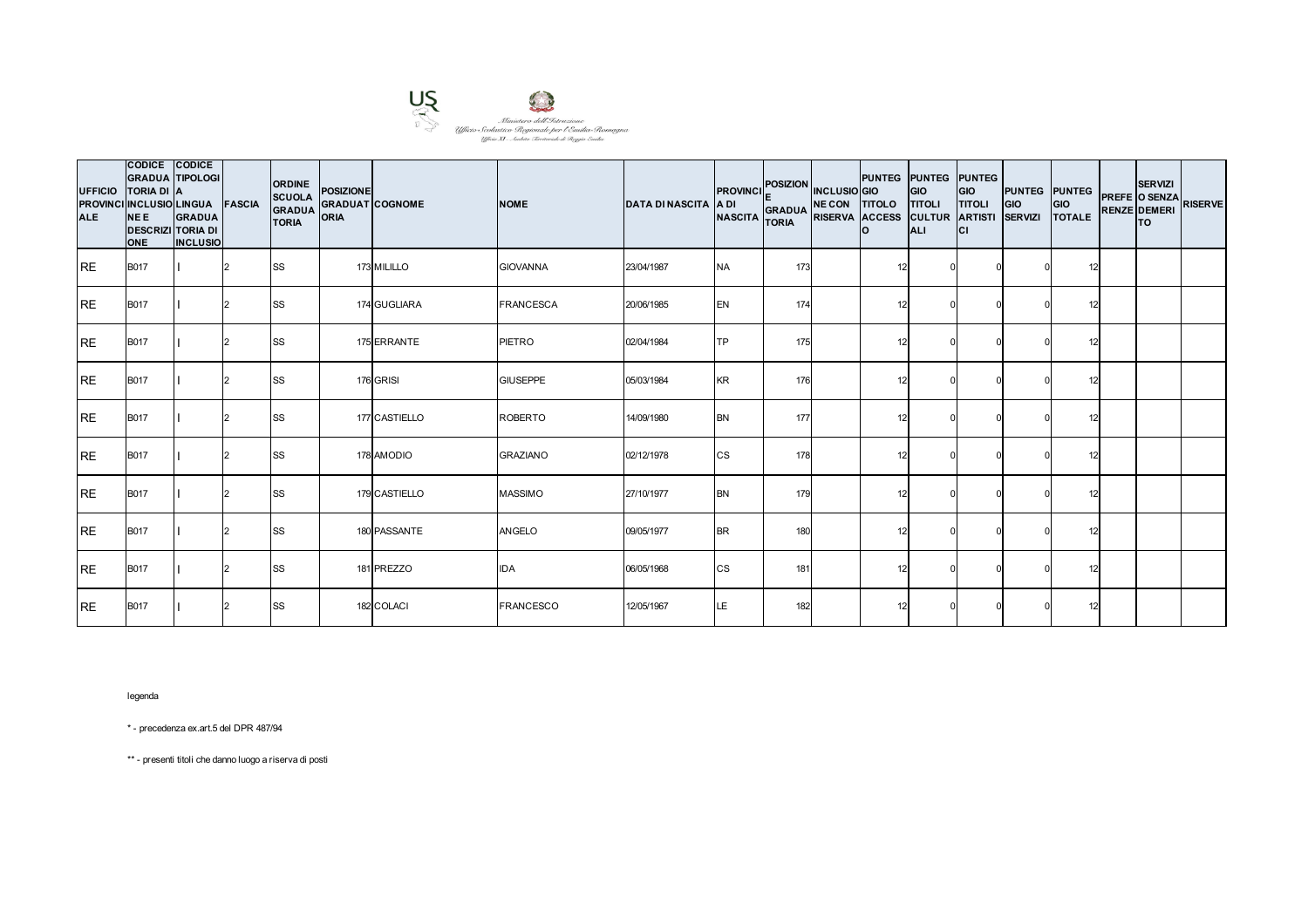Ministero dell'Istruzione
Ufficio Scolastico Regionale per l'Emilia-Romagna
Ufficio XI - Ambito Territoriale di Reggio Emilia

| UFFICIO PROVINCIALE | CODICE GRADUATORIA DI INCLUSIONE E DESCRIZIONE | CODICE TIPOLOGIA LINGUA GRADUATORIA DI INCLUSIO | FASCIA | ORDINE SCUOLA GRADUATORIA | POSIZIONE GRADUATORIA | COGNOME | NOME | DATA DI NASCITA | PROVINCIA DI NASCITA | POSIZIONE GRADUATORIA | INCLUSIONE CON RISERVA | PUNTEGGIO TITOLO ACCESSO | PUNTEGGIO TITOLI CULTURALI | PUNTEGGIO TITOLI ARTISTICI | PUNTEGGIO SERVIZI | PUNTEGGIO TOTALE | PREFERENZE | SERVIZI O SENZA DEMERITO | RISERVE |
|---|---|---|---|---|---|---|---|---|---|---|---|---|---|---|---|---|---|---|---|
| RE | B017 | I | 2 | SS | 173 | MILILLO | GIOVANNA | 23/04/1987 | NA | 173 | | 12 | 0 | 0 | 0 | 12 | | | |
| RE | B017 | I | 2 | SS | 174 | GUGLIARA | FRANCESCA | 20/06/1985 | EN | 174 | | 12 | 0 | 0 | 0 | 12 | | | |
| RE | B017 | I | 2 | SS | 175 | ERRANTE | PIETRO | 02/04/1984 | TP | 175 | | 12 | 0 | 0 | 0 | 12 | | | |
| RE | B017 | I | 2 | SS | 176 | GRISI | GIUSEPPE | 05/03/1984 | KR | 176 | | 12 | 0 | 0 | 0 | 12 | | | |
| RE | B017 | I | 2 | SS | 177 | CASTIELLO | ROBERTO | 14/09/1980 | BN | 177 | | 12 | 0 | 0 | 0 | 12 | | | |
| RE | B017 | I | 2 | SS | 178 | AMODIO | GRAZIANO | 02/12/1978 | CS | 178 | | 12 | 0 | 0 | 0 | 12 | | | |
| RE | B017 | I | 2 | SS | 179 | CASTIELLO | MASSIMO | 27/10/1977 | BN | 179 | | 12 | 0 | 0 | 0 | 12 | | | |
| RE | B017 | I | 2 | SS | 180 | PASSANTE | ANGELO | 09/05/1977 | BR | 180 | | 12 | 0 | 0 | 0 | 12 | | | |
| RE | B017 | I | 2 | SS | 181 | PREZZO | IDA | 06/05/1968 | CS | 181 | | 12 | 0 | 0 | 0 | 12 | | | |
| RE | B017 | I | 2 | SS | 182 | COLACI | FRANCESCO | 12/05/1967 | LE | 182 | | 12 | 0 | 0 | 0 | 12 | | | |

legenda

* - precedenza ex.art.5 del DPR 487/94

** - presenti titoli che danno luogo a riserva di posti